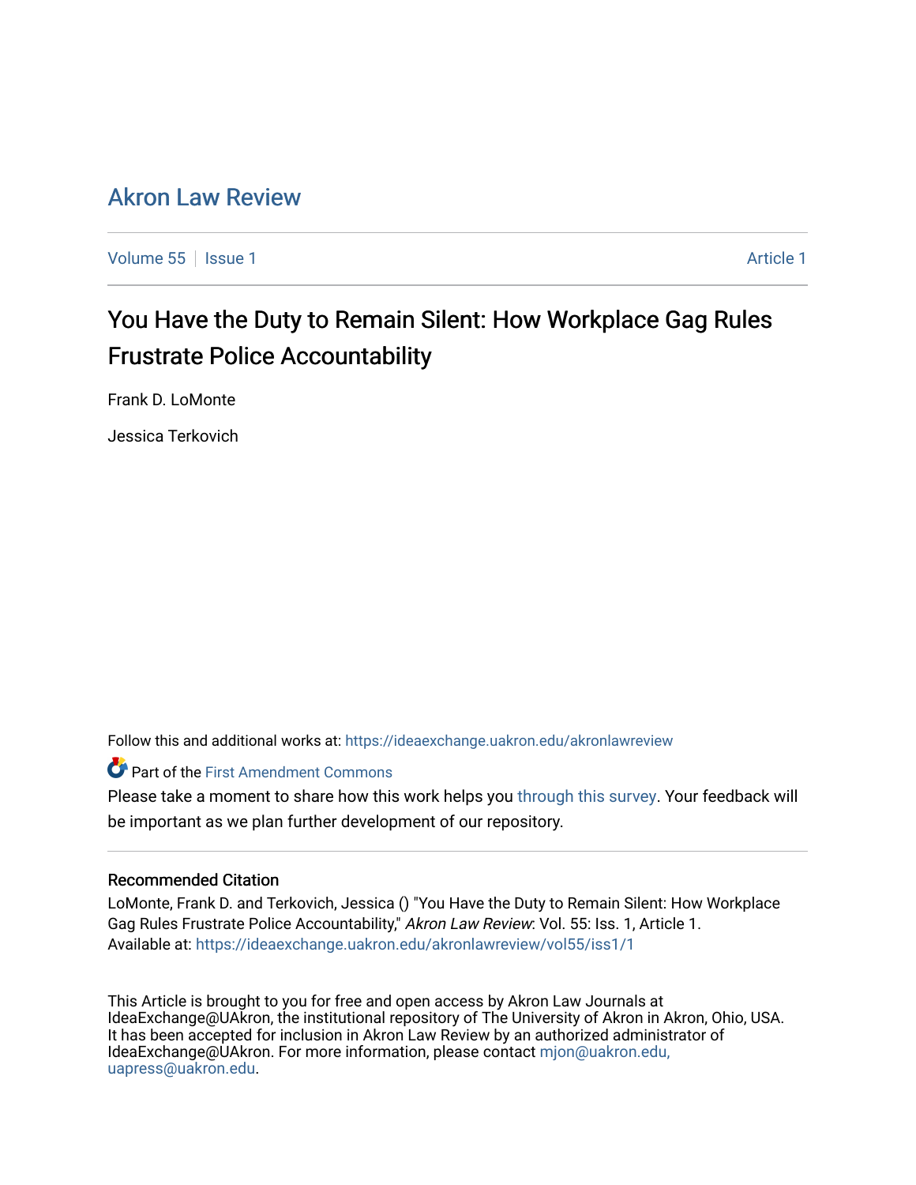# Akron Law Review

Volume 55 | Issue 1 | Article 1

## You Have the Duty to Remain Silent: How Workplace Gag Rules Frustrate Police Accountability

Frank D. LoMonte

Jessica Terkovich

Follow this and additional works at: https://ideaexchange.uakron.edu/akronlawreview

Part of the First Amendment Commons

Please take a moment to share how this work helps you through this survey. Your feedback will be important as we plan further development of our repository.

### Recommended Citation

LoMonte, Frank D. and Terkovich, Jessica () "You Have the Duty to Remain Silent: How Workplace Gag Rules Frustrate Police Accountability," *Akron Law Review*: Vol. 55: Iss. 1, Article 1.
Available at: https://ideaexchange.uakron.edu/akronlawreview/vol55/iss1/1

This Article is brought to you for free and open access by Akron Law Journals at IdeaExchange@UAkron, the institutional repository of The University of Akron in Akron, Ohio, USA. It has been accepted for inclusion in Akron Law Review by an authorized administrator of IdeaExchange@UAkron. For more information, please contact mjon@uakron.edu, uapress@uakron.edu.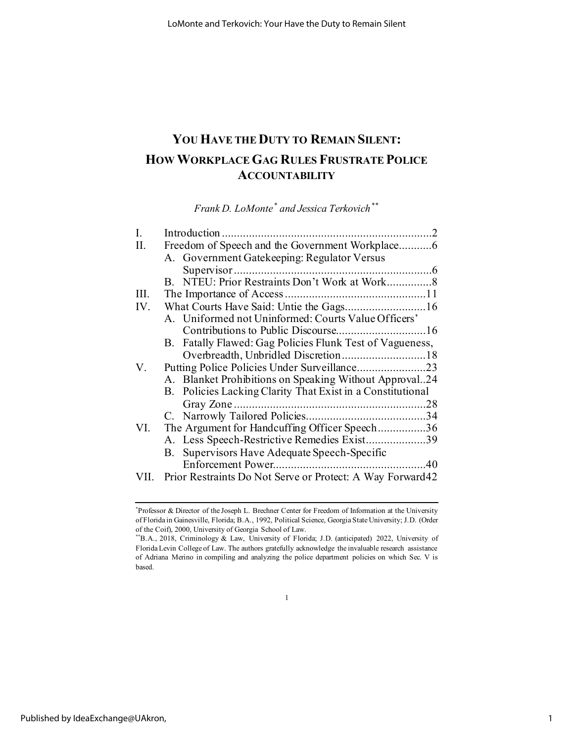# YOU HAVE THE DUTY TO REMAIN SILENT: HOW WORKPLACE GAG RULES FRUSTRATE POLICE ACCOUNTABILITY

*Frank D. LoMonte[\*] and Jessica Terkovich[\*\*]*

| | | |
|---|---|---|
| I. | Introduction | 2 |
| II. | Freedom of Speech and the Government Workplace | 6 |
| | A. Government Gatekeeping: Regulator Versus Supervisor | 6 |
| | B. NTEU: Prior Restraints Don't Work at Work | 8 |
| III. | The Importance of Access | 11 |
| IV. | What Courts Have Said: Untie the Gags | 16 |
| | A. Uniformed not Uninformed: Courts Value Officers' Contributions to Public Discourse | 16 |
| | B. Fatally Flawed: Gag Policies Flunk Test of Vagueness, Overbreadth, Unbridled Discretion | 18 |
| V. | Putting Police Policies Under Surveillance | 23 |
| | A. Blanket Prohibitions on Speaking Without Approval | 24 |
| | B. Policies Lacking Clarity That Exist in a Constitutional Gray Zone | 28 |
| | C. Narrowly Tailored Policies | 34 |
| VI. | The Argument for Handcuffing Officer Speech | 36 |
| | A. Less Speech-Restrictive Remedies Exist | 39 |
| | B. Supervisors Have Adequate Speech-Specific Enforcement Power | 40 |
| VII. | Prior Restraints Do Not Serve or Protect: A Way Forward | 42 |

---

[\*] Professor & Director of the Joseph L. Brechner Center for Freedom of Information at the University of Florida in Gainesville, Florida; B.A., 1992, Political Science, Georgia State University; J.D. (Order of the Coif), 2000, University of Georgia School of Law.

[\*\*] B.A., 2018, Criminology & Law, University of Florida; J.D. (anticipated) 2022, University of Florida Levin College of Law. The authors gratefully acknowledge the invaluable research assistance of Adriana Merino in compiling and analyzing the police department policies on which Sec. V is based.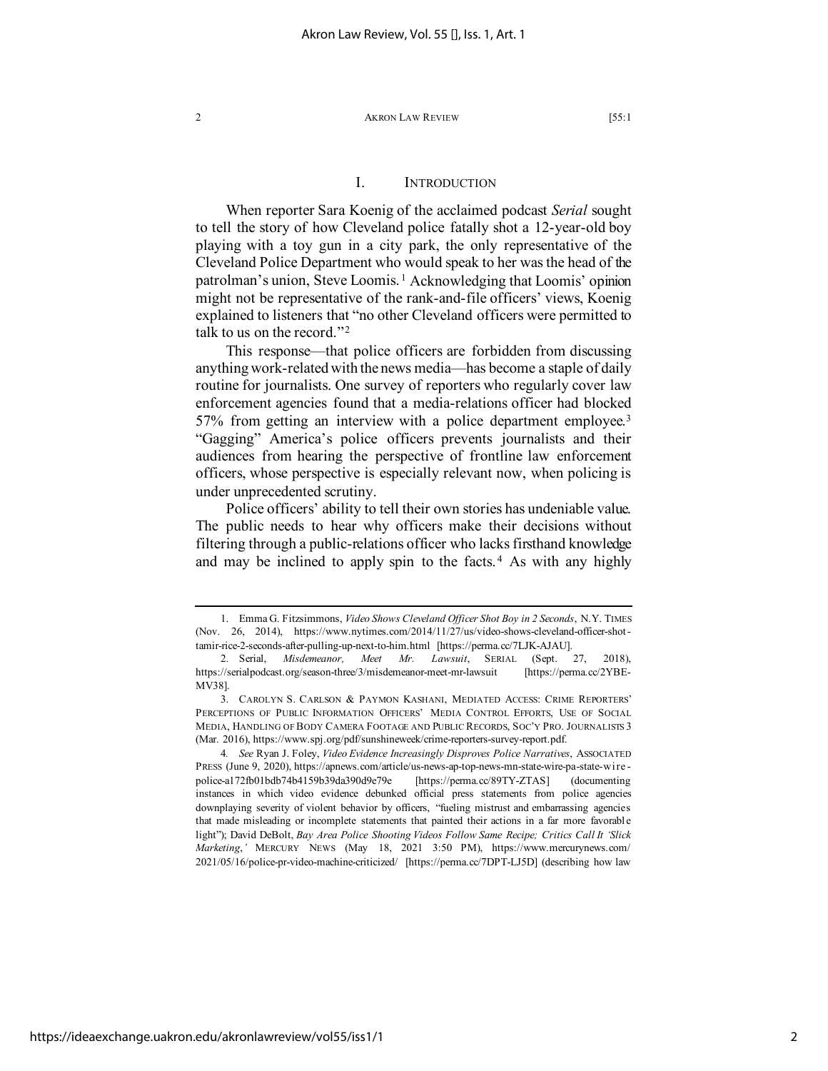## I. INTRODUCTION

When reporter Sara Koenig of the acclaimed podcast *Serial* sought to tell the story of how Cleveland police fatally shot a 12-year-old boy playing with a toy gun in a city park, the only representative of the Cleveland Police Department who would speak to her was the head of the patrolman's union, Steve Loomis.[1] Acknowledging that Loomis' opinion might not be representative of the rank-and-file officers' views, Koenig explained to listeners that "no other Cleveland officers were permitted to talk to us on the record."[2]

This response—that police officers are forbidden from discussing anything work-related with the news media—has become a staple of daily routine for journalists. One survey of reporters who regularly cover law enforcement agencies found that a media-relations officer had blocked 57% from getting an interview with a police department employee.[3] "Gagging" America's police officers prevents journalists and their audiences from hearing the perspective of frontline law enforcement officers, whose perspective is especially relevant now, when policing is under unprecedented scrutiny.

Police officers' ability to tell their own stories has undeniable value. The public needs to hear why officers make their decisions without filtering through a public-relations officer who lacks firsthand knowledge and may be inclined to apply spin to the facts.[4] As with any highly

---

1. Emma G. Fitzsimmons, *Video Shows Cleveland Officer Shot Boy in 2 Seconds*, N.Y. TIMES (Nov. 26, 2014), https://www.nytimes.com/2014/11/27/us/video-shows-cleveland-officer-shot-tamir-rice-2-seconds-after-pulling-up-next-to-him.html [https://perma.cc/7LJK-AJAU].

2. Serial, *Misdemeanor, Meet Mr. Lawsuit*, SERIAL (Sept. 27, 2018), https://serialpodcast.org/season-three/3/misdemeanor-meet-mr-lawsuit [https://perma.cc/2YBE-MV38].

3. CAROLYN S. CARLSON & PAYMON KASHANI, MEDIATED ACCESS: CRIME REPORTERS' PERCEPTIONS OF PUBLIC INFORMATION OFFICERS' MEDIA CONTROL EFFORTS, USE OF SOCIAL MEDIA, HANDLING OF BODY CAMERA FOOTAGE AND PUBLIC RECORDS, SOC'Y PRO. JOURNALISTS 3 (Mar. 2016), https://www.spj.org/pdf/sunshineweek/crime-reporters-survey-report.pdf.

4. *See* Ryan J. Foley, *Video Evidence Increasingly Disproves Police Narratives*, ASSOCIATED PRESS (June 9, 2020), https://apnews.com/article/us-news-ap-top-news-mn-state-wire-pa-state-wire-police-a172fb01bdb74b4159b39da390d9e79e [https://perma.cc/89TY-ZTAS] (documenting instances in which video evidence debunked official press statements from police agencies downplaying severity of violent behavior by officers, "fueling mistrust and embarrassing agencies that made misleading or incomplete statements that painted their actions in a far more favorable light"); David DeBolt, *Bay Area Police Shooting Videos Follow Same Recipe; Critics Call It 'Slick Marketing,'* MERCURY NEWS (May 18, 2021 3:50 PM), https://www.mercurynews.com/2021/05/16/police-pr-video-machine-criticized/ [https://perma.cc/7DPT-LJ5D] (describing how law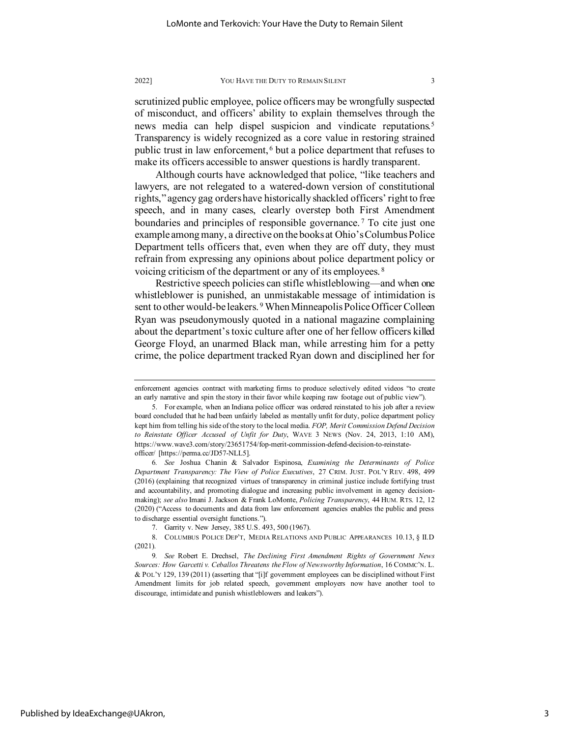scrutinized public employee, police officers may be wrongfully suspected of misconduct, and officers' ability to explain themselves through the news media can help dispel suspicion and vindicate reputations.[5] Transparency is widely recognized as a core value in restoring strained public trust in law enforcement,[6] but a police department that refuses to make its officers accessible to answer questions is hardly transparent.

Although courts have acknowledged that police, "like teachers and lawyers, are not relegated to a watered-down version of constitutional rights," agency gag orders have historically shackled officers' right to free speech, and in many cases, clearly overstep both First Amendment boundaries and principles of responsible governance.[7] To cite just one example among many, a directive on the books at Ohio's Columbus Police Department tells officers that, even when they are off duty, they must refrain from expressing any opinions about police department policy or voicing criticism of the department or any of its employees.[8]

Restrictive speech policies can stifle whistleblowing—and when one whistleblower is punished, an unmistakable message of intimidation is sent to other would-be leakers.[9] When Minneapolis Police Officer Colleen Ryan was pseudonymously quoted in a national magazine complaining about the department's toxic culture after one of her fellow officers killed George Floyd, an unarmed Black man, while arresting him for a petty crime, the police department tracked Ryan down and disciplined her for

---

enforcement agencies contract with marketing firms to produce selectively edited videos "to create an early narrative and spin the story in their favor while keeping raw footage out of public view").

5. For example, when an Indiana police officer was ordered reinstated to his job after a review board concluded that he had been unfairly labeled as mentally unfit for duty, police department policy kept him from telling his side of the story to the local media. *FOP, Merit Commission Defend Decision to Reinstate Officer Accused of Unfit for Duty*, WAVE 3 NEWS (Nov. 24, 2013, 1:10 AM), https://www.wave3.com/story/23651754/fop-merit-commission-defend-decision-to-reinstate-officer/ [https://perma.cc/JD57-NLL5].

6. *See* Joshua Chanin & Salvador Espinosa, *Examining the Determinants of Police Department Transparency: The View of Police Executives*, 27 CRIM. JUST. POL'Y REV. 498, 499 (2016) (explaining that recognized virtues of transparency in criminal justice include fortifying trust and accountability, and promoting dialogue and increasing public involvement in agency decision-making); *see also* Imani J. Jackson & Frank LoMonte, *Policing Transparency*, 44 HUM. RTS. 12, 12 (2020) ("Access to documents and data from law enforcement agencies enables the public and press to discharge essential oversight functions.").

7. Garrity v. New Jersey, 385 U.S. 493, 500 (1967).

8. COLUMBUS POLICE DEP'T, MEDIA RELATIONS AND PUBLIC APPEARANCES 10.13, § II.D (2021).

9. *See* Robert E. Drechsel, *The Declining First Amendment Rights of Government News Sources: How Garcetti v. Ceballos Threatens the Flow of Newsworthy Information*, 16 COMMC'N. L. & POL'Y 129, 139 (2011) (asserting that "[i]f government employees can be disciplined without First Amendment limits for job related speech, government employers now have another tool to discourage, intimidate and punish whistleblowers and leakers").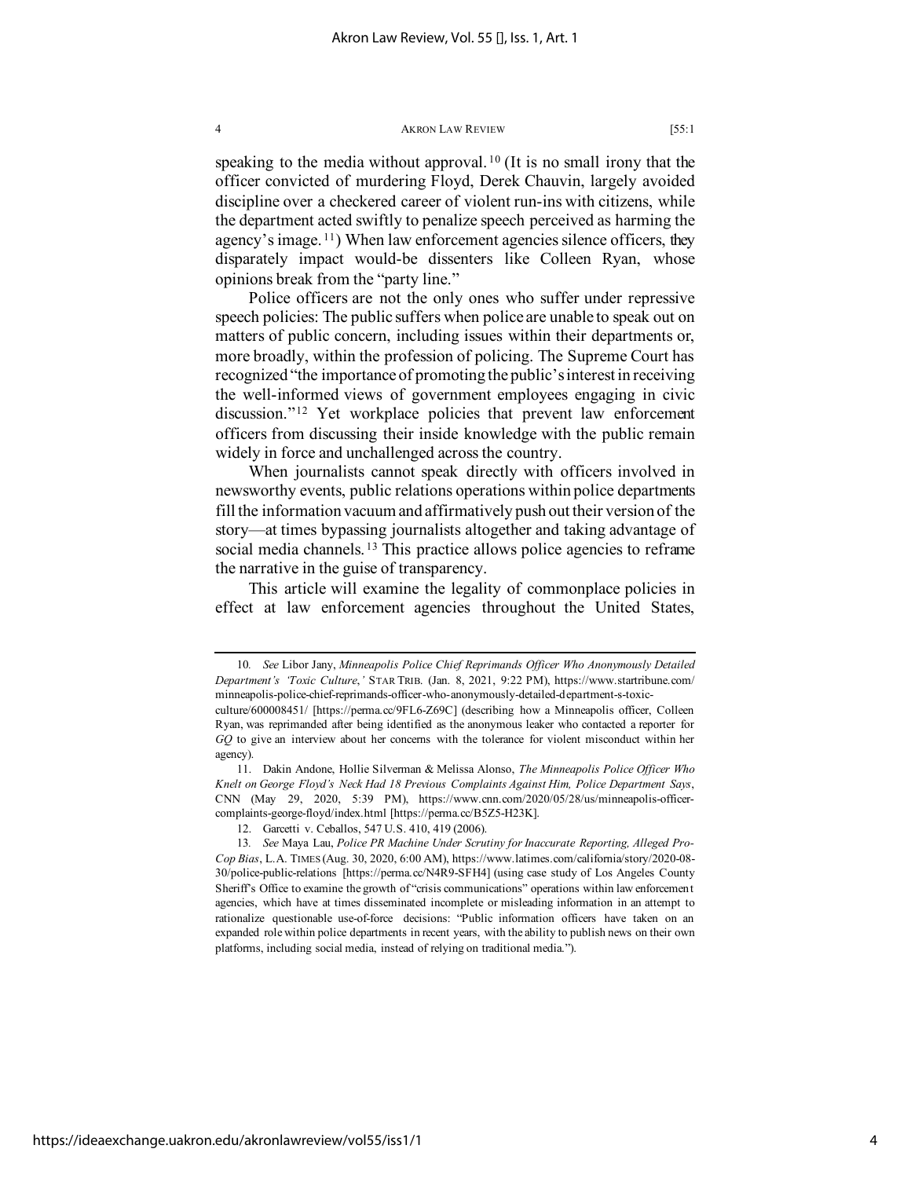speaking to the media without approval.[10] (It is no small irony that the officer convicted of murdering Floyd, Derek Chauvin, largely avoided discipline over a checkered career of violent run-ins with citizens, while the department acted swiftly to penalize speech perceived as harming the agency's image.[11]) When law enforcement agencies silence officers, they disparately impact would-be dissenters like Colleen Ryan, whose opinions break from the "party line."

Police officers are not the only ones who suffer under repressive speech policies: The public suffers when police are unable to speak out on matters of public concern, including issues within their departments or, more broadly, within the profession of policing. The Supreme Court has recognized "the importance of promoting the public's interest in receiving the well-informed views of government employees engaging in civic discussion."[12] Yet workplace policies that prevent law enforcement officers from discussing their inside knowledge with the public remain widely in force and unchallenged across the country.

When journalists cannot speak directly with officers involved in newsworthy events, public relations operations within police departments fill the information vacuum and affirmatively push out their version of the story—at times bypassing journalists altogether and taking advantage of social media channels.[13] This practice allows police agencies to reframe the narrative in the guise of transparency.

This article will examine the legality of commonplace policies in effect at law enforcement agencies throughout the United States,

---

10. *See* Libor Jany, *Minneapolis Police Chief Reprimands Officer Who Anonymously Detailed Department's 'Toxic Culture*,*'* STAR TRIB. (Jan. 8, 2021, 9:22 PM), https://www.startribune.com/minneapolis-police-chief-reprimands-officer-who-anonymously-detailed-department-s-toxic-culture/600008451/ [https://perma.cc/9FL6-Z69C] (describing how a Minneapolis officer, Colleen Ryan, was reprimanded after being identified as the anonymous leaker who contacted a reporter for *GQ* to give an interview about her concerns with the tolerance for violent misconduct within her agency).

11. Dakin Andone, Hollie Silverman & Melissa Alonso, *The Minneapolis Police Officer Who Knelt on George Floyd's Neck Had 18 Previous Complaints Against Him, Police Department Says*, CNN (May 29, 2020, 5:39 PM), https://www.cnn.com/2020/05/28/us/minneapolis-officer-complaints-george-floyd/index.html [https://perma.cc/B5Z5-H23K].

12. Garcetti v. Ceballos, 547 U.S. 410, 419 (2006).

13. *See* Maya Lau, *Police PR Machine Under Scrutiny for Inaccurate Reporting, Alleged Pro-Cop Bias*, L.A. TIMES (Aug. 30, 2020, 6:00 AM), https://www.latimes.com/california/story/2020-08-30/police-public-relations [https://perma.cc/N4R9-SFH4] (using case study of Los Angeles County Sheriff's Office to examine the growth of "crisis communications" operations within law enforcement agencies, which have at times disseminated incomplete or misleading information in an attempt to rationalize questionable use-of-force decisions: "Public information officers have taken on an expanded role within police departments in recent years, with the ability to publish news on their own platforms, including social media, instead of relying on traditional media.").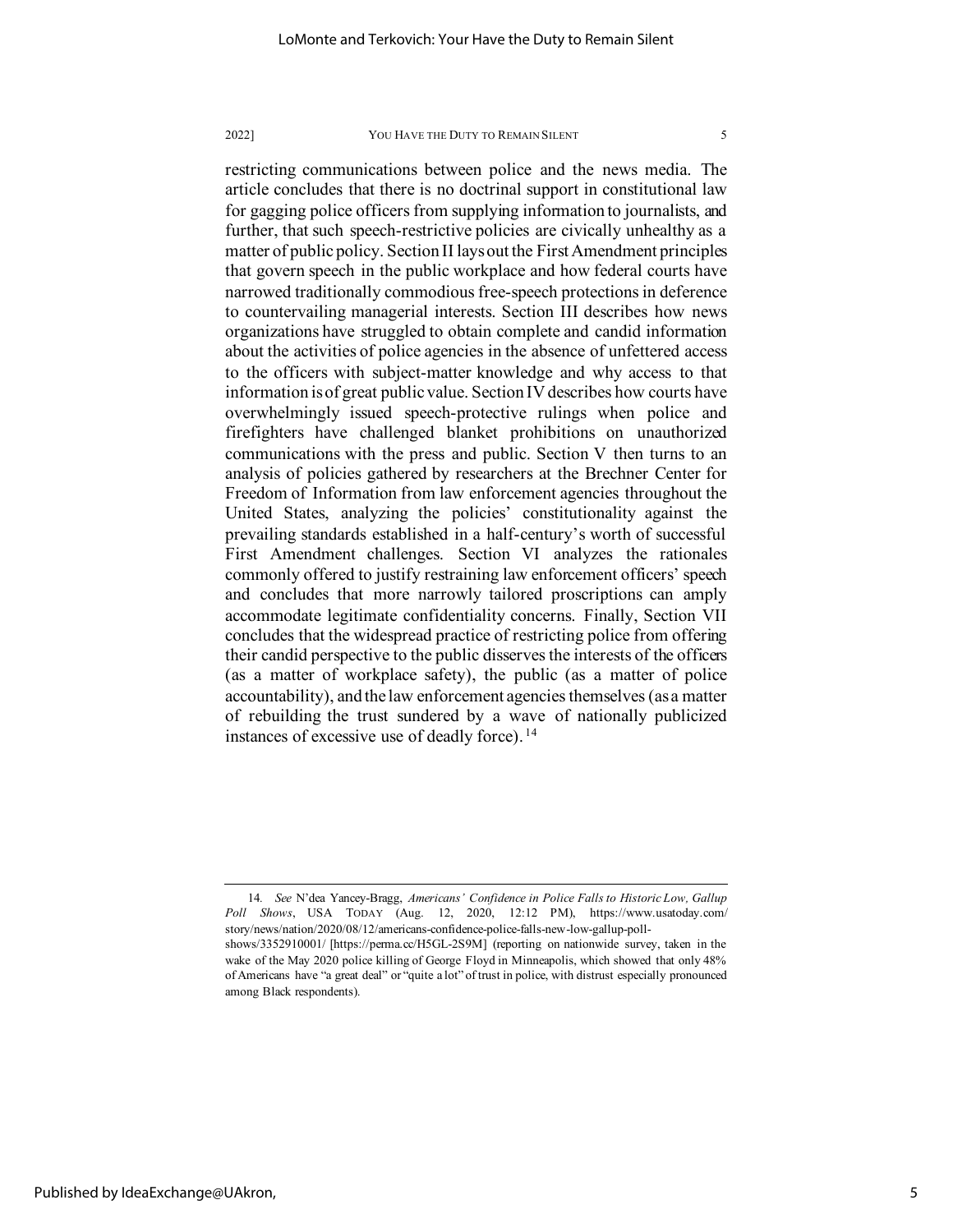restricting communications between police and the news media. The article concludes that there is no doctrinal support in constitutional law for gagging police officers from supplying information to journalists, and further, that such speech-restrictive policies are civically unhealthy as a matter of public policy. Section II lays out the First Amendment principles that govern speech in the public workplace and how federal courts have narrowed traditionally commodious free-speech protections in deference to countervailing managerial interests. Section III describes how news organizations have struggled to obtain complete and candid information about the activities of police agencies in the absence of unfettered access to the officers with subject-matter knowledge and why access to that information is of great public value. Section IV describes how courts have overwhelmingly issued speech-protective rulings when police and firefighters have challenged blanket prohibitions on unauthorized communications with the press and public. Section V then turns to an analysis of policies gathered by researchers at the Brechner Center for Freedom of Information from law enforcement agencies throughout the United States, analyzing the policies' constitutionality against the prevailing standards established in a half-century's worth of successful First Amendment challenges. Section VI analyzes the rationales commonly offered to justify restraining law enforcement officers' speech and concludes that more narrowly tailored proscriptions can amply accommodate legitimate confidentiality concerns. Finally, Section VII concludes that the widespread practice of restricting police from offering their candid perspective to the public disserves the interests of the officers (as a matter of workplace safety), the public (as a matter of police accountability), and the law enforcement agencies themselves (as a matter of rebuilding the trust sundered by a wave of nationally publicized instances of excessive use of deadly force).[14]

---

14. *See* N'dea Yancey-Bragg, *Americans' Confidence in Police Falls to Historic Low, Gallup Poll Shows*, USA TODAY (Aug. 12, 2020, 12:12 PM), https://www.usatoday.com/story/news/nation/2020/08/12/americans-confidence-police-falls-new-low-gallup-poll-shows/3352910001/ [https://perma.cc/H5GL-2S9M] (reporting on nationwide survey, taken in the wake of the May 2020 police killing of George Floyd in Minneapolis, which showed that only 48% of Americans have "a great deal" or "quite a lot" of trust in police, with distrust especially pronounced among Black respondents).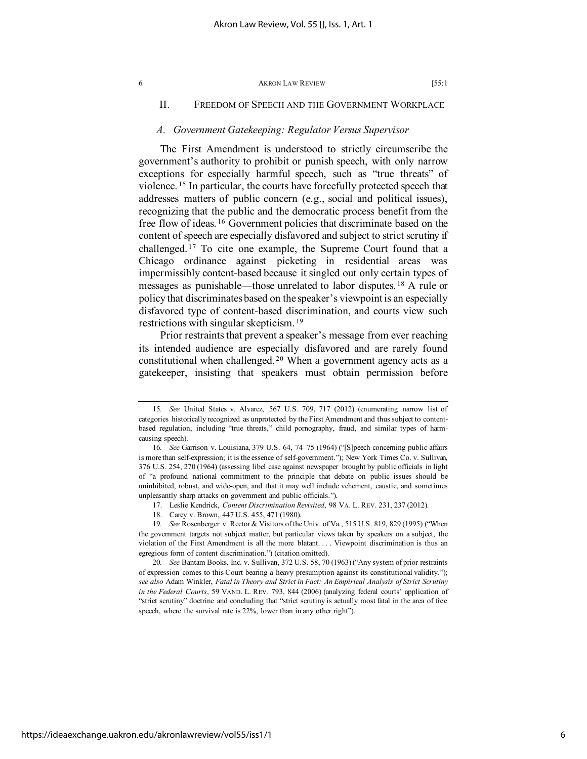## II. Freedom of Speech and the Government Workplace

### *A. Government Gatekeeping: Regulator Versus Supervisor*

The First Amendment is understood to strictly circumscribe the government's authority to prohibit or punish speech, with only narrow exceptions for especially harmful speech, such as "true threats" of violence.[15] In particular, the courts have forcefully protected speech that addresses matters of public concern (e.g., social and political issues), recognizing that the public and the democratic process benefit from the free flow of ideas.[16] Government policies that discriminate based on the content of speech are especially disfavored and subject to strict scrutiny if challenged.[17] To cite one example, the Supreme Court found that a Chicago ordinance against picketing in residential areas was impermissibly content-based because it singled out only certain types of messages as punishable—those unrelated to labor disputes.[18] A rule or policy that discriminates based on the speaker's viewpoint is an especially disfavored type of content-based discrimination, and courts view such restrictions with singular skepticism.[19]

Prior restraints that prevent a speaker's message from ever reaching its intended audience are especially disfavored and are rarely found constitutional when challenged.[20] When a government agency acts as a gatekeeper, insisting that speakers must obtain permission before

---

15. *See* United States v. Alvarez, 567 U.S. 709, 717 (2012) (enumerating narrow list of categories historically recognized as unprotected by the First Amendment and thus subject to content-based regulation, including "true threats," child pornography, fraud, and similar types of harm-causing speech).

16. *See* Garrison v. Louisiana, 379 U.S. 64, 74–75 (1964) ("[S]peech concerning public affairs is more than self-expression; it is the essence of self-government."); New York Times Co. v. Sullivan, 376 U.S. 254, 270 (1964) (assessing libel case against newspaper brought by public officials in light of "a profound national commitment to the principle that debate on public issues should be uninhibited, robust, and wide-open, and that it may well include vehement, caustic, and sometimes unpleasantly sharp attacks on government and public officials.").

17. Leslie Kendrick, *Content Discrimination Revisited*, 98 VA. L. REV. 231, 237 (2012).

18. Carey v. Brown, 447 U.S. 455, 471 (1980).

19. *See* Rosenberger v. Rector & Visitors of the Univ. of Va., 515 U.S. 819, 829 (1995) ("When the government targets not subject matter, but particular views taken by speakers on a subject, the violation of the First Amendment is all the more blatant. . . . Viewpoint discrimination is thus an egregious form of content discrimination.") (citation omitted).

20. *See* Bantam Books, Inc. v. Sullivan, 372 U.S. 58, 70 (1963) ("Any system of prior restraints of expression comes to this Court bearing a heavy presumption against its constitutional validity."); *see also* Adam Winkler, *Fatal in Theory and Strict in Fact: An Empirical Analysis of Strict Scrutiny in the Federal Courts*, 59 VAND. L. REV. 793, 844 (2006) (analyzing federal courts' application of "strict scrutiny" doctrine and concluding that "strict scrutiny is actually most fatal in the area of free speech, where the survival rate is 22%, lower than in any other right").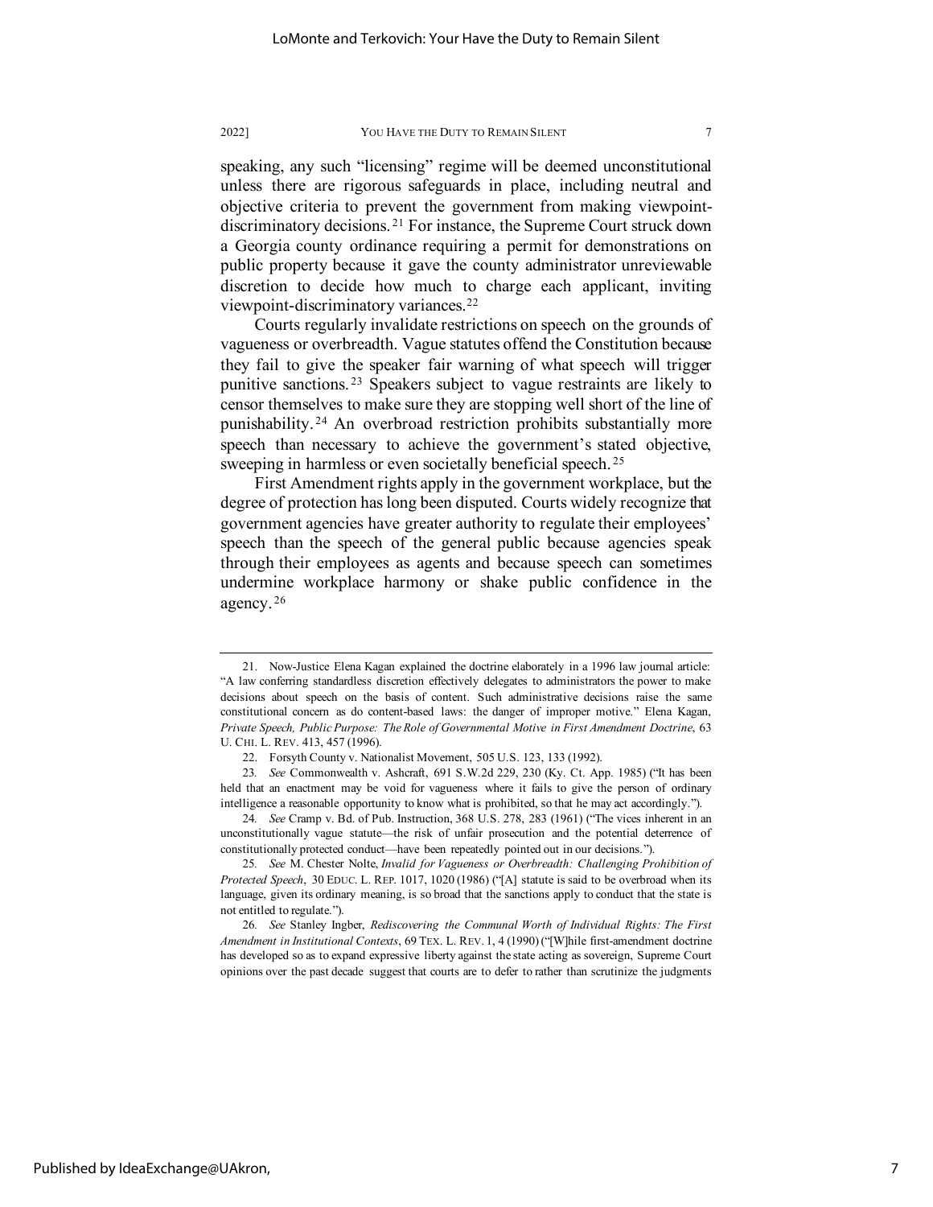speaking, any such "licensing" regime will be deemed unconstitutional unless there are rigorous safeguards in place, including neutral and objective criteria to prevent the government from making viewpoint-discriminatory decisions.[21] For instance, the Supreme Court struck down a Georgia county ordinance requiring a permit for demonstrations on public property because it gave the county administrator unreviewable discretion to decide how much to charge each applicant, inviting viewpoint-discriminatory variances.[22]

Courts regularly invalidate restrictions on speech on the grounds of vagueness or overbreadth. Vague statutes offend the Constitution because they fail to give the speaker fair warning of what speech will trigger punitive sanctions.[23] Speakers subject to vague restraints are likely to censor themselves to make sure they are stopping well short of the line of punishability.[24] An overbroad restriction prohibits substantially more speech than necessary to achieve the government's stated objective, sweeping in harmless or even societally beneficial speech.[25]

First Amendment rights apply in the government workplace, but the degree of protection has long been disputed. Courts widely recognize that government agencies have greater authority to regulate their employees' speech than the speech of the general public because agencies speak through their employees as agents and because speech can sometimes undermine workplace harmony or shake public confidence in the agency.[26]

---

21. Now-Justice Elena Kagan explained the doctrine elaborately in a 1996 law journal article: "A law conferring standardless discretion effectively delegates to administrators the power to make decisions about speech on the basis of content. Such administrative decisions raise the same constitutional concern as do content-based laws: the danger of improper motive." Elena Kagan, *Private Speech, Public Purpose: The Role of Governmental Motive in First Amendment Doctrine*, 63 U. CHI. L. REV. 413, 457 (1996).

22. Forsyth County v. Nationalist Movement, 505 U.S. 123, 133 (1992).

23. *See* Commonwealth v. Ashcraft, 691 S.W.2d 229, 230 (Ky. Ct. App. 1985) ("It has been held that an enactment may be void for vagueness where it fails to give the person of ordinary intelligence a reasonable opportunity to know what is prohibited, so that he may act accordingly.").

24. *See* Cramp v. Bd. of Pub. Instruction, 368 U.S. 278, 283 (1961) ("The vices inherent in an unconstitutionally vague statute—the risk of unfair prosecution and the potential deterrence of constitutionally protected conduct—have been repeatedly pointed out in our decisions.").

25. *See* M. Chester Nolte, *Invalid for Vagueness or Overbreadth: Challenging Prohibition of Protected Speech*, 30 EDUC. L. REP. 1017, 1020 (1986) ("[A] statute is said to be overbroad when its language, given its ordinary meaning, is so broad that the sanctions apply to conduct that the state is not entitled to regulate.").

26. *See* Stanley Ingber, *Rediscovering the Communal Worth of Individual Rights: The First Amendment in Institutional Contexts*, 69 TEX. L. REV. 1, 4 (1990) ("[W]hile first-amendment doctrine has developed so as to expand expressive liberty against the state acting as sovereign, Supreme Court opinions over the past decade suggest that courts are to defer to rather than scrutinize the judgments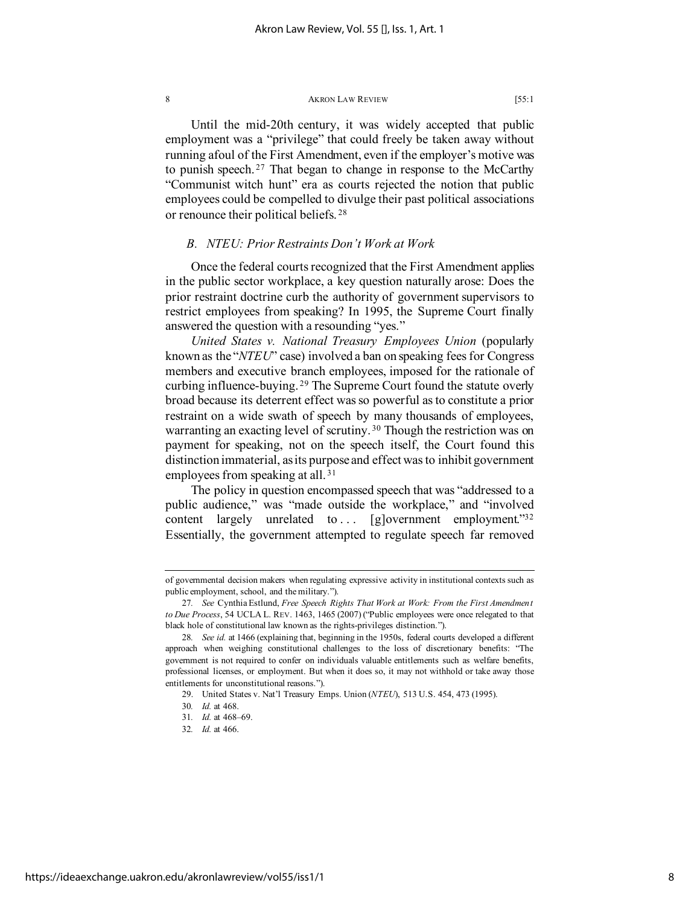Until the mid-20th century, it was widely accepted that public employment was a "privilege" that could freely be taken away without running afoul of the First Amendment, even if the employer's motive was to punish speech.[27] That began to change in response to the McCarthy "Communist witch hunt" era as courts rejected the notion that public employees could be compelled to divulge their past political associations or renounce their political beliefs.[28]

### *B. NTEU: Prior Restraints Don't Work at Work*

Once the federal courts recognized that the First Amendment applies in the public sector workplace, a key question naturally arose: Does the prior restraint doctrine curb the authority of government supervisors to restrict employees from speaking? In 1995, the Supreme Court finally answered the question with a resounding "yes."

*United States v. National Treasury Employees Union* (popularly known as the "*NTEU*" case) involved a ban on speaking fees for Congress members and executive branch employees, imposed for the rationale of curbing influence-buying.[29] The Supreme Court found the statute overly broad because its deterrent effect was so powerful as to constitute a prior restraint on a wide swath of speech by many thousands of employees, warranting an exacting level of scrutiny.[30] Though the restriction was on payment for speaking, not on the speech itself, the Court found this distinction immaterial, as its purpose and effect was to inhibit government employees from speaking at all.[31]

The policy in question encompassed speech that was "addressed to a public audience," was "made outside the workplace," and "involved content largely unrelated to . . . [g]overnment employment."[32] Essentially, the government attempted to regulate speech far removed

---

of governmental decision makers when regulating expressive activity in institutional contexts such as public employment, school, and the military.").

27. *See* Cynthia Estlund, *Free Speech Rights That Work at Work: From the First Amendment to Due Process*, 54 UCLA L. REV. 1463, 1465 (2007) ("Public employees were once relegated to that black hole of constitutional law known as the rights-privileges distinction.").

28. *See id.* at 1466 (explaining that, beginning in the 1950s, federal courts developed a different approach when weighing constitutional challenges to the loss of discretionary benefits: "The government is not required to confer on individuals valuable entitlements such as welfare benefits, professional licenses, or employment. But when it does so, it may not withhold or take away those entitlements for unconstitutional reasons.").

29. United States v. Nat'l Treasury Emps. Union (*NTEU*), 513 U.S. 454, 473 (1995).

30. *Id.* at 468.

31. *Id.* at 468–69.

32. *Id.* at 466.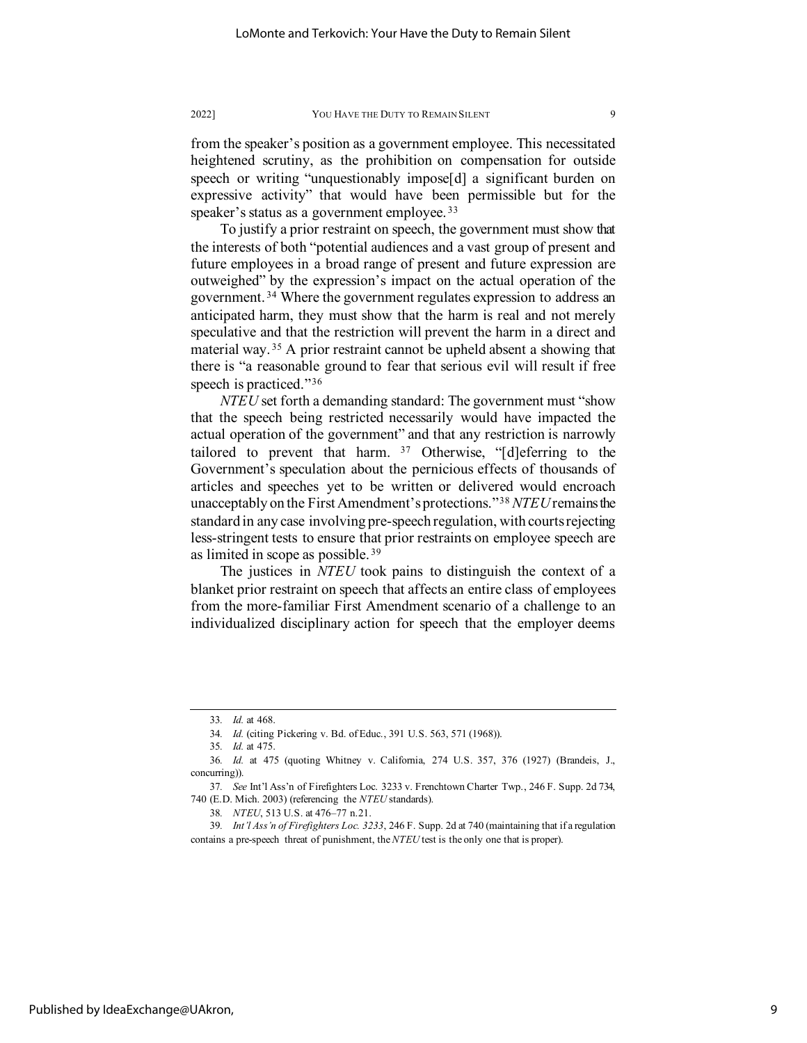from the speaker's position as a government employee. This necessitated heightened scrutiny, as the prohibition on compensation for outside speech or writing "unquestionably impose[d] a significant burden on expressive activity" that would have been permissible but for the speaker's status as a government employee.[33]

To justify a prior restraint on speech, the government must show that the interests of both "potential audiences and a vast group of present and future employees in a broad range of present and future expression are outweighed" by the expression's impact on the actual operation of the government.[34] Where the government regulates expression to address an anticipated harm, they must show that the harm is real and not merely speculative and that the restriction will prevent the harm in a direct and material way.[35] A prior restraint cannot be upheld absent a showing that there is "a reasonable ground to fear that serious evil will result if free speech is practiced."[36]

*NTEU* set forth a demanding standard: The government must "show that the speech being restricted necessarily would have impacted the actual operation of the government" and that any restriction is narrowly tailored to prevent that harm.[37] Otherwise, "[d]eferring to the Government's speculation about the pernicious effects of thousands of articles and speeches yet to be written or delivered would encroach unacceptably on the First Amendment's protections."[38] *NTEU* remains the standard in any case involving pre-speech regulation, with courts rejecting less-stringent tests to ensure that prior restraints on employee speech are as limited in scope as possible.[39]

The justices in *NTEU* took pains to distinguish the context of a blanket prior restraint on speech that affects an entire class of employees from the more-familiar First Amendment scenario of a challenge to an individualized disciplinary action for speech that the employer deems

---

33. *Id.* at 468.

34. *Id.* (citing Pickering v. Bd. of Educ., 391 U.S. 563, 571 (1968)).

35. *Id.* at 475.

36. *Id.* at 475 (quoting Whitney v. California, 274 U.S. 357, 376 (1927) (Brandeis, J., concurring)).

37. *See* Int'l Ass'n of Firefighters Loc. 3233 v. Frenchtown Charter Twp., 246 F. Supp. 2d 734, 740 (E.D. Mich. 2003) (referencing the *NTEU* standards).

38. *NTEU*, 513 U.S. at 476–77 n.21.

39. *Int'l Ass'n of Firefighters Loc. 3233*, 246 F. Supp. 2d at 740 (maintaining that if a regulation contains a pre-speech threat of punishment, the *NTEU* test is the only one that is proper).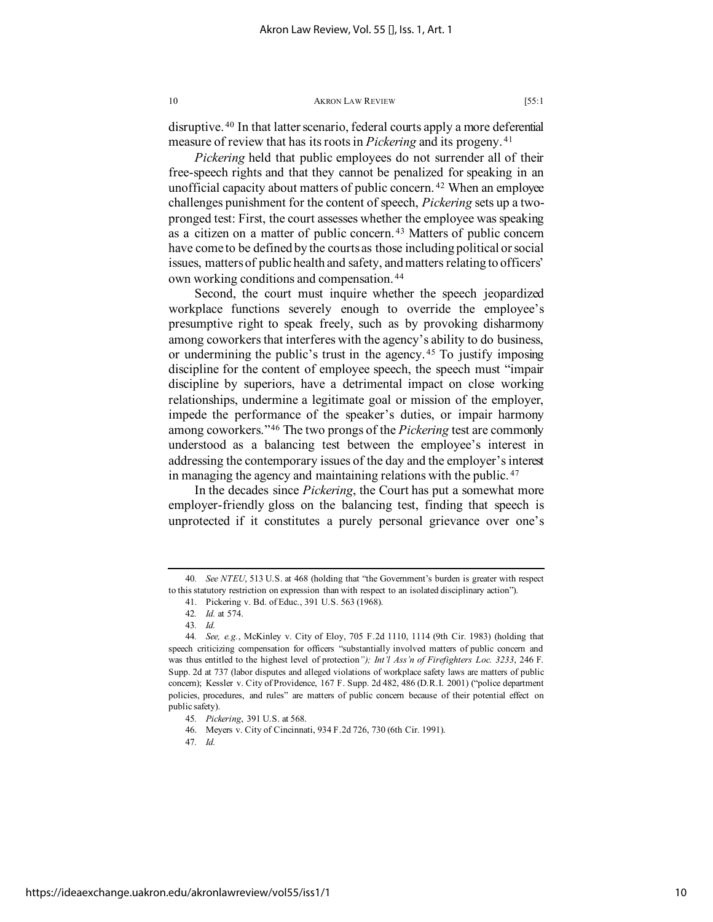disruptive.[40] In that latter scenario, federal courts apply a more deferential measure of review that has its roots in *Pickering* and its progeny.[41]

*Pickering* held that public employees do not surrender all of their free-speech rights and that they cannot be penalized for speaking in an unofficial capacity about matters of public concern.[42] When an employee challenges punishment for the content of speech, *Pickering* sets up a two-pronged test: First, the court assesses whether the employee was speaking as a citizen on a matter of public concern.[43] Matters of public concern have come to be defined by the courts as those including political or social issues, matters of public health and safety, and matters relating to officers' own working conditions and compensation.[44]

Second, the court must inquire whether the speech jeopardized workplace functions severely enough to override the employee's presumptive right to speak freely, such as by provoking disharmony among coworkers that interferes with the agency's ability to do business, or undermining the public's trust in the agency.[45] To justify imposing discipline for the content of employee speech, the speech must "impair discipline by superiors, have a detrimental impact on close working relationships, undermine a legitimate goal or mission of the employer, impede the performance of the speaker's duties, or impair harmony among coworkers."[46] The two prongs of the *Pickering* test are commonly understood as a balancing test between the employee's interest in addressing the contemporary issues of the day and the employer's interest in managing the agency and maintaining relations with the public.[47]

In the decades since *Pickering*, the Court has put a somewhat more employer-friendly gloss on the balancing test, finding that speech is unprotected if it constitutes a purely personal grievance over one's

---

40. *See NTEU*, 513 U.S. at 468 (holding that "the Government's burden is greater with respect to this statutory restriction on expression than with respect to an isolated disciplinary action").

41. Pickering v. Bd. of Educ., 391 U.S. 563 (1968).

42. *Id.* at 574.

43. *Id.*

44. *See, e.g.*, McKinley v. City of Eloy, 705 F.2d 1110, 1114 (9th Cir. 1983) (holding that speech criticizing compensation for officers "substantially involved matters of public concern and was thus entitled to the highest level of protection"); *Int'l Ass'n of Firefighters Loc. 3233*, 246 F. Supp. 2d at 737 (labor disputes and alleged violations of workplace safety laws are matters of public concern); Kessler v. City of Providence, 167 F. Supp. 2d 482, 486 (D.R.I. 2001) ("police department policies, procedures, and rules" are matters of public concern because of their potential effect on public safety).

45. *Pickering*, 391 U.S. at 568.

46. Meyers v. City of Cincinnati, 934 F.2d 726, 730 (6th Cir. 1991).

47. *Id.*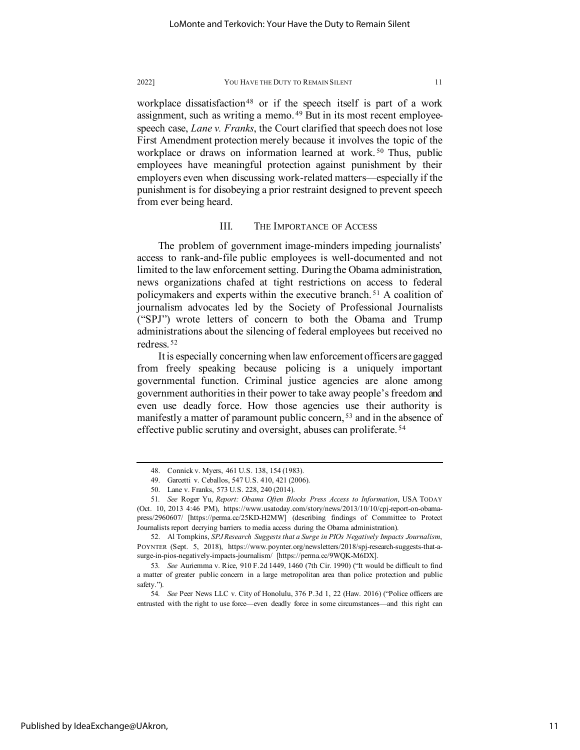workplace dissatisfaction[48] or if the speech itself is part of a work assignment, such as writing a memo.[49] But in its most recent employee-speech case, *Lane v. Franks*, the Court clarified that speech does not lose First Amendment protection merely because it involves the topic of the workplace or draws on information learned at work.[50] Thus, public employees have meaningful protection against punishment by their employers even when discussing work-related matters—especially if the punishment is for disobeying a prior restraint designed to prevent speech from ever being heard.

## III. THE IMPORTANCE OF ACCESS

The problem of government image-minders impeding journalists' access to rank-and-file public employees is well-documented and not limited to the law enforcement setting. During the Obama administration, news organizations chafed at tight restrictions on access to federal policymakers and experts within the executive branch.[51] A coalition of journalism advocates led by the Society of Professional Journalists ("SPJ") wrote letters of concern to both the Obama and Trump administrations about the silencing of federal employees but received no redress.[52]

It is especially concerning when law enforcement officers are gagged from freely speaking because policing is a uniquely important governmental function. Criminal justice agencies are alone among government authorities in their power to take away people's freedom and even use deadly force. How those agencies use their authority is manifestly a matter of paramount public concern,[53] and in the absence of effective public scrutiny and oversight, abuses can proliferate.[54]

---

48. Connick v. Myers, 461 U.S. 138, 154 (1983).

49. Garcetti v. Ceballos, 547 U.S. 410, 421 (2006).

50. Lane v. Franks, 573 U.S. 228, 240 (2014).

51. *See* Roger Yu, *Report: Obama Often Blocks Press Access to Information*, USA TODAY (Oct. 10, 2013 4:46 PM), https://www.usatoday.com/story/news/2013/10/10/cpj-report-on-obama-press/2960607/ [https://perma.cc/25KD-H2MW] (describing findings of Committee to Protect Journalists report decrying barriers to media access during the Obama administration).

52. Al Tompkins, *SPJ Research Suggests that a Surge in PIOs Negatively Impacts Journalism*, POYNTER (Sept. 5, 2018), https://www.poynter.org/newsletters/2018/spj-research-suggests-that-a-surge-in-pios-negatively-impacts-journalism/ [https://perma.cc/9WQK-M6DX].

53. *See* Auriemma v. Rice, 910 F.2d 1449, 1460 (7th Cir. 1990) ("It would be difficult to find a matter of greater public concern in a large metropolitan area than police protection and public safety.").

54. *See* Peer News LLC v. City of Honolulu, 376 P.3d 1, 22 (Haw. 2016) ("Police officers are entrusted with the right to use force—even deadly force in some circumstances—and this right can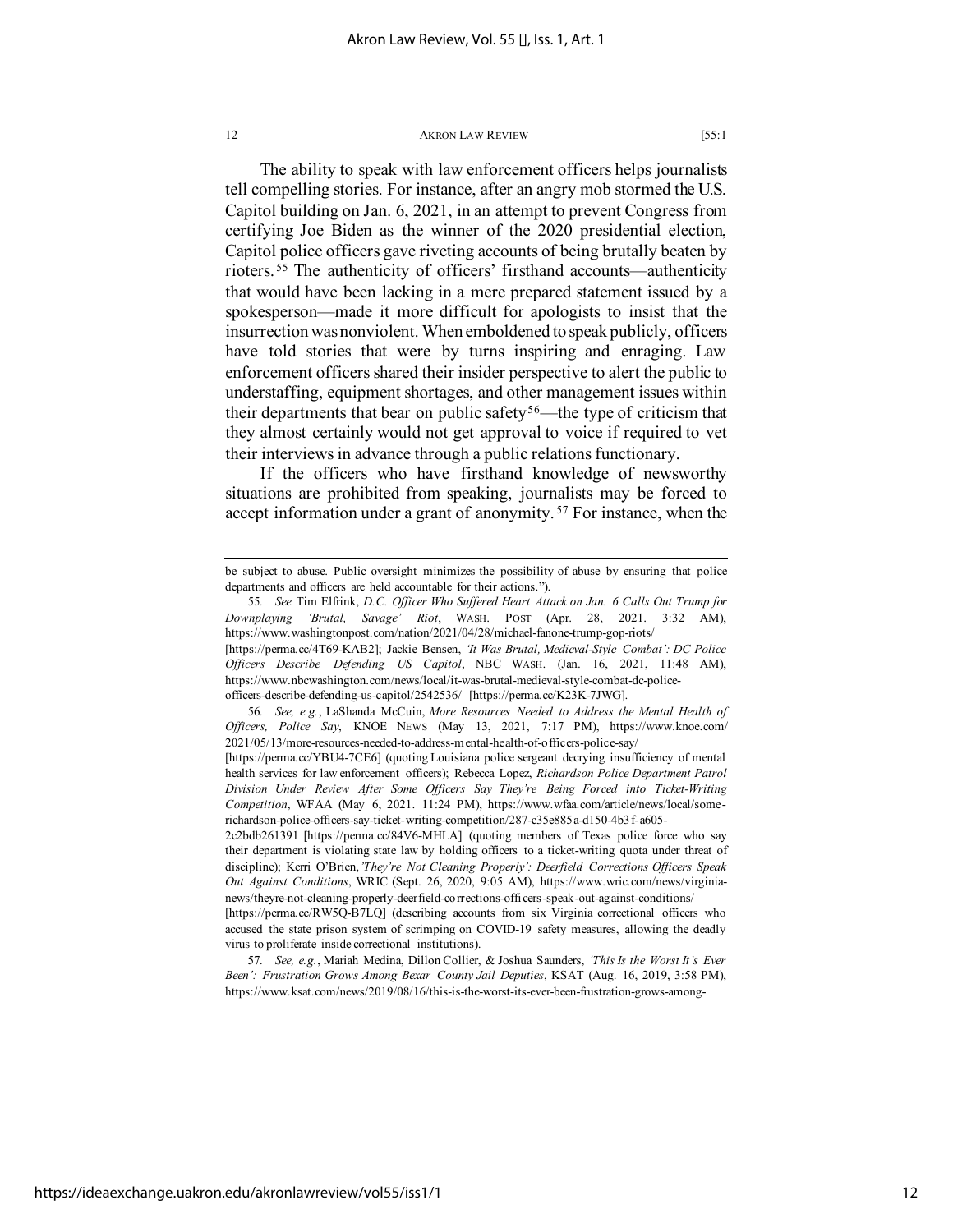The ability to speak with law enforcement officers helps journalists tell compelling stories. For instance, after an angry mob stormed the U.S. Capitol building on Jan. 6, 2021, in an attempt to prevent Congress from certifying Joe Biden as the winner of the 2020 presidential election, Capitol police officers gave riveting accounts of being brutally beaten by rioters.[55] The authenticity of officers' firsthand accounts—authenticity that would have been lacking in a mere prepared statement issued by a spokesperson—made it more difficult for apologists to insist that the insurrection was nonviolent. When emboldened to speak publicly, officers have told stories that were by turns inspiring and enraging. Law enforcement officers shared their insider perspective to alert the public to understaffing, equipment shortages, and other management issues within their departments that bear on public safety[56]—the type of criticism that they almost certainly would not get approval to voice if required to vet their interviews in advance through a public relations functionary.

If the officers who have firsthand knowledge of newsworthy situations are prohibited from speaking, journalists may be forced to accept information under a grant of anonymity.[57] For instance, when the

---

be subject to abuse. Public oversight minimizes the possibility of abuse by ensuring that police departments and officers are held accountable for their actions.").

55. *See* Tim Elfrink, *D.C. Officer Who Suffered Heart Attack on Jan. 6 Calls Out Trump for Downplaying 'Brutal, Savage' Riot*, WASH. POST (Apr. 28, 2021. 3:32 AM), https://www.washingtonpost.com/nation/2021/04/28/michael-fanone-trump-gop-riots/ [https://perma.cc/4T69-KAB2]; Jackie Bensen, *'It Was Brutal, Medieval-Style Combat': DC Police Officers Describe Defending US Capitol*, NBC WASH. (Jan. 16, 2021, 11:48 AM), https://www.nbcwashington.com/news/local/it-was-brutal-medieval-style-combat-dc-police-officers-describe-defending-us-capitol/2542536/ [https://perma.cc/K23K-7JWG].

56. *See, e.g.*, LaShanda McCuin, *More Resources Needed to Address the Mental Health of Officers, Police Say*, KNOE NEWS (May 13, 2021, 7:17 PM), https://www.knoe.com/2021/05/13/more-resources-needed-to-address-mental-health-of-officers-police-say/ [https://perma.cc/YBU4-7CE6] (quoting Louisiana police sergeant decrying insufficiency of mental health services for law enforcement officers); Rebecca Lopez, *Richardson Police Department Patrol Division Under Review After Some Officers Say They're Being Forced into Ticket-Writing Competition*, WFAA (May 6, 2021. 11:24 PM), https://www.wfaa.com/article/news/local/some-richardson-police-officers-say-ticket-writing-competition/287-c35e885a-d150-4b3f-a605-2c2bdb261391 [https://perma.cc/84V6-MHLA] (quoting members of Texas police force who say their department is violating state law by holding officers to a ticket-writing quota under threat of discipline); Kerri O'Brien, *'They're Not Cleaning Properly': Deerfield Corrections Officers Speak Out Against Conditions*, WRIC (Sept. 26, 2020, 9:05 AM), https://www.wric.com/news/virginia-news/theyre-not-cleaning-properly-deerfield-corrections-officers-speak-out-against-conditions/ [https://perma.cc/RW5Q-B7LQ] (describing accounts from six Virginia correctional officers who accused the state prison system of scrimping on COVID-19 safety measures, allowing the deadly virus to proliferate inside correctional institutions).

57. *See, e.g.*, Mariah Medina, Dillon Collier, & Joshua Saunders, *'This Is the Worst It's Ever Been': Frustration Grows Among Bexar County Jail Deputies*, KSAT (Aug. 16, 2019, 3:58 PM), https://www.ksat.com/news/2019/08/16/this-is-the-worst-its-ever-been-frustration-grows-among-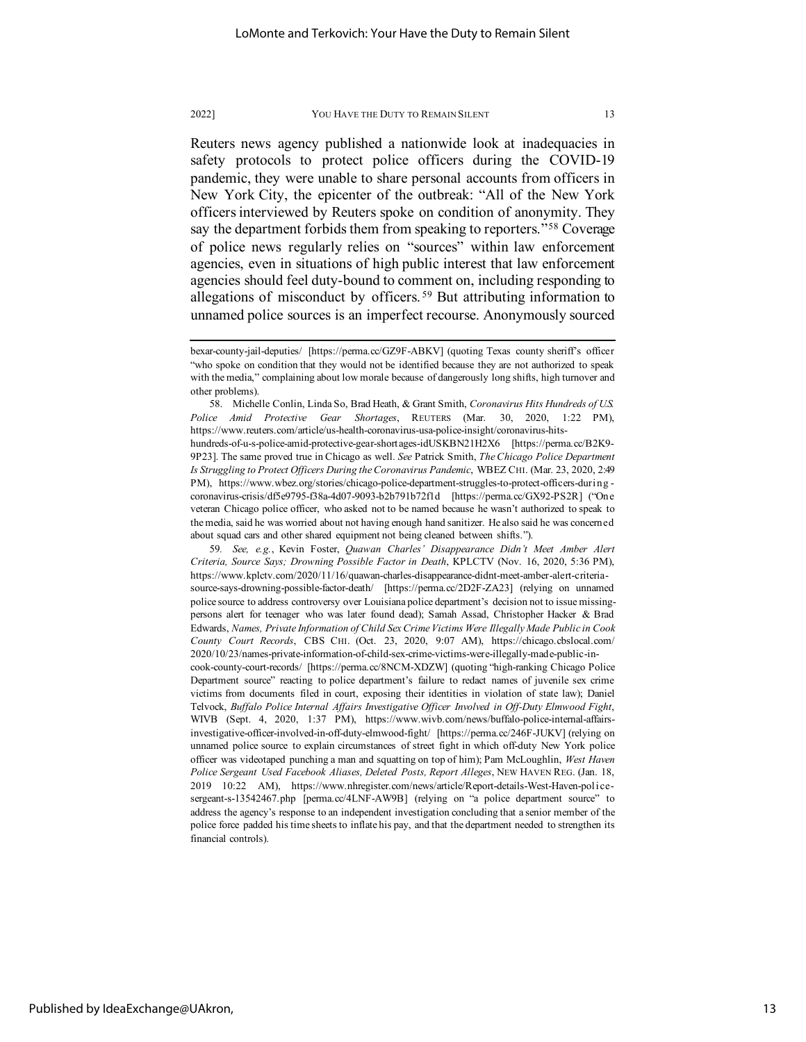Reuters news agency published a nationwide look at inadequacies in safety protocols to protect police officers during the COVID-19 pandemic, they were unable to share personal accounts from officers in New York City, the epicenter of the outbreak: "All of the New York officers interviewed by Reuters spoke on condition of anonymity. They say the department forbids them from speaking to reporters."[58] Coverage of police news regularly relies on "sources" within law enforcement agencies, even in situations of high public interest that law enforcement agencies should feel duty-bound to comment on, including responding to allegations of misconduct by officers.[59] But attributing information to unnamed police sources is an imperfect recourse. Anonymously sourced

---

bexar-county-jail-deputies/ [https://perma.cc/GZ9F-ABKV] (quoting Texas county sheriff's officer "who spoke on condition that they would not be identified because they are not authorized to speak with the media," complaining about low morale because of dangerously long shifts, high turnover and other problems).

58. Michelle Conlin, Linda So, Brad Heath, & Grant Smith, *Coronavirus Hits Hundreds of U.S. Police Amid Protective Gear Shortages*, REUTERS (Mar. 30, 2020, 1:22 PM), https://www.reuters.com/article/us-health-coronavirus-usa-police-insight/coronavirus-hits-hundreds-of-u-s-police-amid-protective-gear-shortages-idUSKBN21H2X6 [https://perma.cc/B2K9-9P23]. The same proved true in Chicago as well. *See* Patrick Smith, *The Chicago Police Department Is Struggling to Protect Officers During the Coronavirus Pandemic*, WBEZ CHI. (Mar. 23, 2020, 2:49 PM), https://www.wbez.org/stories/chicago-police-department-struggles-to-protect-officers-during-coronavirus-crisis/df5e9795-f38a-4d07-9093-b2b791b72f1d [https://perma.cc/GX92-PS2R] ("One veteran Chicago police officer, who asked not to be named because he wasn't authorized to speak to the media, said he was worried about not having enough hand sanitizer. He also said he was concerned about squad cars and other shared equipment not being cleaned between shifts.").

59. *See, e.g.*, Kevin Foster, *Quawan Charles' Disappearance Didn't Meet Amber Alert Criteria, Source Says; Drowning Possible Factor in Death*, KPLCTV (Nov. 16, 2020, 5:36 PM), https://www.kplctv.com/2020/11/16/quawan-charles-disappearance-didnt-meet-amber-alert-criteria-source-says-drowning-possible-factor-death/ [https://perma.cc/2D2F-ZA23] (relying on unnamed police source to address controversy over Louisiana police department's decision not to issue missing-persons alert for teenager who was later found dead); Samah Assad, Christopher Hacker & Brad Edwards, *Names, Private Information of Child Sex Crime Victims Were Illegally Made Public in Cook County Court Records*, CBS CHI. (Oct. 23, 2020, 9:07 AM), https://chicago.cbslocal.com/2020/10/23/names-private-information-of-child-sex-crime-victims-were-illegally-made-public-in-cook-county-court-records/ [https://perma.cc/8NCM-XDZW] (quoting "high-ranking Chicago Police Department source" reacting to police department's failure to redact names of juvenile sex crime victims from documents filed in court, exposing their identities in violation of state law); Daniel Telvock, *Buffalo Police Internal Affairs Investigative Officer Involved in Off-Duty Elmwood Fight*, WIVB (Sept. 4, 2020, 1:37 PM), https://www.wivb.com/news/buffalo-police-internal-affairs-investigative-officer-involved-in-off-duty-elmwood-fight/ [https://perma.cc/246F-JUKV] (relying on unnamed police source to explain circumstances of street fight in which off-duty New York police officer was videotaped punching a man and squatting on top of him); Pam McLoughlin, *West Haven Police Sergeant Used Facebook Aliases, Deleted Posts, Report Alleges*, NEW HAVEN REG. (Jan. 18, 2019 10:22 AM), https://www.nhregister.com/news/article/Report-details-West-Haven-police-sergeant-s-13542467.php [perma.cc/4LNF-AW9B] (relying on "a police department source" to address the agency's response to an independent investigation concluding that a senior member of the police force padded his time sheets to inflate his pay, and that the department needed to strengthen its financial controls).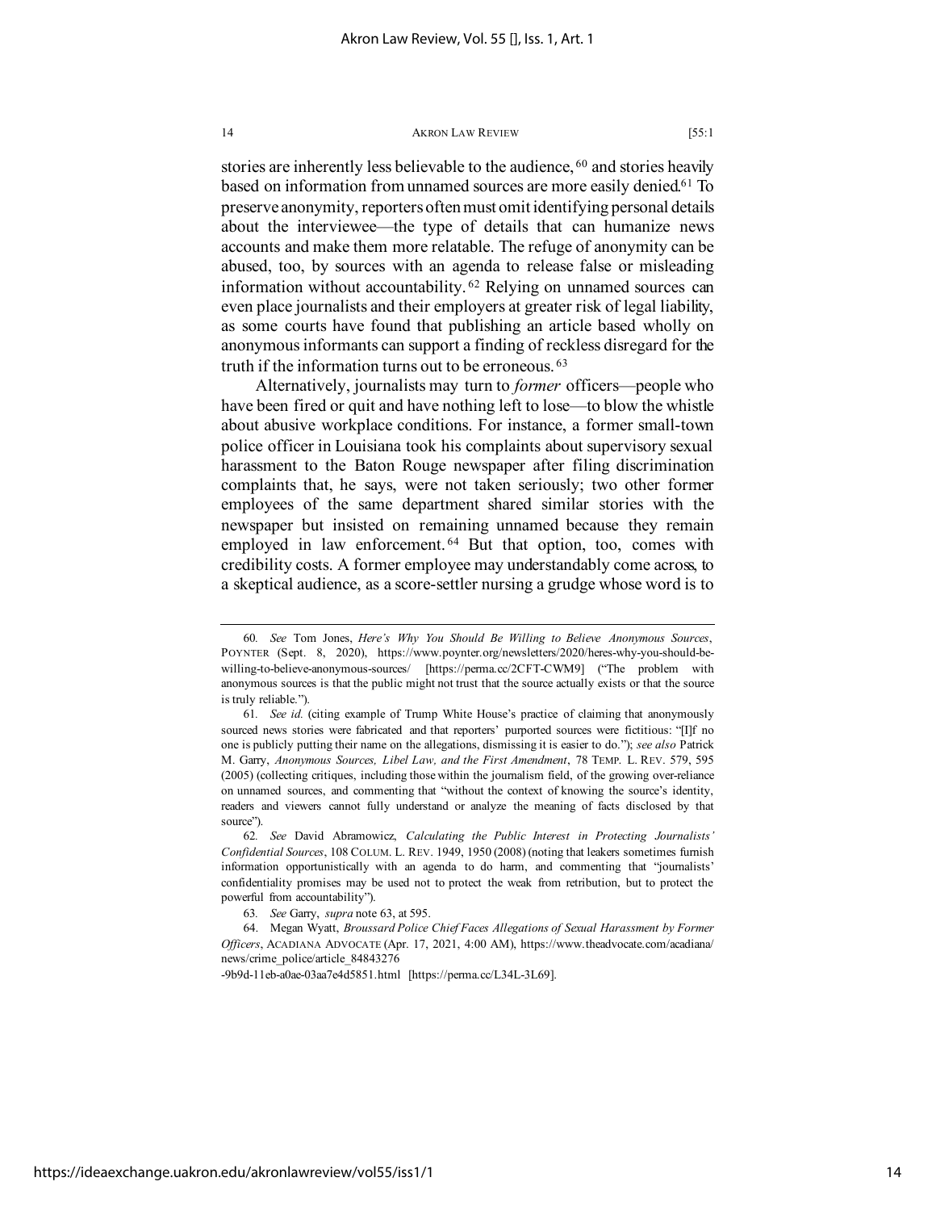stories are inherently less believable to the audience,[60] and stories heavily based on information from unnamed sources are more easily denied.[61] To preserve anonymity, reporters often must omit identifying personal details about the interviewee—the type of details that can humanize news accounts and make them more relatable. The refuge of anonymity can be abused, too, by sources with an agenda to release false or misleading information without accountability.[62] Relying on unnamed sources can even place journalists and their employers at greater risk of legal liability, as some courts have found that publishing an article based wholly on anonymous informants can support a finding of reckless disregard for the truth if the information turns out to be erroneous.[63]

Alternatively, journalists may turn to *former* officers—people who have been fired or quit and have nothing left to lose—to blow the whistle about abusive workplace conditions. For instance, a former small-town police officer in Louisiana took his complaints about supervisory sexual harassment to the Baton Rouge newspaper after filing discrimination complaints that, he says, were not taken seriously; two other former employees of the same department shared similar stories with the newspaper but insisted on remaining unnamed because they remain employed in law enforcement.[64] But that option, too, comes with credibility costs. A former employee may understandably come across, to a skeptical audience, as a score-settler nursing a grudge whose word is to

---

60. *See* Tom Jones, *Here's Why You Should Be Willing to Believe Anonymous Sources*, POYNTER (Sept. 8, 2020), https://www.poynter.org/newsletters/2020/heres-why-you-should-be-willing-to-believe-anonymous-sources/ [https://perma.cc/2CFT-CWM9] ("The problem with anonymous sources is that the public might not trust that the source actually exists or that the source is truly reliable.").

61. *See id.* (citing example of Trump White House's practice of claiming that anonymously sourced news stories were fabricated and that reporters' purported sources were fictitious: "[I]f no one is publicly putting their name on the allegations, dismissing it is easier to do."); *see also* Patrick M. Garry, *Anonymous Sources, Libel Law, and the First Amendment*, 78 TEMP. L. REV. 579, 595 (2005) (collecting critiques, including those within the journalism field, of the growing over-reliance on unnamed sources, and commenting that "without the context of knowing the source's identity, readers and viewers cannot fully understand or analyze the meaning of facts disclosed by that source").

62. *See* David Abramowicz, *Calculating the Public Interest in Protecting Journalists' Confidential Sources*, 108 COLUM. L. REV. 1949, 1950 (2008) (noting that leakers sometimes furnish information opportunistically with an agenda to do harm, and commenting that "journalists' confidentiality promises may be used not to protect the weak from retribution, but to protect the powerful from accountability").

63. *See* Garry, *supra* note 63, at 595.

64. Megan Wyatt, *Broussard Police Chief Faces Allegations of Sexual Harassment by Former Officers*, ACADIANA ADVOCATE (Apr. 17, 2021, 4:00 AM), https://www.theadvocate.com/acadiana/news/crime_police/article_84843276-9b9d-11eb-a0ae-03aa7e4d5851.html [https://perma.cc/L34L-3L69].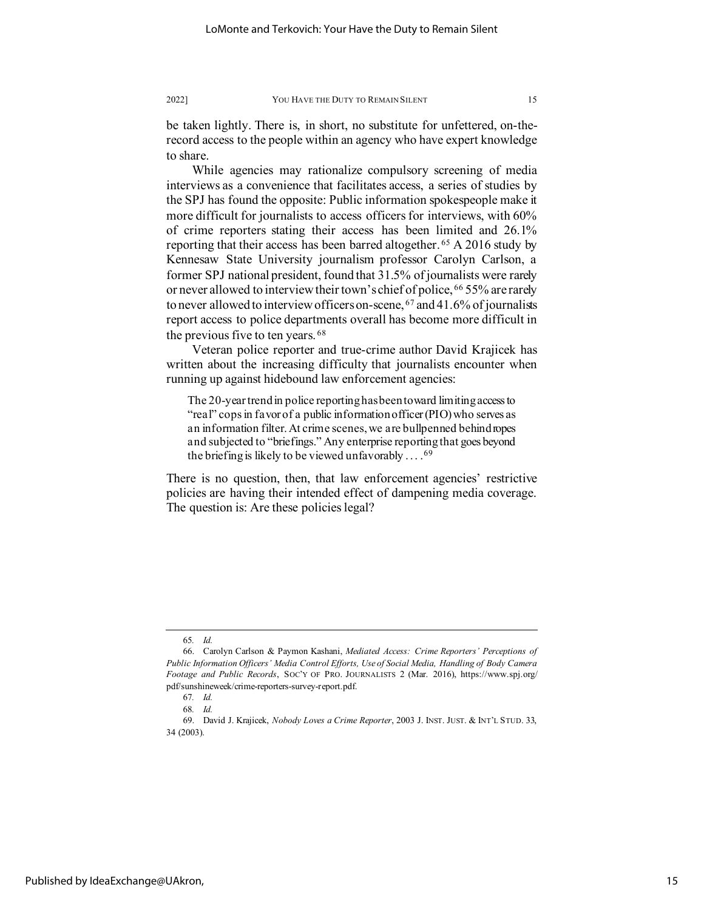be taken lightly. There is, in short, no substitute for unfettered, on-the-record access to the people within an agency who have expert knowledge to share.

While agencies may rationalize compulsory screening of media interviews as a convenience that facilitates access, a series of studies by the SPJ has found the opposite: Public information spokespeople make it more difficult for journalists to access officers for interviews, with 60% of crime reporters stating their access has been limited and 26.1% reporting that their access has been barred altogether.[65] A 2016 study by Kennesaw State University journalism professor Carolyn Carlson, a former SPJ national president, found that 31.5% of journalists were rarely or never allowed to interview their town's chief of police,[66] 55% are rarely to never allowed to interview officers on-scene,[67] and 41.6% of journalists report access to police departments overall has become more difficult in the previous five to ten years.[68]

Veteran police reporter and true-crime author David Krajicek has written about the increasing difficulty that journalists encounter when running up against hidebound law enforcement agencies:

> The 20-year trend in police reporting has been toward limiting access to "real" cops in favor of a public information officer (PIO) who serves as an information filter. At crime scenes, we are bullpenned behind ropes and subjected to "briefings." Any enterprise reporting that goes beyond the briefing is likely to be viewed unfavorably . . . .[69]

There is no question, then, that law enforcement agencies' restrictive policies are having their intended effect of dampening media coverage. The question is: Are these policies legal?

---

65. *Id.*

66. Carolyn Carlson & Paymon Kashani, *Mediated Access: Crime Reporters' Perceptions of Public Information Officers' Media Control Efforts, Use of Social Media, Handling of Body Camera Footage and Public Records*, SOC'Y OF PRO. JOURNALISTS 2 (Mar. 2016), https://www.spj.org/pdf/sunshineweek/crime-reporters-survey-report.pdf.

67. *Id.*

68. *Id.*

69. David J. Krajicek, *Nobody Loves a Crime Reporter*, 2003 J. INST. JUST. & INT'L STUD. 33, 34 (2003).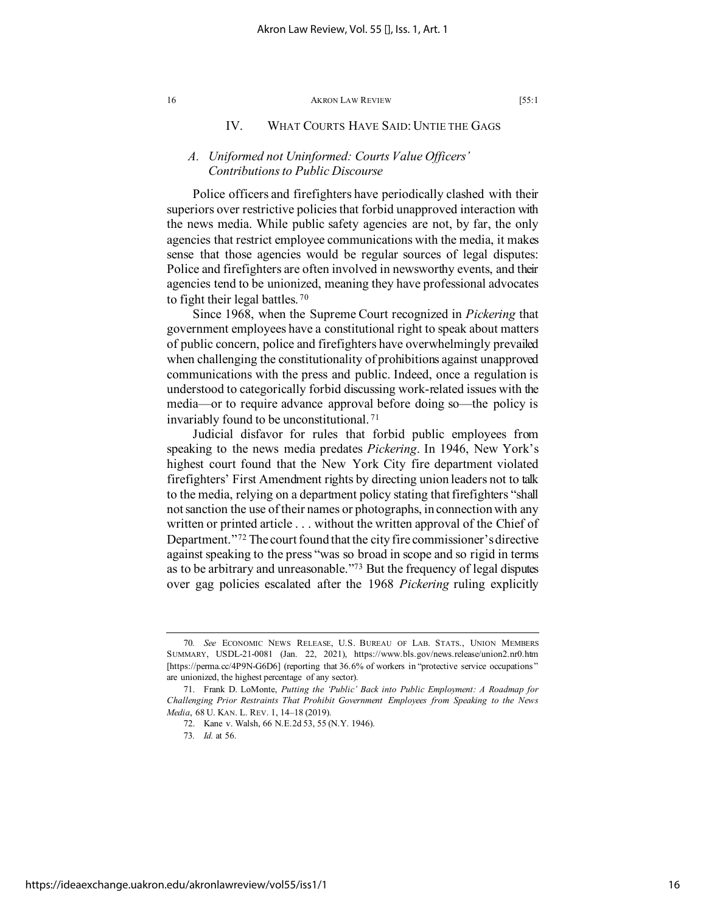## IV. What Courts Have Said: Untie the Gags

### *A. Uniformed not Uninformed: Courts Value Officers' Contributions to Public Discourse*

Police officers and firefighters have periodically clashed with their superiors over restrictive policies that forbid unapproved interaction with the news media. While public safety agencies are not, by far, the only agencies that restrict employee communications with the media, it makes sense that those agencies would be regular sources of legal disputes: Police and firefighters are often involved in newsworthy events, and their agencies tend to be unionized, meaning they have professional advocates to fight their legal battles.[70]

Since 1968, when the Supreme Court recognized in *Pickering* that government employees have a constitutional right to speak about matters of public concern, police and firefighters have overwhelmingly prevailed when challenging the constitutionality of prohibitions against unapproved communications with the press and public. Indeed, once a regulation is understood to categorically forbid discussing work-related issues with the media—or to require advance approval before doing so—the policy is invariably found to be unconstitutional.[71]

Judicial disfavor for rules that forbid public employees from speaking to the news media predates *Pickering*. In 1946, New York's highest court found that the New York City fire department violated firefighters' First Amendment rights by directing union leaders not to talk to the media, relying on a department policy stating that firefighters "shall not sanction the use of their names or photographs, in connection with any written or printed article . . . without the written approval of the Chief of Department."[72] The court found that the city fire commissioner's directive against speaking to the press "was so broad in scope and so rigid in terms as to be arbitrary and unreasonable."[73] But the frequency of legal disputes over gag policies escalated after the 1968 *Pickering* ruling explicitly

---

70. *See* Economic News Release, U.S. Bureau of Lab. Stats., Union Members Summary, USDL-21-0081 (Jan. 22, 2021), https://www.bls.gov/news.release/union2.nr0.htm [https://perma.cc/4P9N-G6D6] (reporting that 36.6% of workers in "protective service occupations" are unionized, the highest percentage of any sector).

71. Frank D. LoMonte, *Putting the 'Public' Back into Public Employment: A Roadmap for Challenging Prior Restraints That Prohibit Government Employees from Speaking to the News Media*, 68 U. Kan. L. Rev. 1, 14–18 (2019).

72. Kane v. Walsh, 66 N.E.2d 53, 55 (N.Y. 1946).

73. *Id.* at 56.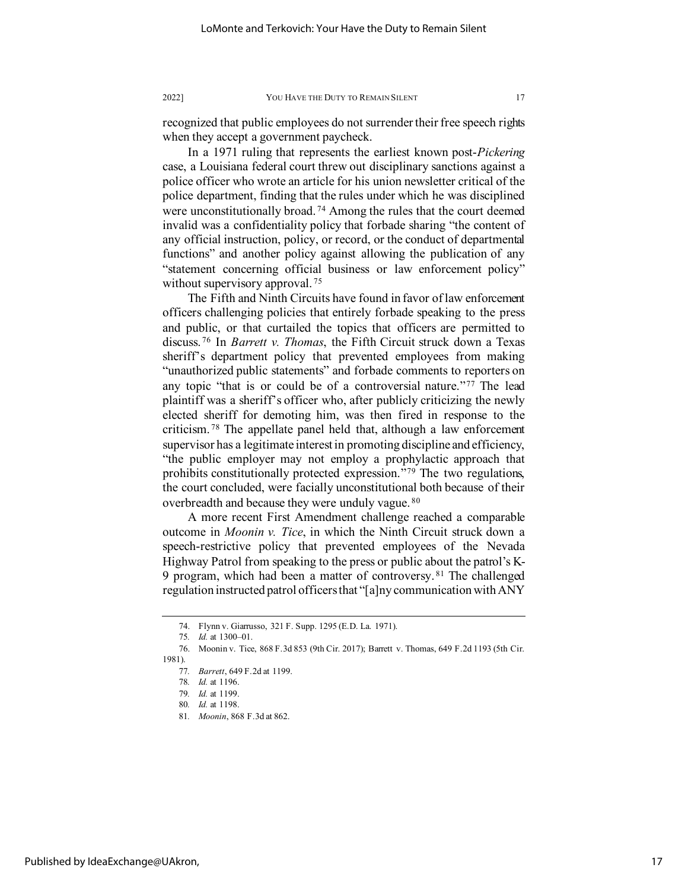recognized that public employees do not surrender their free speech rights when they accept a government paycheck.

In a 1971 ruling that represents the earliest known post-*Pickering* case, a Louisiana federal court threw out disciplinary sanctions against a police officer who wrote an article for his union newsletter critical of the police department, finding that the rules under which he was disciplined were unconstitutionally broad.[74] Among the rules that the court deemed invalid was a confidentiality policy that forbade sharing "the content of any official instruction, policy, or record, or the conduct of departmental functions" and another policy against allowing the publication of any "statement concerning official business or law enforcement policy" without supervisory approval.[75]

The Fifth and Ninth Circuits have found in favor of law enforcement officers challenging policies that entirely forbade speaking to the press and public, or that curtailed the topics that officers are permitted to discuss.[76] In *Barrett v. Thomas*, the Fifth Circuit struck down a Texas sheriff's department policy that prevented employees from making "unauthorized public statements" and forbade comments to reporters on any topic "that is or could be of a controversial nature."[77] The lead plaintiff was a sheriff's officer who, after publicly criticizing the newly elected sheriff for demoting him, was then fired in response to the criticism.[78] The appellate panel held that, although a law enforcement supervisor has a legitimate interest in promoting discipline and efficiency, "the public employer may not employ a prophylactic approach that prohibits constitutionally protected expression."[79] The two regulations, the court concluded, were facially unconstitutional both because of their overbreadth and because they were unduly vague.[80]

A more recent First Amendment challenge reached a comparable outcome in *Moonin v. Tice*, in which the Ninth Circuit struck down a speech-restrictive policy that prevented employees of the Nevada Highway Patrol from speaking to the press or public about the patrol's K-9 program, which had been a matter of controversy.[81] The challenged regulation instructed patrol officers that "[a]ny communication with ANY

---

74. Flynn v. Giarrusso, 321 F. Supp. 1295 (E.D. La. 1971).

75. *Id.* at 1300–01.

76. Moonin v. Tice, 868 F.3d 853 (9th Cir. 2017); Barrett v. Thomas, 649 F.2d 1193 (5th Cir. 1981).

77. *Barrett*, 649 F.2d at 1199.

78. *Id.* at 1196.

79. *Id.* at 1199.

80. *Id.* at 1198.

81. *Moonin*, 868 F.3d at 862.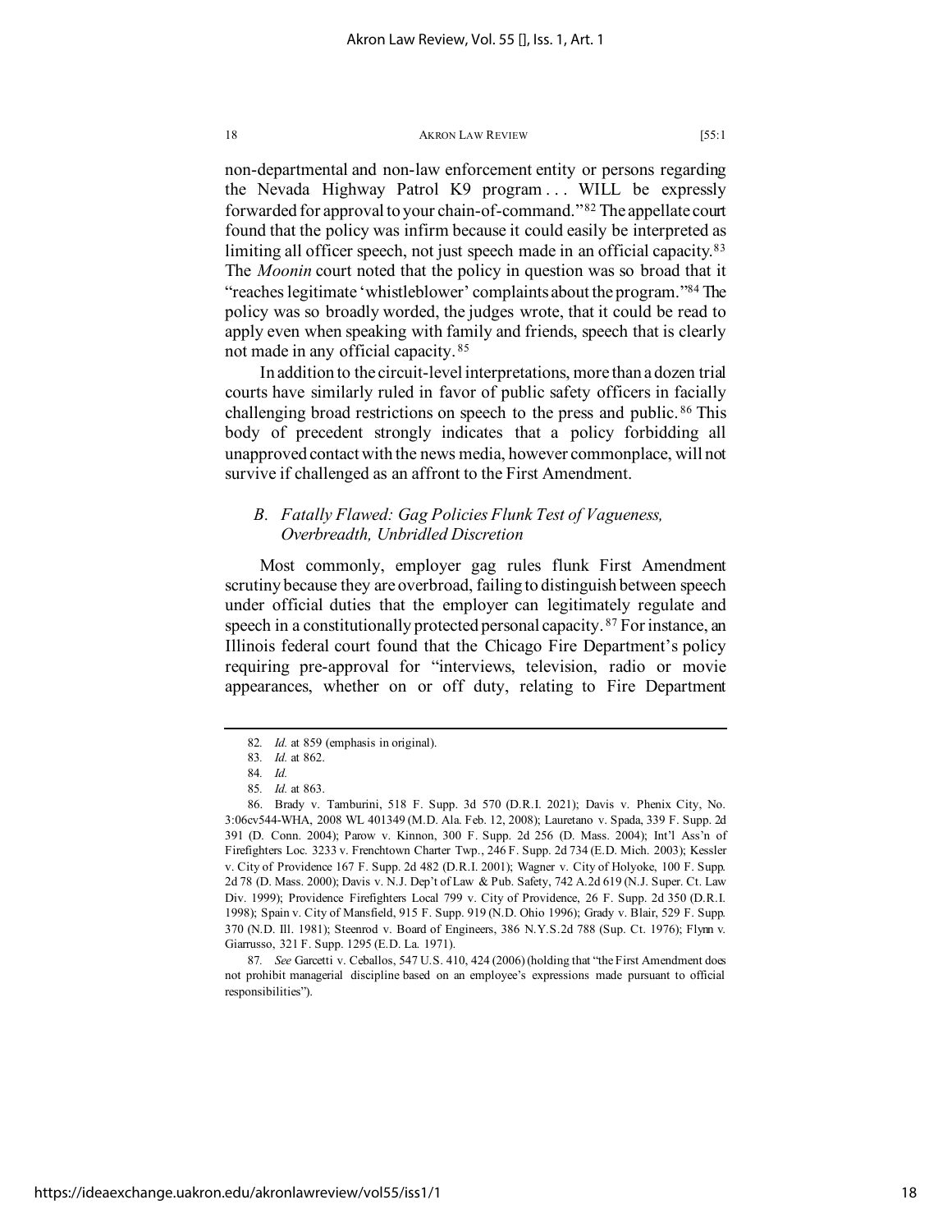non-departmental and non-law enforcement entity or persons regarding the Nevada Highway Patrol K9 program . . . WILL be expressly forwarded for approval to your chain-of-command."[82] The appellate court found that the policy was infirm because it could easily be interpreted as limiting all officer speech, not just speech made in an official capacity.[83] The *Moonin* court noted that the policy in question was so broad that it "reaches legitimate 'whistleblower' complaints about the program."[84] The policy was so broadly worded, the judges wrote, that it could be read to apply even when speaking with family and friends, speech that is clearly not made in any official capacity.[85]

In addition to the circuit-level interpretations, more than a dozen trial courts have similarly ruled in favor of public safety officers in facially challenging broad restrictions on speech to the press and public.[86] This body of precedent strongly indicates that a policy forbidding all unapproved contact with the news media, however commonplace, will not survive if challenged as an affront to the First Amendment.

### *B. Fatally Flawed: Gag Policies Flunk Test of Vagueness, Overbreadth, Unbridled Discretion*

Most commonly, employer gag rules flunk First Amendment scrutiny because they are overbroad, failing to distinguish between speech under official duties that the employer can legitimately regulate and speech in a constitutionally protected personal capacity.[87] For instance, an Illinois federal court found that the Chicago Fire Department's policy requiring pre-approval for "interviews, television, radio or movie appearances, whether on or off duty, relating to Fire Department

---

82. *Id.* at 859 (emphasis in original).

83. *Id.* at 862.

84. *Id.*

85. *Id.* at 863.

86. Brady v. Tamburini, 518 F. Supp. 3d 570 (D.R.I. 2021); Davis v. Phenix City, No. 3:06cv544-WHA, 2008 WL 401349 (M.D. Ala. Feb. 12, 2008); Lauretano v. Spada, 339 F. Supp. 2d 391 (D. Conn. 2004); Parow v. Kinnon, 300 F. Supp. 2d 256 (D. Mass. 2004); Int'l Ass'n of Firefighters Loc. 3233 v. Frenchtown Charter Twp., 246 F. Supp. 2d 734 (E.D. Mich. 2003); Kessler v. City of Providence 167 F. Supp. 2d 482 (D.R.I. 2001); Wagner v. City of Holyoke, 100 F. Supp. 2d 78 (D. Mass. 2000); Davis v. N.J. Dep't of Law & Pub. Safety, 742 A.2d 619 (N.J. Super. Ct. Law Div. 1999); Providence Firefighters Local 799 v. City of Providence, 26 F. Supp. 2d 350 (D.R.I. 1998); Spain v. City of Mansfield, 915 F. Supp. 919 (N.D. Ohio 1996); Grady v. Blair, 529 F. Supp. 370 (N.D. Ill. 1981); Steenrod v. Board of Engineers, 386 N.Y.S.2d 788 (Sup. Ct. 1976); Flynn v. Giarrusso, 321 F. Supp. 1295 (E.D. La. 1971).

87. *See* Garcetti v. Ceballos, 547 U.S. 410, 424 (2006) (holding that "the First Amendment does not prohibit managerial discipline based on an employee's expressions made pursuant to official responsibilities").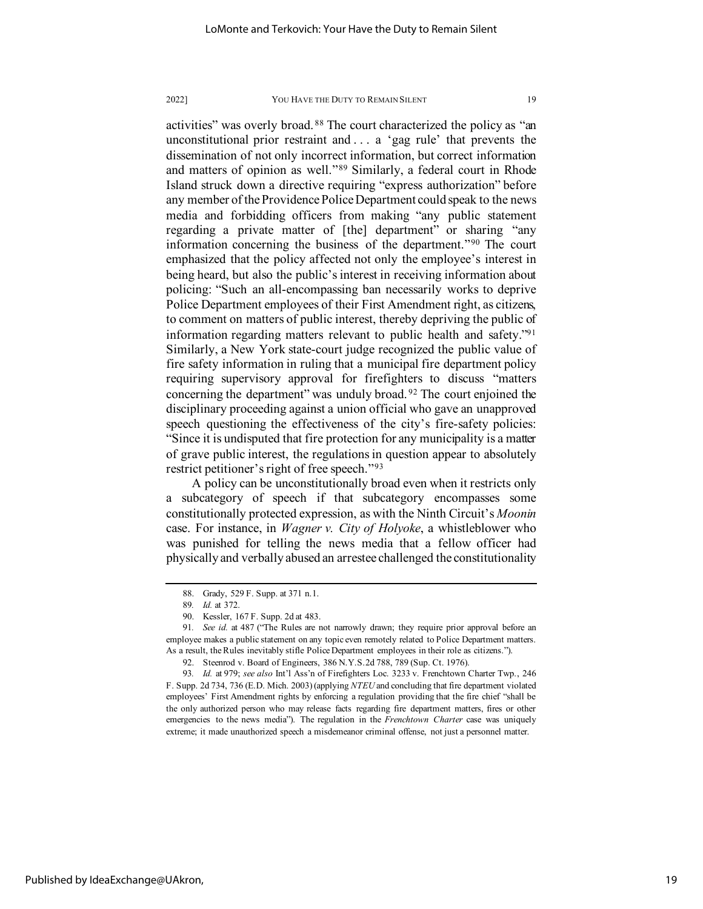activities" was overly broad.[88] The court characterized the policy as "an unconstitutional prior restraint and . . . a 'gag rule' that prevents the dissemination of not only incorrect information, but correct information and matters of opinion as well."[89] Similarly, a federal court in Rhode Island struck down a directive requiring "express authorization" before any member of the Providence Police Department could speak to the news media and forbidding officers from making "any public statement regarding a private matter of [the] department" or sharing "any information concerning the business of the department."[90] The court emphasized that the policy affected not only the employee's interest in being heard, but also the public's interest in receiving information about policing: "Such an all-encompassing ban necessarily works to deprive Police Department employees of their First Amendment right, as citizens, to comment on matters of public interest, thereby depriving the public of information regarding matters relevant to public health and safety."[91] Similarly, a New York state-court judge recognized the public value of fire safety information in ruling that a municipal fire department policy requiring supervisory approval for firefighters to discuss "matters concerning the department" was unduly broad.[92] The court enjoined the disciplinary proceeding against a union official who gave an unapproved speech questioning the effectiveness of the city's fire-safety policies: "Since it is undisputed that fire protection for any municipality is a matter of grave public interest, the regulations in question appear to absolutely restrict petitioner's right of free speech."[93]

A policy can be unconstitutionally broad even when it restricts only a subcategory of speech if that subcategory encompasses some constitutionally protected expression, as with the Ninth Circuit's *Moonin* case. For instance, in *Wagner v. City of Holyoke*, a whistleblower who was punished for telling the news media that a fellow officer had physically and verbally abused an arrestee challenged the constitutionality

---

88. Grady, 529 F. Supp. at 371 n.1.

89. *Id.* at 372.

90. Kessler, 167 F. Supp. 2d at 483.

91. *See id.* at 487 ("The Rules are not narrowly drawn; they require prior approval before an employee makes a public statement on any topic even remotely related to Police Department matters. As a result, the Rules inevitably stifle Police Department employees in their role as citizens.").

92. Steenrod v. Board of Engineers, 386 N.Y.S.2d 788, 789 (Sup. Ct. 1976).

93. *Id.* at 979; *see also* Int'l Ass'n of Firefighters Loc. 3233 v. Frenchtown Charter Twp., 246 F. Supp. 2d 734, 736 (E.D. Mich. 2003) (applying *NTEU* and concluding that fire department violated employees' First Amendment rights by enforcing a regulation providing that the fire chief "shall be the only authorized person who may release facts regarding fire department matters, fires or other emergencies to the news media"). The regulation in the *Frenchtown Charter* case was uniquely extreme; it made unauthorized speech a misdemeanor criminal offense, not just a personnel matter.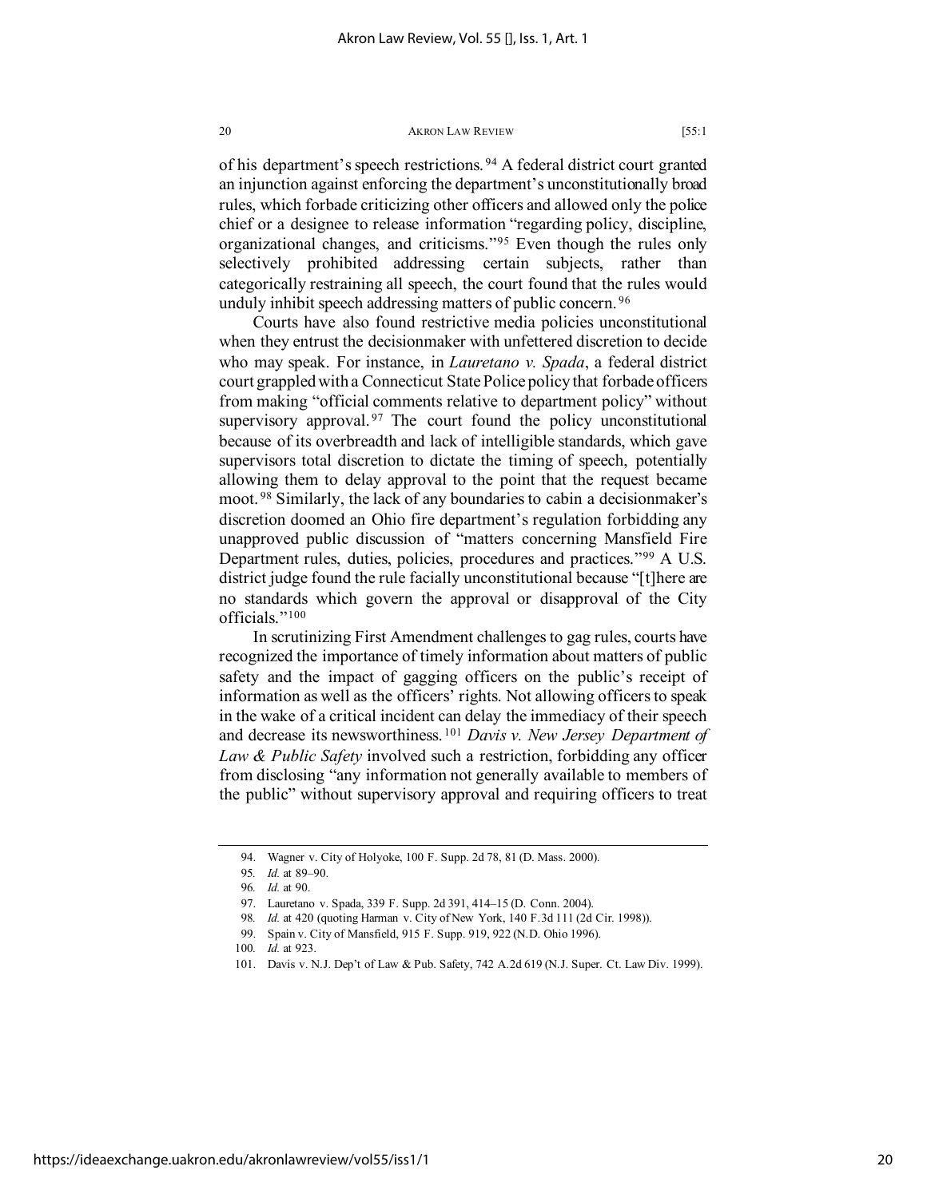of his department's speech restrictions.[94] A federal district court granted an injunction against enforcing the department's unconstitutionally broad rules, which forbade criticizing other officers and allowed only the police chief or a designee to release information "regarding policy, discipline, organizational changes, and criticisms."[95] Even though the rules only selectively prohibited addressing certain subjects, rather than categorically restraining all speech, the court found that the rules would unduly inhibit speech addressing matters of public concern.[96]

Courts have also found restrictive media policies unconstitutional when they entrust the decisionmaker with unfettered discretion to decide who may speak. For instance, in *Lauretano v. Spada*, a federal district court grappled with a Connecticut State Police policy that forbade officers from making "official comments relative to department policy" without supervisory approval.[97] The court found the policy unconstitutional because of its overbreadth and lack of intelligible standards, which gave supervisors total discretion to dictate the timing of speech, potentially allowing them to delay approval to the point that the request became moot.[98] Similarly, the lack of any boundaries to cabin a decisionmaker's discretion doomed an Ohio fire department's regulation forbidding any unapproved public discussion of "matters concerning Mansfield Fire Department rules, duties, policies, procedures and practices."[99] A U.S. district judge found the rule facially unconstitutional because "[t]here are no standards which govern the approval or disapproval of the City officials."[100]

In scrutinizing First Amendment challenges to gag rules, courts have recognized the importance of timely information about matters of public safety and the impact of gagging officers on the public's receipt of information as well as the officers' rights. Not allowing officers to speak in the wake of a critical incident can delay the immediacy of their speech and decrease its newsworthiness.[101] *Davis v. New Jersey Department of Law & Public Safety* involved such a restriction, forbidding any officer from disclosing "any information not generally available to members of the public" without supervisory approval and requiring officers to treat

---

94. Wagner v. City of Holyoke, 100 F. Supp. 2d 78, 81 (D. Mass. 2000).

95. *Id.* at 89–90.

96. *Id.* at 90.

97. Lauretano v. Spada, 339 F. Supp. 2d 391, 414–15 (D. Conn. 2004).

98. *Id.* at 420 (quoting Harman v. City of New York, 140 F.3d 111 (2d Cir. 1998)).

99. Spain v. City of Mansfield, 915 F. Supp. 919, 922 (N.D. Ohio 1996).

100. *Id.* at 923.

101. Davis v. N.J. Dep't of Law & Pub. Safety, 742 A.2d 619 (N.J. Super. Ct. Law Div. 1999).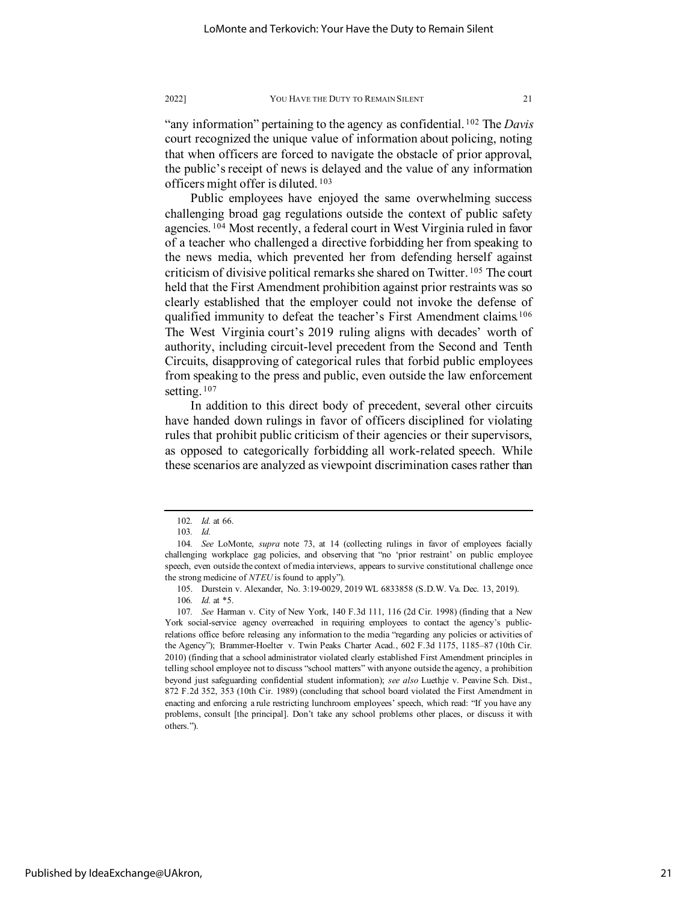"any information" pertaining to the agency as confidential.[102] The *Davis* court recognized the unique value of information about policing, noting that when officers are forced to navigate the obstacle of prior approval, the public's receipt of news is delayed and the value of any information officers might offer is diluted.[103]

Public employees have enjoyed the same overwhelming success challenging broad gag regulations outside the context of public safety agencies.[104] Most recently, a federal court in West Virginia ruled in favor of a teacher who challenged a directive forbidding her from speaking to the news media, which prevented her from defending herself against criticism of divisive political remarks she shared on Twitter.[105] The court held that the First Amendment prohibition against prior restraints was so clearly established that the employer could not invoke the defense of qualified immunity to defeat the teacher's First Amendment claims.[106] The West Virginia court's 2019 ruling aligns with decades' worth of authority, including circuit-level precedent from the Second and Tenth Circuits, disapproving of categorical rules that forbid public employees from speaking to the press and public, even outside the law enforcement setting.[107]

In addition to this direct body of precedent, several other circuits have handed down rulings in favor of officers disciplined for violating rules that prohibit public criticism of their agencies or their supervisors, as opposed to categorically forbidding all work-related speech. While these scenarios are analyzed as viewpoint discrimination cases rather than

---

102. *Id.* at 66.

103. *Id.*

104. *See* LoMonte, *supra* note 73, at 14 (collecting rulings in favor of employees facially challenging workplace gag policies, and observing that "no 'prior restraint' on public employee speech, even outside the context of media interviews, appears to survive constitutional challenge once the strong medicine of *NTEU* is found to apply").

105. Durstein v. Alexander, No. 3:19-0029, 2019 WL 6833858 (S.D.W. Va. Dec. 13, 2019).

106. *Id.* at *5.

107. *See* Harman v. City of New York, 140 F.3d 111, 116 (2d Cir. 1998) (finding that a New York social-service agency overreached in requiring employees to contact the agency's public-relations office before releasing any information to the media "regarding any policies or activities of the Agency"); Brammer-Hoelter v. Twin Peaks Charter Acad., 602 F.3d 1175, 1185–87 (10th Cir. 2010) (finding that a school administrator violated clearly established First Amendment principles in telling school employee not to discuss "school matters" with anyone outside the agency, a prohibition beyond just safeguarding confidential student information); *see also* Luethje v. Peavine Sch. Dist., 872 F.2d 352, 353 (10th Cir. 1989) (concluding that school board violated the First Amendment in enacting and enforcing a rule restricting lunchroom employees' speech, which read: "If you have any problems, consult [the principal]. Don't take any school problems other places, or discuss it with others.").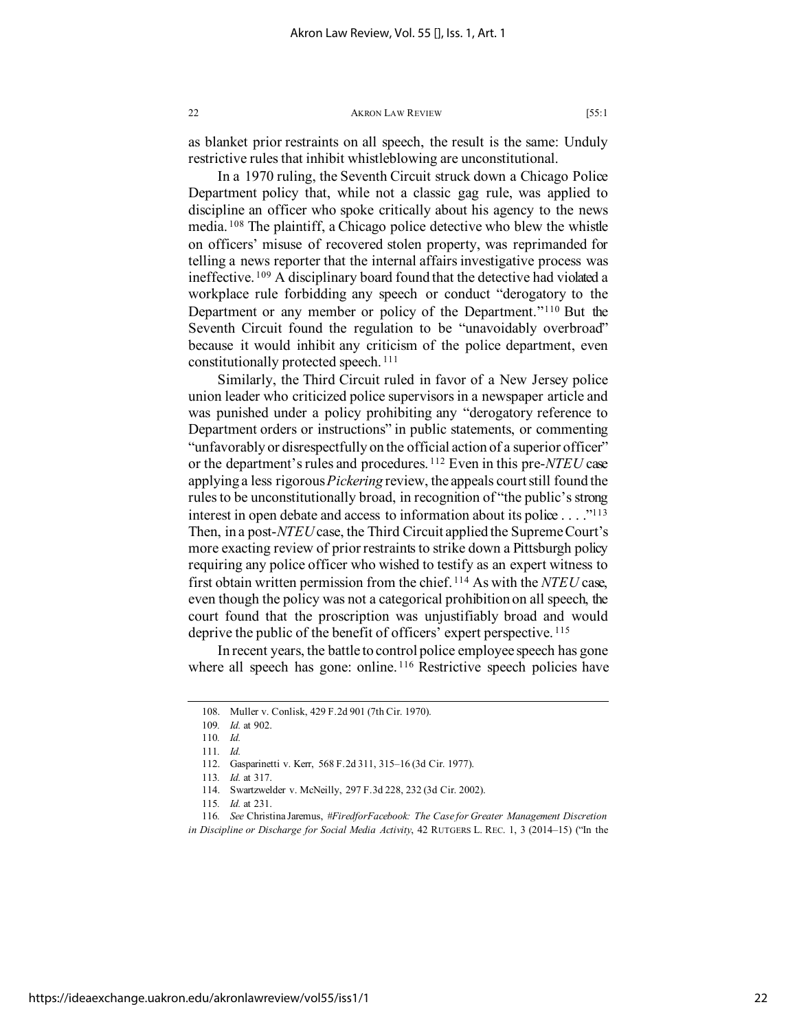as blanket prior restraints on all speech, the result is the same: Unduly restrictive rules that inhibit whistleblowing are unconstitutional.

In a 1970 ruling, the Seventh Circuit struck down a Chicago Police Department policy that, while not a classic gag rule, was applied to discipline an officer who spoke critically about his agency to the news media.[108] The plaintiff, a Chicago police detective who blew the whistle on officers' misuse of recovered stolen property, was reprimanded for telling a news reporter that the internal affairs investigative process was ineffective.[109] A disciplinary board found that the detective had violated a workplace rule forbidding any speech or conduct "derogatory to the Department or any member or policy of the Department."[110] But the Seventh Circuit found the regulation to be "unavoidably overbroad" because it would inhibit any criticism of the police department, even constitutionally protected speech.[111]

Similarly, the Third Circuit ruled in favor of a New Jersey police union leader who criticized police supervisors in a newspaper article and was punished under a policy prohibiting any "derogatory reference to Department orders or instructions" in public statements, or commenting "unfavorably or disrespectfully on the official action of a superior officer" or the department's rules and procedures.[112] Even in this pre-*NTEU* case applying a less rigorous *Pickering* review, the appeals court still found the rules to be unconstitutionally broad, in recognition of "the public's strong interest in open debate and access to information about its police . . . ."[113] Then, in a post-*NTEU* case, the Third Circuit applied the Supreme Court's more exacting review of prior restraints to strike down a Pittsburgh policy requiring any police officer who wished to testify as an expert witness to first obtain written permission from the chief.[114] As with the *NTEU* case, even though the policy was not a categorical prohibition on all speech, the court found that the proscription was unjustifiably broad and would deprive the public of the benefit of officers' expert perspective.[115]

In recent years, the battle to control police employee speech has gone where all speech has gone: online.[116] Restrictive speech policies have

---

108. Muller v. Conlisk, 429 F.2d 901 (7th Cir. 1970).

109. *Id.* at 902.

110. *Id.*

111. *Id.*

112. Gasparinetti v. Kerr, 568 F.2d 311, 315–16 (3d Cir. 1977).

113. *Id.* at 317.

114. Swartzwelder v. McNeilly, 297 F.3d 228, 232 (3d Cir. 2002).

115. *Id.* at 231.

116. *See* Christina Jaremus, *#FiredforFacebook: The Case for Greater Management Discretion in Discipline or Discharge for Social Media Activity*, 42 RUTGERS L. REC. 1, 3 (2014–15) ("In the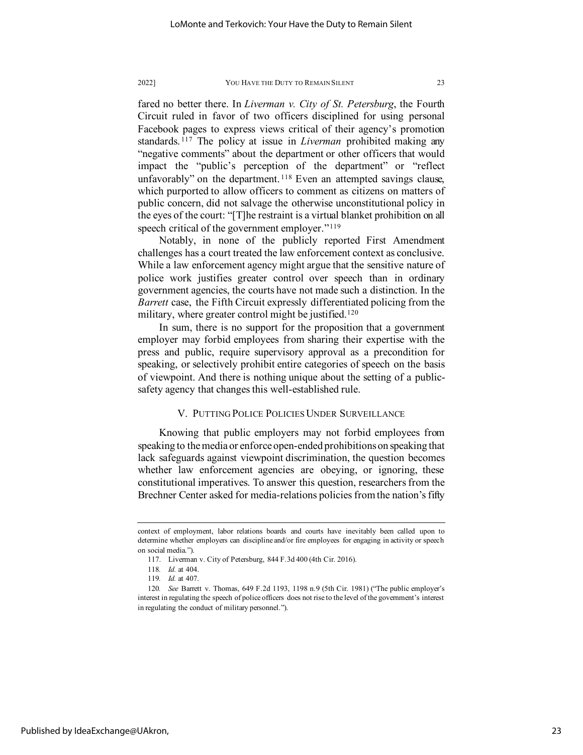fared no better there. In *Liverman v. City of St. Petersburg*, the Fourth Circuit ruled in favor of two officers disciplined for using personal Facebook pages to express views critical of their agency's promotion standards.[117] The policy at issue in *Liverman* prohibited making any "negative comments" about the department or other officers that would impact the "public's perception of the department" or "reflect unfavorably" on the department.[118] Even an attempted savings clause, which purported to allow officers to comment as citizens on matters of public concern, did not salvage the otherwise unconstitutional policy in the eyes of the court: "[T]he restraint is a virtual blanket prohibition on all speech critical of the government employer."[119]

Notably, in none of the publicly reported First Amendment challenges has a court treated the law enforcement context as conclusive. While a law enforcement agency might argue that the sensitive nature of police work justifies greater control over speech than in ordinary government agencies, the courts have not made such a distinction. In the *Barrett* case, the Fifth Circuit expressly differentiated policing from the military, where greater control might be justified.[120]

In sum, there is no support for the proposition that a government employer may forbid employees from sharing their expertise with the press and public, require supervisory approval as a precondition for speaking, or selectively prohibit entire categories of speech on the basis of viewpoint. And there is nothing unique about the setting of a public-safety agency that changes this well-established rule.

## V. PUTTING POLICE POLICIES UNDER SURVEILLANCE

Knowing that public employers may not forbid employees from speaking to the media or enforce open-ended prohibitions on speaking that lack safeguards against viewpoint discrimination, the question becomes whether law enforcement agencies are obeying, or ignoring, these constitutional imperatives. To answer this question, researchers from the Brechner Center asked for media-relations policies from the nation's fifty

---

context of employment, labor relations boards and courts have inevitably been called upon to determine whether employers can discipline and/or fire employees for engaging in activity or speech on social media.").

117. Liverman v. City of Petersburg, 844 F.3d 400 (4th Cir. 2016).

118. *Id.* at 404.

119. *Id.* at 407.

120. *See* Barrett v. Thomas, 649 F.2d 1193, 1198 n.9 (5th Cir. 1981) ("The public employer's interest in regulating the speech of police officers does not rise to the level of the government's interest in regulating the conduct of military personnel.").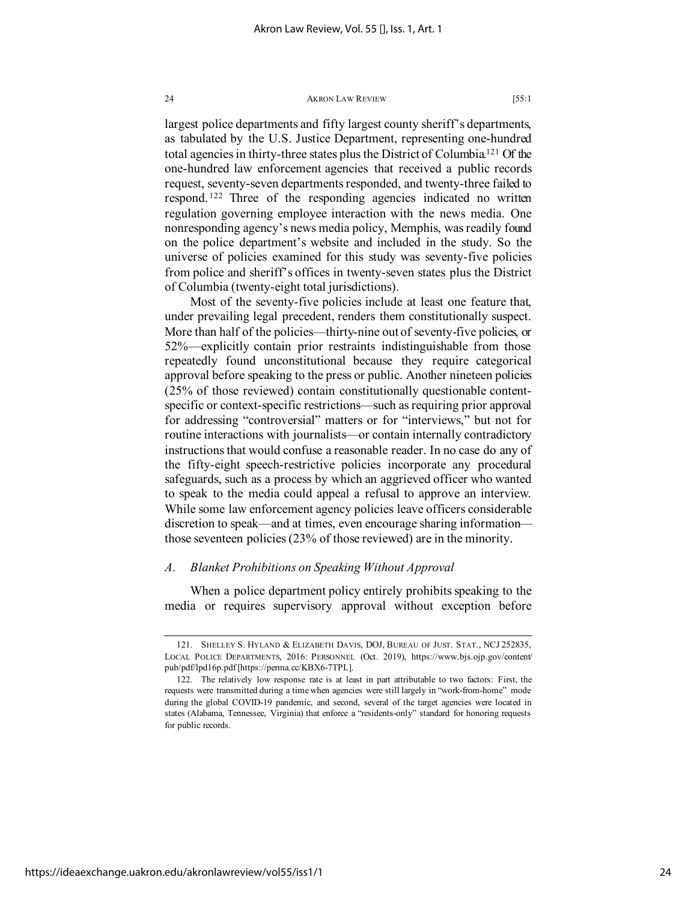largest police departments and fifty largest county sheriff's departments, as tabulated by the U.S. Justice Department, representing one-hundred total agencies in thirty-three states plus the District of Columbia.[121] Of the one-hundred law enforcement agencies that received a public records request, seventy-seven departments responded, and twenty-three failed to respond.[122] Three of the responding agencies indicated no written regulation governing employee interaction with the news media. One nonresponding agency's news media policy, Memphis, was readily found on the police department's website and included in the study. So the universe of policies examined for this study was seventy-five policies from police and sheriff's offices in twenty-seven states plus the District of Columbia (twenty-eight total jurisdictions).

Most of the seventy-five policies include at least one feature that, under prevailing legal precedent, renders them constitutionally suspect. More than half of the policies—thirty-nine out of seventy-five policies, or 52%—explicitly contain prior restraints indistinguishable from those repeatedly found unconstitutional because they require categorical approval before speaking to the press or public. Another nineteen policies (25% of those reviewed) contain constitutionally questionable content-specific or context-specific restrictions—such as requiring prior approval for addressing "controversial" matters or for "interviews," but not for routine interactions with journalists—or contain internally contradictory instructions that would confuse a reasonable reader. In no case do any of the fifty-eight speech-restrictive policies incorporate any procedural safeguards, such as a process by which an aggrieved officer who wanted to speak to the media could appeal a refusal to approve an interview. While some law enforcement agency policies leave officers considerable discretion to speak—and at times, even encourage sharing information—those seventeen policies (23% of those reviewed) are in the minority.

### *A. Blanket Prohibitions on Speaking Without Approval*

When a police department policy entirely prohibits speaking to the media or requires supervisory approval without exception before

---

121. SHELLEY S. HYLAND & ELIZABETH DAVIS, DOJ, BUREAU OF JUST. STAT., NCJ 252835, LOCAL POLICE DEPARTMENTS, 2016: PERSONNEL (Oct. 2019), https://www.bjs.ojp.gov/content/pub/pdf/lpd16p.pdf [https://perma.cc/KBX6-7TPL].

122. The relatively low response rate is at least in part attributable to two factors: First, the requests were transmitted during a time when agencies were still largely in "work-from-home" mode during the global COVID-19 pandemic, and second, several of the target agencies were located in states (Alabama, Tennessee, Virginia) that enforce a "residents-only" standard for honoring requests for public records.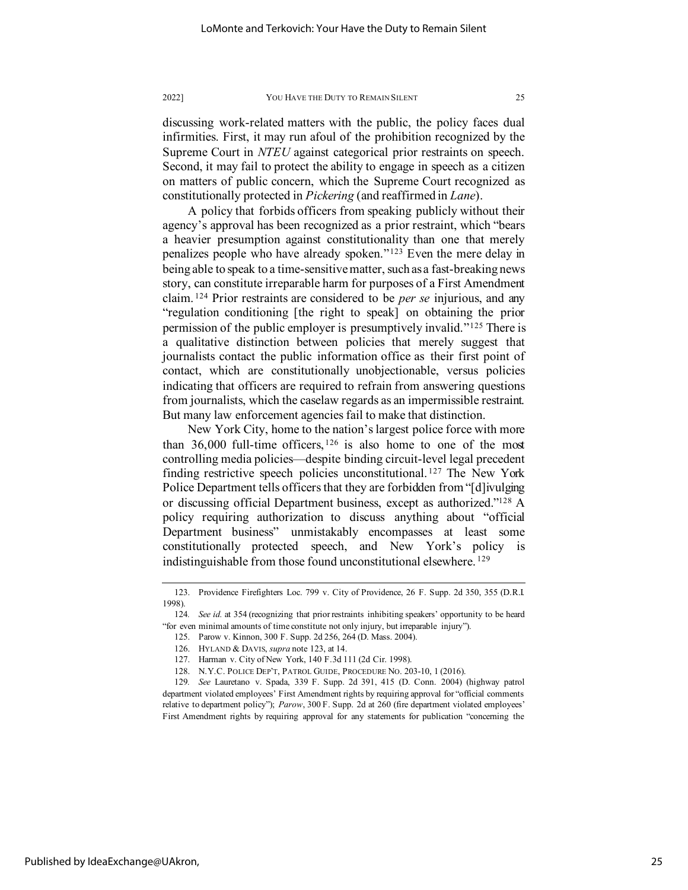discussing work-related matters with the public, the policy faces dual infirmities. First, it may run afoul of the prohibition recognized by the Supreme Court in *NTEU* against categorical prior restraints on speech. Second, it may fail to protect the ability to engage in speech as a citizen on matters of public concern, which the Supreme Court recognized as constitutionally protected in *Pickering* (and reaffirmed in *Lane*).

A policy that forbids officers from speaking publicly without their agency's approval has been recognized as a prior restraint, which "bears a heavier presumption against constitutionality than one that merely penalizes people who have already spoken."[123] Even the mere delay in being able to speak to a time-sensitive matter, such as a fast-breaking news story, can constitute irreparable harm for purposes of a First Amendment claim.[124] Prior restraints are considered to be *per se* injurious, and any "regulation conditioning [the right to speak] on obtaining the prior permission of the public employer is presumptively invalid."[125] There is a qualitative distinction between policies that merely suggest that journalists contact the public information office as their first point of contact, which are constitutionally unobjectionable, versus policies indicating that officers are required to refrain from answering questions from journalists, which the caselaw regards as an impermissible restraint. But many law enforcement agencies fail to make that distinction.

New York City, home to the nation's largest police force with more than 36,000 full-time officers,[126] is also home to one of the most controlling media policies—despite binding circuit-level legal precedent finding restrictive speech policies unconstitutional.[127] The New York Police Department tells officers that they are forbidden from "[d]ivulging or discussing official Department business, except as authorized."[128] A policy requiring authorization to discuss anything about "official Department business" unmistakably encompasses at least some constitutionally protected speech, and New York's policy is indistinguishable from those found unconstitutional elsewhere.[129]

---

123. Providence Firefighters Loc. 799 v. City of Providence, 26 F. Supp. 2d 350, 355 (D.R.I. 1998).

124. *See id.* at 354 (recognizing that prior restraints inhibiting speakers' opportunity to be heard "for even minimal amounts of time constitute not only injury, but irreparable injury").

125. Parow v. Kinnon, 300 F. Supp. 2d 256, 264 (D. Mass. 2004).

126. HYLAND & DAVIS, *supra* note 123, at 14.

127. Harman v. City of New York, 140 F.3d 111 (2d Cir. 1998).

128. N.Y.C. POLICE DEP'T, PATROL GUIDE, PROCEDURE NO. 203-10, 1 (2016).

129. *See* Lauretano v. Spada, 339 F. Supp. 2d 391, 415 (D. Conn. 2004) (highway patrol department violated employees' First Amendment rights by requiring approval for "official comments relative to department policy"); *Parow*, 300 F. Supp. 2d at 260 (fire department violated employees' First Amendment rights by requiring approval for any statements for publication "concerning the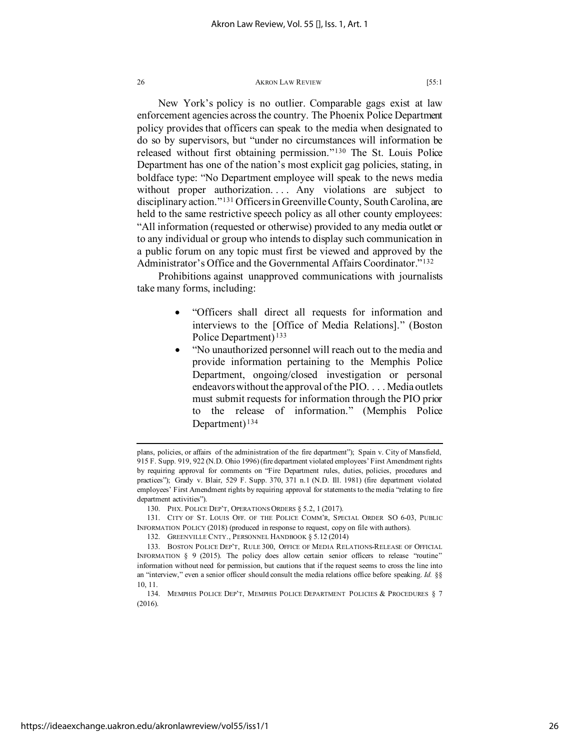New York's policy is no outlier. Comparable gags exist at law enforcement agencies across the country. The Phoenix Police Department policy provides that officers can speak to the media when designated to do so by supervisors, but "under no circumstances will information be released without first obtaining permission."[130] The St. Louis Police Department has one of the nation's most explicit gag policies, stating, in boldface type: "No Department employee will speak to the news media without proper authorization. . . . Any violations are subject to disciplinary action."[131] Officers in Greenville County, South Carolina, are held to the same restrictive speech policy as all other county employees: "All information (requested or otherwise) provided to any media outlet or to any individual or group who intends to display such communication in a public forum on any topic must first be viewed and approved by the Administrator's Office and the Governmental Affairs Coordinator."[132]

Prohibitions against unapproved communications with journalists take many forms, including:

- "Officers shall direct all requests for information and interviews to the [Office of Media Relations]." (Boston Police Department)[133]
- "No unauthorized personnel will reach out to the media and provide information pertaining to the Memphis Police Department, ongoing/closed investigation or personal endeavors without the approval of the PIO. . . . Media outlets must submit requests for information through the PIO prior to the release of information." (Memphis Police Department)[134]

---

plans, policies, or affairs of the administration of the fire department"); Spain v. City of Mansfield, 915 F. Supp. 919, 922 (N.D. Ohio 1996) (fire department violated employees' First Amendment rights by requiring approval for comments on "Fire Department rules, duties, policies, procedures and practices"); Grady v. Blair, 529 F. Supp. 370, 371 n.1 (N.D. Ill. 1981) (fire department violated employees' First Amendment rights by requiring approval for statements to the media "relating to fire department activities").

130. PHX. POLICE DEP'T, OPERATIONS ORDERS § 5.2, 1 (2017).

131. CITY OF ST. LOUIS OFF. OF THE POLICE COMM'R, SPECIAL ORDER SO 6-03, PUBLIC INFORMATION POLICY (2018) (produced in response to request, copy on file with authors).

132. GREENVILLE CNTY., PERSONNEL HANDBOOK § 5.12 (2014)

133. BOSTON POLICE DEP'T, RULE 300, OFFICE OF MEDIA RELATIONS-RELEASE OF OFFICIAL INFORMATION § 9 (2015). The policy does allow certain senior officers to release "routine" information without need for permission, but cautions that if the request seems to cross the line into an "interview," even a senior officer should consult the media relations office before speaking. *Id.* §§ 10, 11.

134. MEMPHIS POLICE DEP'T, MEMPHIS POLICE DEPARTMENT POLICIES & PROCEDURES § 7 (2016).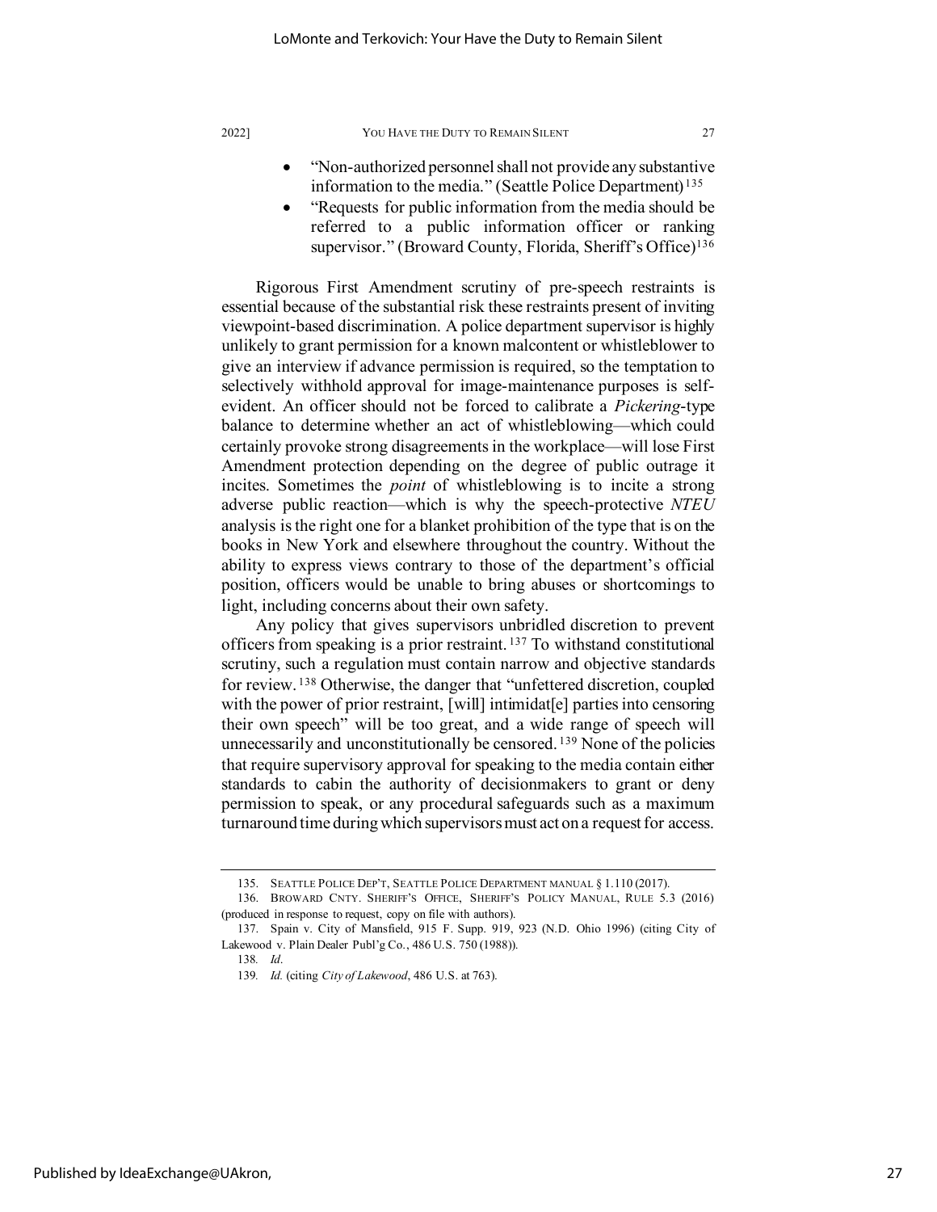- "Non-authorized personnel shall not provide any substantive information to the media." (Seattle Police Department)[135]
- "Requests for public information from the media should be referred to a public information officer or ranking supervisor." (Broward County, Florida, Sheriff's Office)[136]

Rigorous First Amendment scrutiny of pre-speech restraints is essential because of the substantial risk these restraints present of inviting viewpoint-based discrimination. A police department supervisor is highly unlikely to grant permission for a known malcontent or whistleblower to give an interview if advance permission is required, so the temptation to selectively withhold approval for image-maintenance purposes is self-evident. An officer should not be forced to calibrate a *Pickering*-type balance to determine whether an act of whistleblowing—which could certainly provoke strong disagreements in the workplace—will lose First Amendment protection depending on the degree of public outrage it incites. Sometimes the *point* of whistleblowing is to incite a strong adverse public reaction—which is why the speech-protective *NTEU* analysis is the right one for a blanket prohibition of the type that is on the books in New York and elsewhere throughout the country. Without the ability to express views contrary to those of the department's official position, officers would be unable to bring abuses or shortcomings to light, including concerns about their own safety.

Any policy that gives supervisors unbridled discretion to prevent officers from speaking is a prior restraint.[137] To withstand constitutional scrutiny, such a regulation must contain narrow and objective standards for review.[138] Otherwise, the danger that "unfettered discretion, coupled with the power of prior restraint, [will] intimidat[e] parties into censoring their own speech" will be too great, and a wide range of speech will unnecessarily and unconstitutionally be censored.[139] None of the policies that require supervisory approval for speaking to the media contain either standards to cabin the authority of decisionmakers to grant or deny permission to speak, or any procedural safeguards such as a maximum turnaround time during which supervisors must act on a request for access.

---

135. SEATTLE POLICE DEP'T, SEATTLE POLICE DEPARTMENT MANUAL § 1.110 (2017).

136. BROWARD CNTY. SHERIFF'S OFFICE, SHERIFF'S POLICY MANUAL, RULE 5.3 (2016) (produced in response to request, copy on file with authors).

137. Spain v. City of Mansfield, 915 F. Supp. 919, 923 (N.D. Ohio 1996) (citing City of Lakewood v. Plain Dealer Publ'g Co., 486 U.S. 750 (1988)).

138. *Id*.

139. *Id.* (citing *City of Lakewood*, 486 U.S. at 763).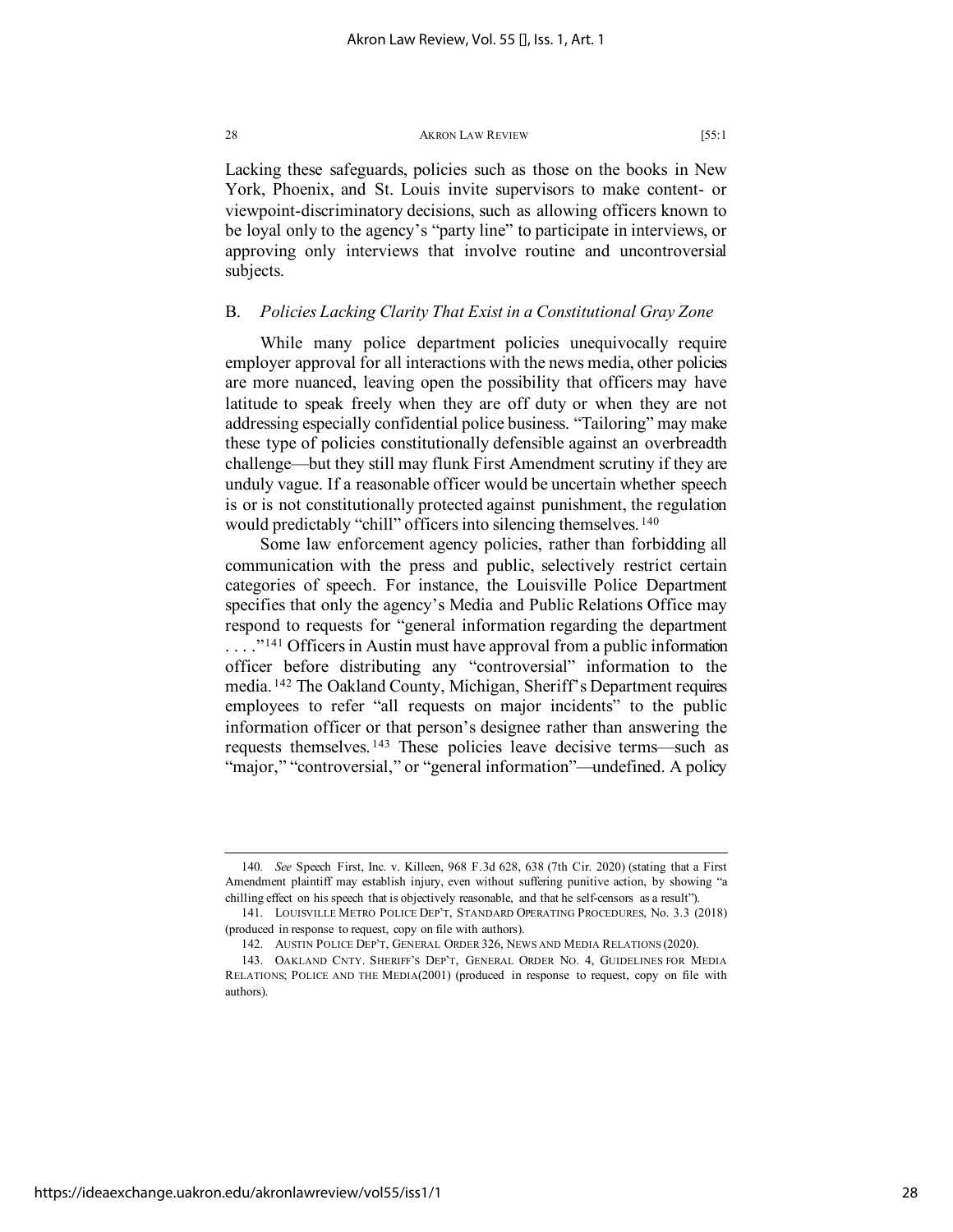Lacking these safeguards, policies such as those on the books in New York, Phoenix, and St. Louis invite supervisors to make content- or viewpoint-discriminatory decisions, such as allowing officers known to be loyal only to the agency's "party line" to participate in interviews, or approving only interviews that involve routine and uncontroversial subjects.

## B. *Policies Lacking Clarity That Exist in a Constitutional Gray Zone*

While many police department policies unequivocally require employer approval for all interactions with the news media, other policies are more nuanced, leaving open the possibility that officers may have latitude to speak freely when they are off duty or when they are not addressing especially confidential police business. "Tailoring" may make these type of policies constitutionally defensible against an overbreadth challenge—but they still may flunk First Amendment scrutiny if they are unduly vague. If a reasonable officer would be uncertain whether speech is or is not constitutionally protected against punishment, the regulation would predictably "chill" officers into silencing themselves.[140]

Some law enforcement agency policies, rather than forbidding all communication with the press and public, selectively restrict certain categories of speech. For instance, the Louisville Police Department specifies that only the agency's Media and Public Relations Office may respond to requests for "general information regarding the department . . . ."[141] Officers in Austin must have approval from a public information officer before distributing any "controversial" information to the media.[142] The Oakland County, Michigan, Sheriff's Department requires employees to refer "all requests on major incidents" to the public information officer or that person's designee rather than answering the requests themselves.[143] These policies leave decisive terms—such as "major," "controversial," or "general information"—undefined. A policy

---

140. *See* Speech First, Inc. v. Killeen, 968 F.3d 628, 638 (7th Cir. 2020) (stating that a First Amendment plaintiff may establish injury, even without suffering punitive action, by showing "a chilling effect on his speech that is objectively reasonable, and that he self-censors as a result").

141. LOUISVILLE METRO POLICE DEP'T, STANDARD OPERATING PROCEDURES, No. 3.3 (2018) (produced in response to request, copy on file with authors).

142. AUSTIN POLICE DEP'T, GENERAL ORDER 326, NEWS AND MEDIA RELATIONS (2020).

143. OAKLAND CNTY. SHERIFF'S DEP'T, GENERAL ORDER NO. 4, GUIDELINES FOR MEDIA RELATIONS; POLICE AND THE MEDIA(2001) (produced in response to request, copy on file with authors).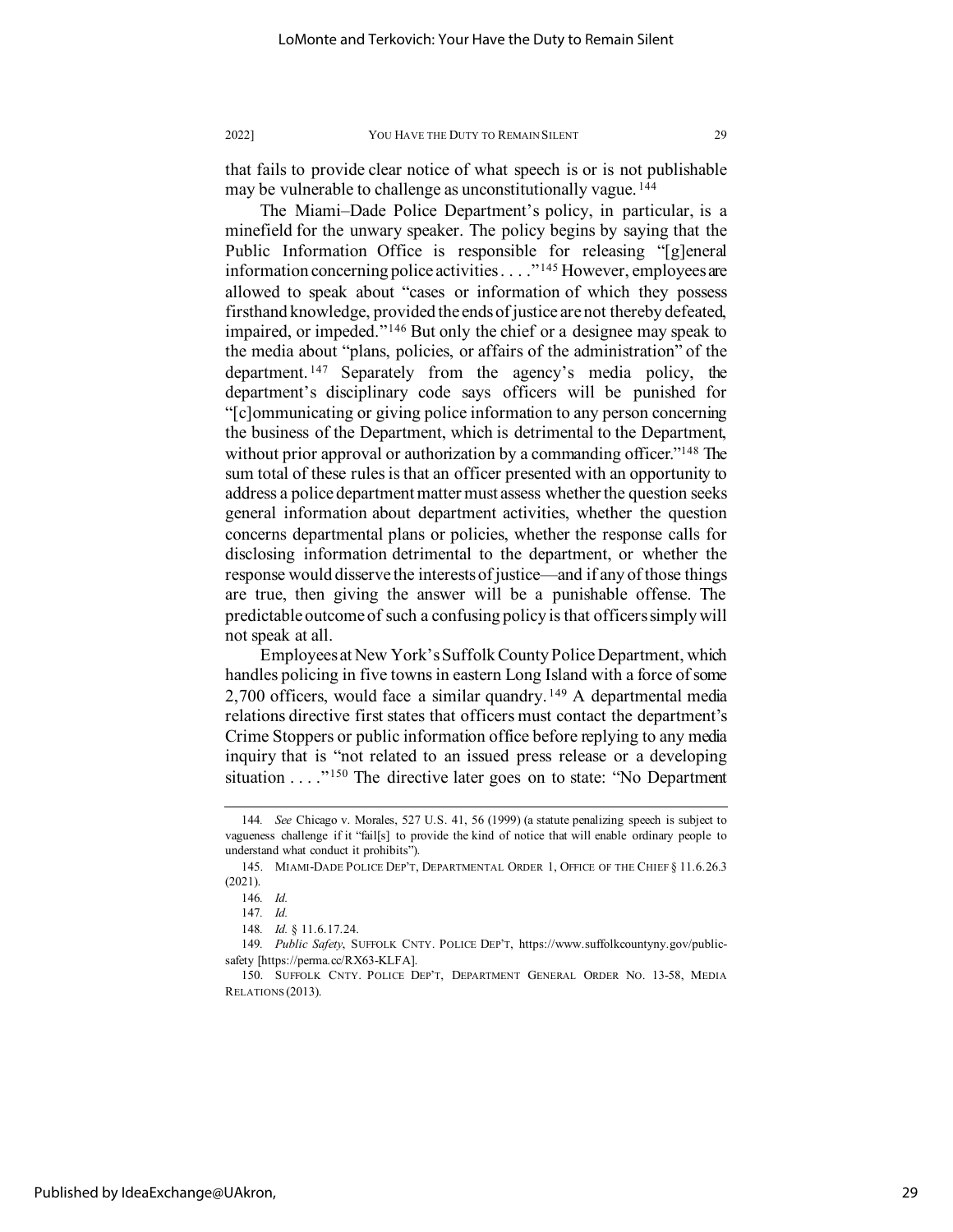that fails to provide clear notice of what speech is or is not publishable may be vulnerable to challenge as unconstitutionally vague.[144]

The Miami–Dade Police Department's policy, in particular, is a minefield for the unwary speaker. The policy begins by saying that the Public Information Office is responsible for releasing "[g]eneral information concerning police activities . . . ."[145] However, employees are allowed to speak about "cases or information of which they possess firsthand knowledge, provided the ends of justice are not thereby defeated, impaired, or impeded."[146] But only the chief or a designee may speak to the media about "plans, policies, or affairs of the administration" of the department.[147] Separately from the agency's media policy, the department's disciplinary code says officers will be punished for "[c]ommunicating or giving police information to any person concerning the business of the Department, which is detrimental to the Department, without prior approval or authorization by a commanding officer."[148] The sum total of these rules is that an officer presented with an opportunity to address a police department matter must assess whether the question seeks general information about department activities, whether the question concerns departmental plans or policies, whether the response calls for disclosing information detrimental to the department, or whether the response would disserve the interests of justice—and if any of those things are true, then giving the answer will be a punishable offense. The predictable outcome of such a confusing policy is that officers simply will not speak at all.

Employees at New York's Suffolk County Police Department, which handles policing in five towns in eastern Long Island with a force of some 2,700 officers, would face a similar quandry.[149] A departmental media relations directive first states that officers must contact the department's Crime Stoppers or public information office before replying to any media inquiry that is "not related to an issued press release or a developing situation . . . ."[150] The directive later goes on to state: "No Department

---

144. *See* Chicago v. Morales, 527 U.S. 41, 56 (1999) (a statute penalizing speech is subject to vagueness challenge if it "fail[s] to provide the kind of notice that will enable ordinary people to understand what conduct it prohibits").

145. MIAMI-DADE POLICE DEP'T, DEPARTMENTAL ORDER 1, OFFICE OF THE CHIEF § 11.6.26.3 (2021).

146. *Id.*

147. *Id.*

148. *Id.* § 11.6.17.24.

149. *Public Safety*, SUFFOLK CNTY. POLICE DEP'T, https://www.suffolkcountyny.gov/public-safety [https://perma.cc/RX63-KLFA].

150. SUFFOLK CNTY. POLICE DEP'T, DEPARTMENT GENERAL ORDER NO. 13-58, MEDIA RELATIONS (2013).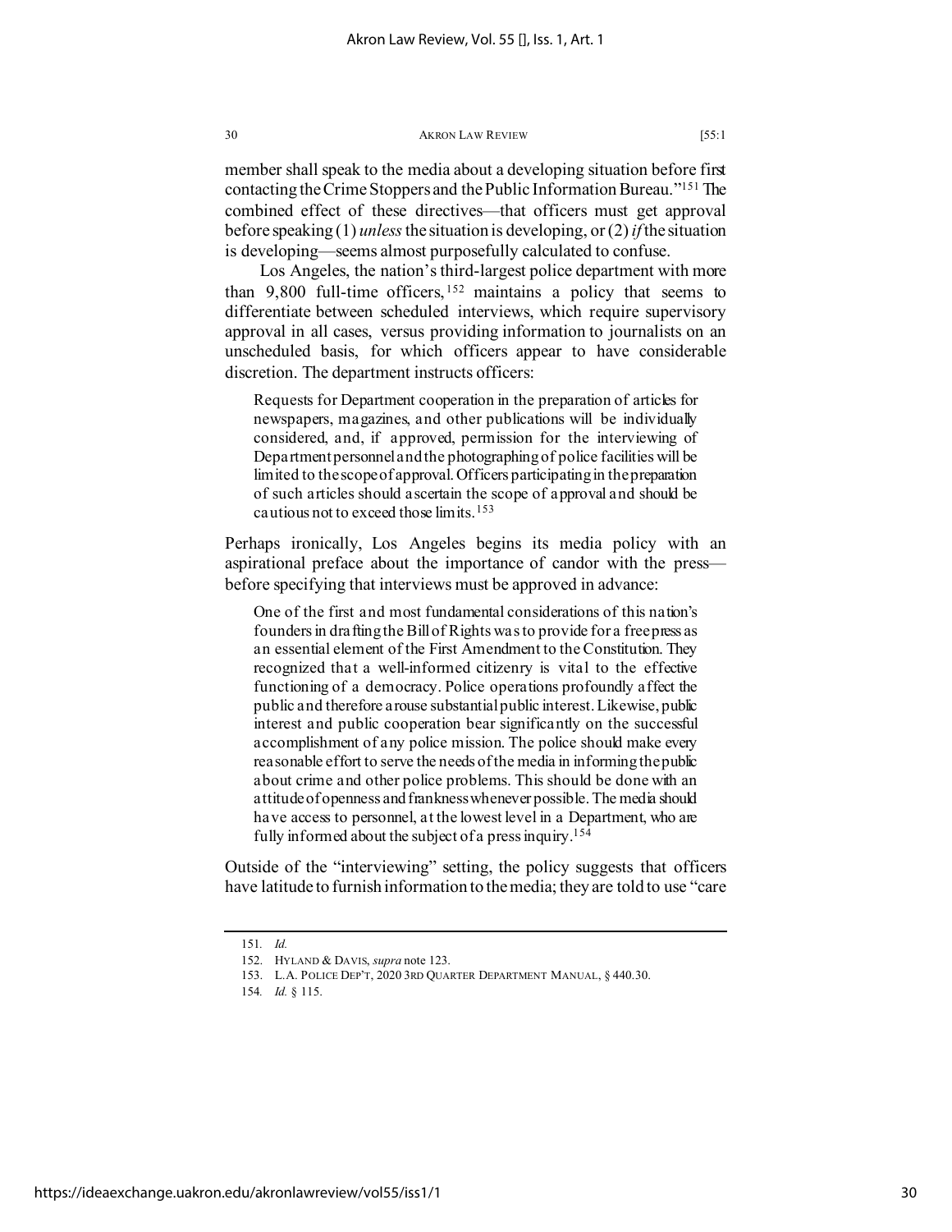member shall speak to the media about a developing situation before first contacting the Crime Stoppers and the Public Information Bureau."[151] The combined effect of these directives—that officers must get approval before speaking (1) *unless* the situation is developing, or (2) *if* the situation is developing—seems almost purposefully calculated to confuse.

Los Angeles, the nation's third-largest police department with more than 9,800 full-time officers,[152] maintains a policy that seems to differentiate between scheduled interviews, which require supervisory approval in all cases, versus providing information to journalists on an unscheduled basis, for which officers appear to have considerable discretion. The department instructs officers:

> Requests for Department cooperation in the preparation of articles for newspapers, magazines, and other publications will be individually considered, and, if approved, permission for the interviewing of Department personnel and the photographing of police facilities will be limited to the scope of approval. Officers participating in the preparation of such articles should ascertain the scope of approval and should be cautious not to exceed those limits.[153]

Perhaps ironically, Los Angeles begins its media policy with an aspirational preface about the importance of candor with the press—before specifying that interviews must be approved in advance:

> One of the first and most fundamental considerations of this nation's founders in drafting the Bill of Rights was to provide for a free press as an essential element of the First Amendment to the Constitution. They recognized that a well-informed citizenry is vital to the effective functioning of a democracy. Police operations profoundly affect the public and therefore arouse substantial public interest. Likewise, public interest and public cooperation bear significantly on the successful accomplishment of any police mission. The police should make every reasonable effort to serve the needs of the media in informing the public about crime and other police problems. This should be done with an attitude of openness and frankness whenever possible. The media should have access to personnel, at the lowest level in a Department, who are fully informed about the subject of a press inquiry.[154]

Outside of the "interviewing" setting, the policy suggests that officers have latitude to furnish information to the media; they are told to use "care

---

151. *Id.*

152. HYLAND & DAVIS, *supra* note 123.

153. L.A. POLICE DEP'T, 2020 3RD QUARTER DEPARTMENT MANUAL, § 440.30.

154. *Id.* § 115.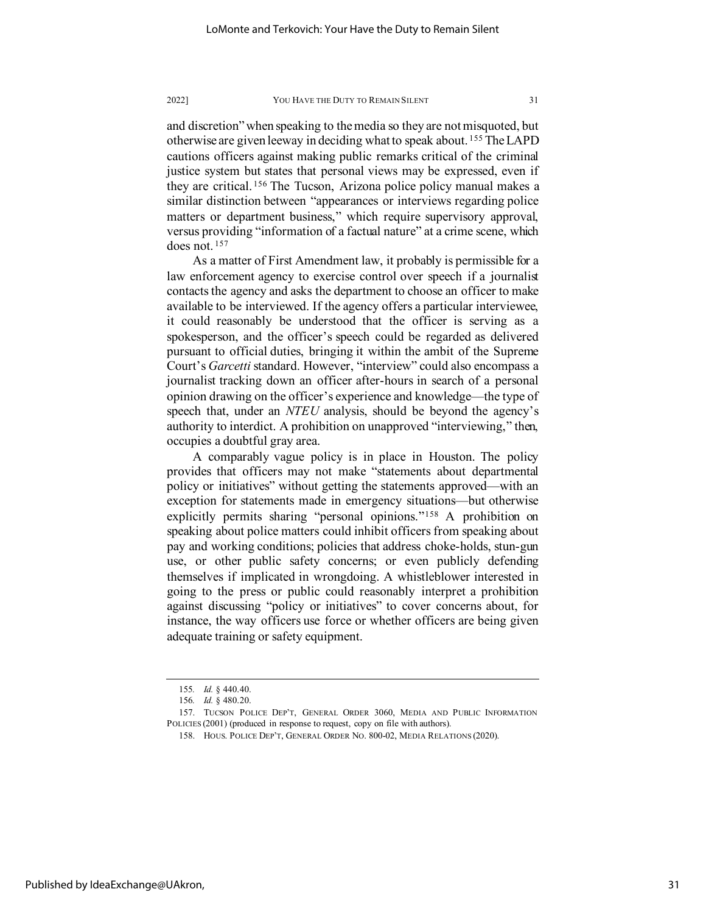and discretion" when speaking to the media so they are not misquoted, but otherwise are given leeway in deciding what to speak about.[155] The LAPD cautions officers against making public remarks critical of the criminal justice system but states that personal views may be expressed, even if they are critical.[156] The Tucson, Arizona police policy manual makes a similar distinction between "appearances or interviews regarding police matters or department business," which require supervisory approval, versus providing "information of a factual nature" at a crime scene, which does not.[157]

As a matter of First Amendment law, it probably is permissible for a law enforcement agency to exercise control over speech if a journalist contacts the agency and asks the department to choose an officer to make available to be interviewed. If the agency offers a particular interviewee, it could reasonably be understood that the officer is serving as a spokesperson, and the officer's speech could be regarded as delivered pursuant to official duties, bringing it within the ambit of the Supreme Court's *Garcetti* standard. However, "interview" could also encompass a journalist tracking down an officer after-hours in search of a personal opinion drawing on the officer's experience and knowledge—the type of speech that, under an *NTEU* analysis, should be beyond the agency's authority to interdict. A prohibition on unapproved "interviewing," then, occupies a doubtful gray area.

A comparably vague policy is in place in Houston. The policy provides that officers may not make "statements about departmental policy or initiatives" without getting the statements approved—with an exception for statements made in emergency situations—but otherwise explicitly permits sharing "personal opinions."[158] A prohibition on speaking about police matters could inhibit officers from speaking about pay and working conditions; policies that address choke-holds, stun-gun use, or other public safety concerns; or even publicly defending themselves if implicated in wrongdoing. A whistleblower interested in going to the press or public could reasonably interpret a prohibition against discussing "policy or initiatives" to cover concerns about, for instance, the way officers use force or whether officers are being given adequate training or safety equipment.

---

155. *Id.* § 440.40.

156. *Id.* § 480.20.

157. TUCSON POLICE DEP'T, GENERAL ORDER 3060, MEDIA AND PUBLIC INFORMATION POLICIES (2001) (produced in response to request, copy on file with authors).

158. HOUS. POLICE DEP'T, GENERAL ORDER NO. 800-02, MEDIA RELATIONS (2020).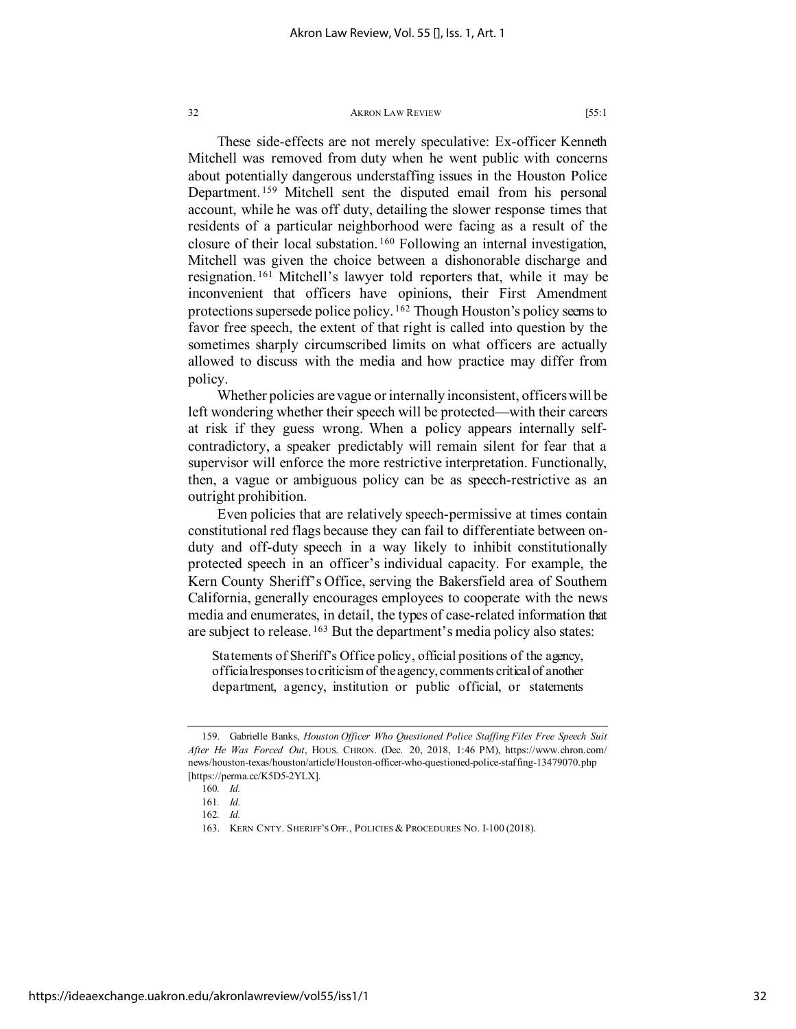These side-effects are not merely speculative: Ex-officer Kenneth Mitchell was removed from duty when he went public with concerns about potentially dangerous understaffing issues in the Houston Police Department.[159] Mitchell sent the disputed email from his personal account, while he was off duty, detailing the slower response times that residents of a particular neighborhood were facing as a result of the closure of their local substation.[160] Following an internal investigation, Mitchell was given the choice between a dishonorable discharge and resignation.[161] Mitchell's lawyer told reporters that, while it may be inconvenient that officers have opinions, their First Amendment protections supersede police policy.[162] Though Houston's policy seems to favor free speech, the extent of that right is called into question by the sometimes sharply circumscribed limits on what officers are actually allowed to discuss with the media and how practice may differ from policy.

Whether policies are vague or internally inconsistent, officers will be left wondering whether their speech will be protected—with their careers at risk if they guess wrong. When a policy appears internally self-contradictory, a speaker predictably will remain silent for fear that a supervisor will enforce the more restrictive interpretation. Functionally, then, a vague or ambiguous policy can be as speech-restrictive as an outright prohibition.

Even policies that are relatively speech-permissive at times contain constitutional red flags because they can fail to differentiate between on-duty and off-duty speech in a way likely to inhibit constitutionally protected speech in an officer's individual capacity. For example, the Kern County Sheriff's Office, serving the Bakersfield area of Southern California, generally encourages employees to cooperate with the news media and enumerates, in detail, the types of case-related information that are subject to release.[163] But the department's media policy also states:

> Statements of Sheriff's Office policy, official positions of the agency, official responses to criticism of the agency, comments critical of another department, agency, institution or public official, or statements

---

159. Gabrielle Banks, *Houston Officer Who Questioned Police Staffing Files Free Speech Suit After He Was Forced Out*, HOUS. CHRON. (Dec. 20, 2018, 1:46 PM), https://www.chron.com/news/houston-texas/houston/article/Houston-officer-who-questioned-police-staffing-13479070.php [https://perma.cc/K5D5-2YLX].

160. *Id.*

161. *Id.*

162. *Id.*

163. KERN CNTY. SHERIFF'S OFF., POLICIES & PROCEDURES NO. I-100 (2018).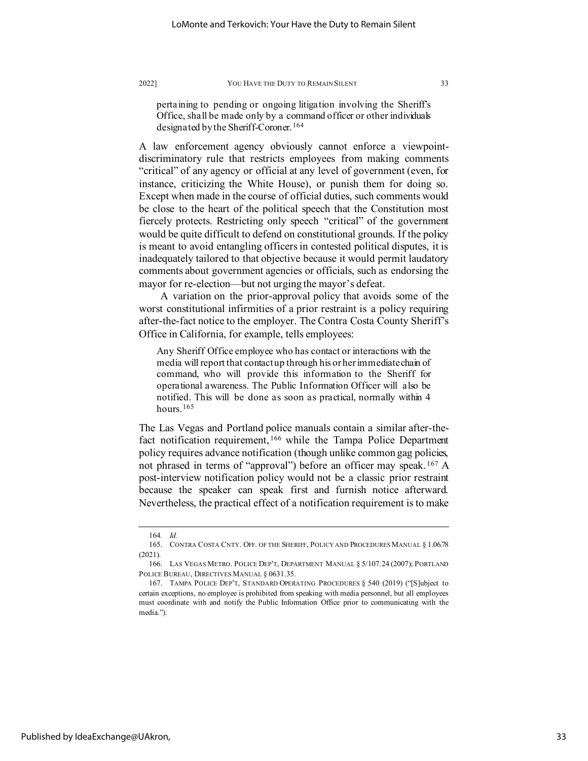pertaining to pending or ongoing litigation involving the Sheriff's Office, shall be made only by a command officer or other individuals designated by the Sheriff-Coroner.[164]

A law enforcement agency obviously cannot enforce a viewpoint-discriminatory rule that restricts employees from making comments "critical" of any agency or official at any level of government (even, for instance, criticizing the White House), or punish them for doing so. Except when made in the course of official duties, such comments would be close to the heart of the political speech that the Constitution most fiercely protects. Restricting only speech "critical" of the government would be quite difficult to defend on constitutional grounds. If the policy is meant to avoid entangling officers in contested political disputes, it is inadequately tailored to that objective because it would permit laudatory comments about government agencies or officials, such as endorsing the mayor for re-election—but not urging the mayor's defeat.

A variation on the prior-approval policy that avoids some of the worst constitutional infirmities of a prior restraint is a policy requiring after-the-fact notice to the employer. The Contra Costa County Sheriff's Office in California, for example, tells employees:

> Any Sheriff Office employee who has contact or interactions with the media will report that contact up through his or her immediate chain of command, who will provide this information to the Sheriff for operational awareness. The Public Information Officer will also be notified. This will be done as soon as practical, normally within 4 hours.[165]

The Las Vegas and Portland police manuals contain a similar after-the-fact notification requirement,[166] while the Tampa Police Department policy requires advance notification (though unlike common gag policies, not phrased in terms of "approval") before an officer may speak.[167] A post-interview notification policy would not be a classic prior restraint because the speaker can speak first and furnish notice afterward. Nevertheless, the practical effect of a notification requirement is to make

---

164. *Id.*

165. CONTRA COSTA CNTY. OFF. OF THE SHERIFF, POLICY AND PROCEDURES MANUAL § 1.06.78 (2021).

166. LAS VEGAS METRO. POLICE DEP'T, DEPARTMENT MANUAL § 5/107.24 (2007); PORTLAND POLICE BUREAU, DIRECTIVES MANUAL § 0631.35.

167. TAMPA POLICE DEP'T, STANDARD OPERATING PROCEDURES § 540 (2019) ("[S]ubject to certain exceptions, no employee is prohibited from speaking with media personnel, but all employees must coordinate with and notify the Public Information Office prior to communicating with the media.").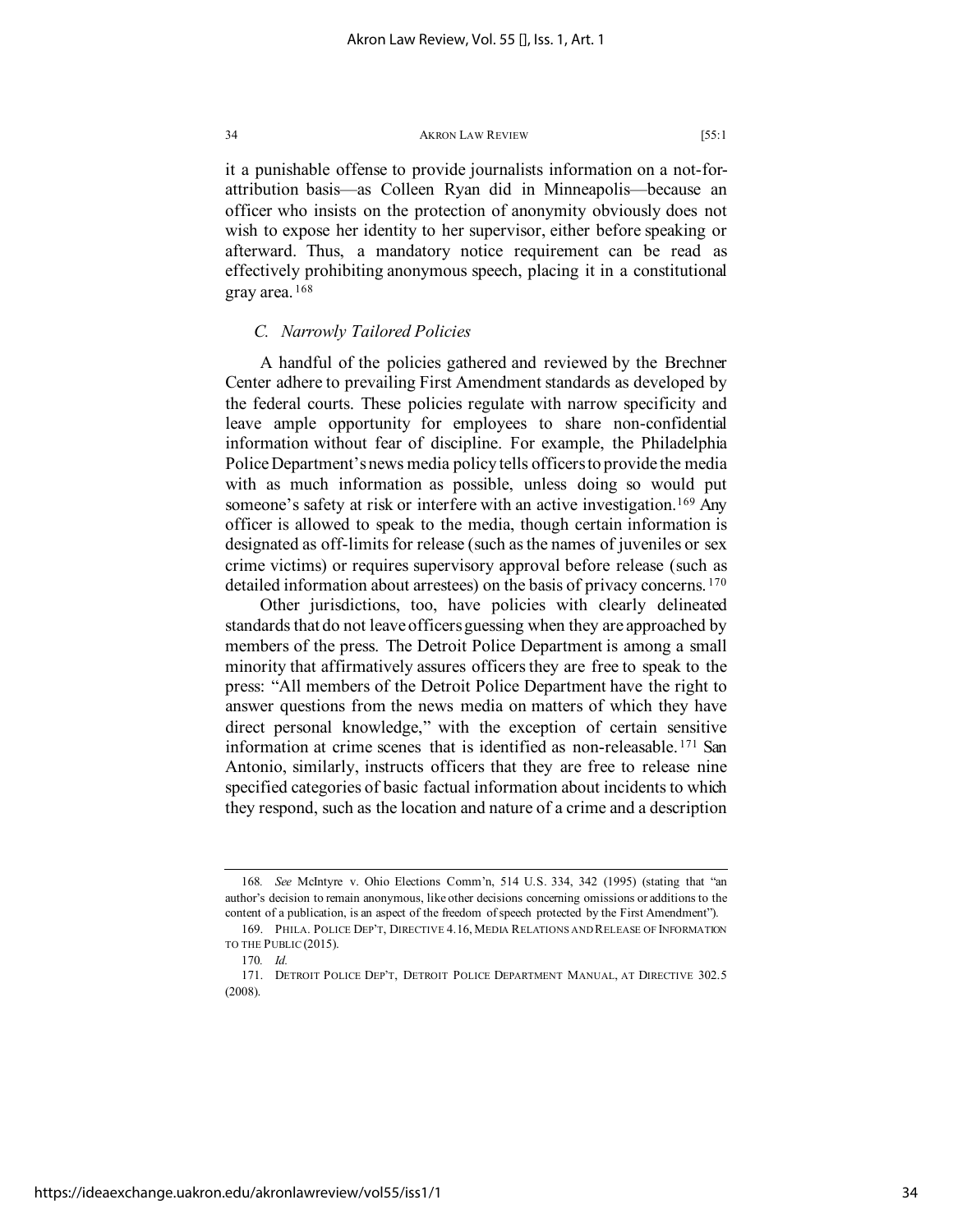it a punishable offense to provide journalists information on a not-for-attribution basis—as Colleen Ryan did in Minneapolis—because an officer who insists on the protection of anonymity obviously does not wish to expose her identity to her supervisor, either before speaking or afterward. Thus, a mandatory notice requirement can be read as effectively prohibiting anonymous speech, placing it in a constitutional gray area.[168]

### *C. Narrowly Tailored Policies*

A handful of the policies gathered and reviewed by the Brechner Center adhere to prevailing First Amendment standards as developed by the federal courts. These policies regulate with narrow specificity and leave ample opportunity for employees to share non-confidential information without fear of discipline. For example, the Philadelphia Police Department's news media policy tells officers to provide the media with as much information as possible, unless doing so would put someone's safety at risk or interfere with an active investigation.[169] Any officer is allowed to speak to the media, though certain information is designated as off-limits for release (such as the names of juveniles or sex crime victims) or requires supervisory approval before release (such as detailed information about arrestees) on the basis of privacy concerns.[170]

Other jurisdictions, too, have policies with clearly delineated standards that do not leave officers guessing when they are approached by members of the press. The Detroit Police Department is among a small minority that affirmatively assures officers they are free to speak to the press: "All members of the Detroit Police Department have the right to answer questions from the news media on matters of which they have direct personal knowledge," with the exception of certain sensitive information at crime scenes that is identified as non-releasable.[171] San Antonio, similarly, instructs officers that they are free to release nine specified categories of basic factual information about incidents to which they respond, such as the location and nature of a crime and a description

---

168. *See* McIntyre v. Ohio Elections Comm'n, 514 U.S. 334, 342 (1995) (stating that "an author's decision to remain anonymous, like other decisions concerning omissions or additions to the content of a publication, is an aspect of the freedom of speech protected by the First Amendment").

169. PHILA. POLICE DEP'T, DIRECTIVE 4.16, MEDIA RELATIONS AND RELEASE OF INFORMATION TO THE PUBLIC (2015).

170. *Id.*

171. DETROIT POLICE DEP'T, DETROIT POLICE DEPARTMENT MANUAL, AT DIRECTIVE 302.5 (2008).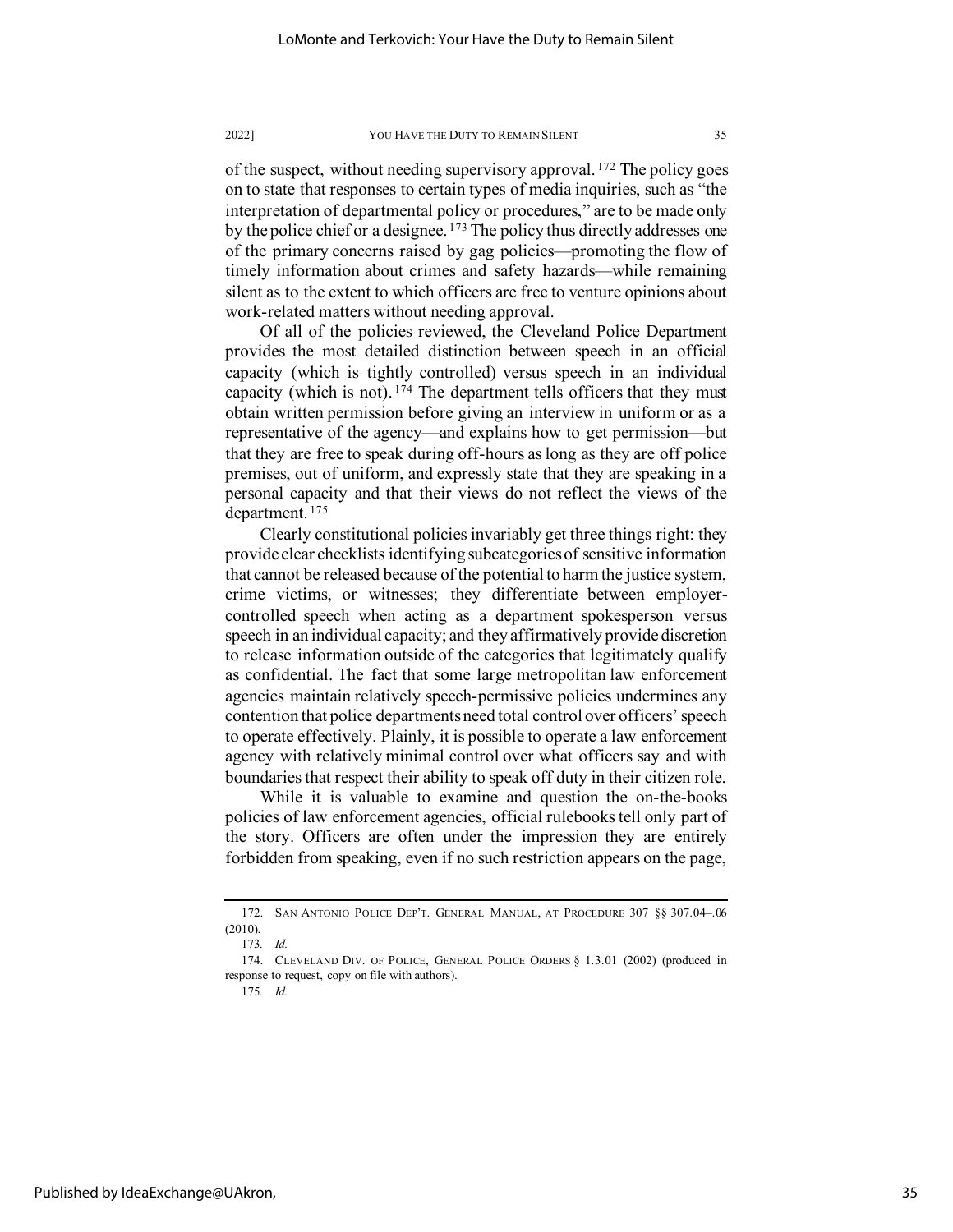of the suspect, without needing supervisory approval.[172] The policy goes on to state that responses to certain types of media inquiries, such as "the interpretation of departmental policy or procedures," are to be made only by the police chief or a designee.[173] The policy thus directly addresses one of the primary concerns raised by gag policies—promoting the flow of timely information about crimes and safety hazards—while remaining silent as to the extent to which officers are free to venture opinions about work-related matters without needing approval.

Of all of the policies reviewed, the Cleveland Police Department provides the most detailed distinction between speech in an official capacity (which is tightly controlled) versus speech in an individual capacity (which is not).[174] The department tells officers that they must obtain written permission before giving an interview in uniform or as a representative of the agency—and explains how to get permission—but that they are free to speak during off-hours as long as they are off police premises, out of uniform, and expressly state that they are speaking in a personal capacity and that their views do not reflect the views of the department.[175]

Clearly constitutional policies invariably get three things right: they provide clear checklists identifying subcategories of sensitive information that cannot be released because of the potential to harm the justice system, crime victims, or witnesses; they differentiate between employer-controlled speech when acting as a department spokesperson versus speech in an individual capacity; and they affirmatively provide discretion to release information outside of the categories that legitimately qualify as confidential. The fact that some large metropolitan law enforcement agencies maintain relatively speech-permissive policies undermines any contention that police departments need total control over officers' speech to operate effectively. Plainly, it is possible to operate a law enforcement agency with relatively minimal control over what officers say and with boundaries that respect their ability to speak off duty in their citizen role.

While it is valuable to examine and question the on-the-books policies of law enforcement agencies, official rulebooks tell only part of the story. Officers are often under the impression they are entirely forbidden from speaking, even if no such restriction appears on the page,

---

172. SAN ANTONIO POLICE DEP'T. GENERAL MANUAL, AT PROCEDURE 307 §§ 307.04–.06 (2010).

173. *Id.*

174. CLEVELAND DIV. OF POLICE, GENERAL POLICE ORDERS § 1.3.01 (2002) (produced in response to request, copy on file with authors).

175. *Id.*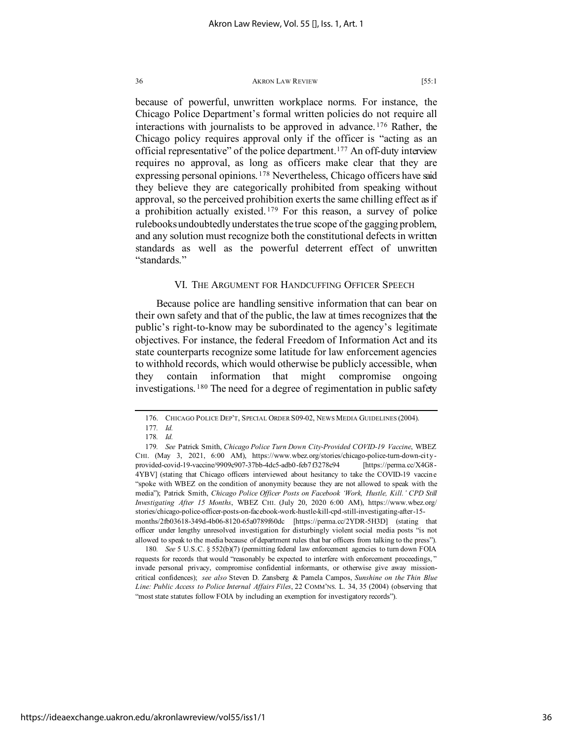because of powerful, unwritten workplace norms. For instance, the Chicago Police Department's formal written policies do not require all interactions with journalists to be approved in advance.[176] Rather, the Chicago policy requires approval only if the officer is "acting as an official representative" of the police department.[177] An off-duty interview requires no approval, as long as officers make clear that they are expressing personal opinions.[178] Nevertheless, Chicago officers have said they believe they are categorically prohibited from speaking without approval, so the perceived prohibition exerts the same chilling effect as if a prohibition actually existed.[179] For this reason, a survey of police rulebooks undoubtedly understates the true scope of the gagging problem, and any solution must recognize both the constitutional defects in written standards as well as the powerful deterrent effect of unwritten "standards."

## VI. The Argument for Handcuffing Officer Speech

Because police are handling sensitive information that can bear on their own safety and that of the public, the law at times recognizes that the public's right-to-know may be subordinated to the agency's legitimate objectives. For instance, the federal Freedom of Information Act and its state counterparts recognize some latitude for law enforcement agencies to withhold records, which would otherwise be publicly accessible, when they contain information that might compromise ongoing investigations.[180] The need for a degree of regimentation in public safety

---

176. Chicago Police Dep't, Special Order S09-02, News Media Guidelines (2004).

177. *Id.*

178. *Id.*

179. *See* Patrick Smith, *Chicago Police Turn Down City-Provided COVID-19 Vaccine*, WBEZ Chi. (May 3, 2021, 6:00 AM), https://www.wbez.org/stories/chicago-police-turn-down-city-provided-covid-19-vaccine/9909c907-37bb-4dc5-adb0-feb7f3278c94 [https://perma.cc/X4G8-4YBV] (stating that Chicago officers interviewed about hesitancy to take the COVID-19 vaccine "spoke with WBEZ on the condition of anonymity because they are not allowed to speak with the media"); Patrick Smith, *Chicago Police Officer Posts on Facebook 'Work, Hustle, Kill.' CPD Still Investigating After 15 Months*, WBEZ Chi. (July 20, 2020 6:00 AM), https://www.wbez.org/stories/chicago-police-officer-posts-on-facebook-work-hustle-kill-cpd-still-investigating-after-15-months/2fb03618-349d-4b06-8120-65a0789f60dc [https://perma.cc/2YDR-5H3D] (stating that officer under lengthy unresolved investigation for disturbingly violent social media posts "is not allowed to speak to the media because of department rules that bar officers from talking to the press").

180. *See* 5 U.S.C. § 552(b)(7) (permitting federal law enforcement agencies to turn down FOIA requests for records that would "reasonably be expected to interfere with enforcement proceedings," invade personal privacy, compromise confidential informants, or otherwise give away mission-critical confidences); *see also* Steven D. Zansberg & Pamela Campos, *Sunshine on the Thin Blue Line: Public Access to Police Internal Affairs Files*, 22 Comm'ns. L. 34, 35 (2004) (observing that "most state statutes follow FOIA by including an exemption for investigatory records").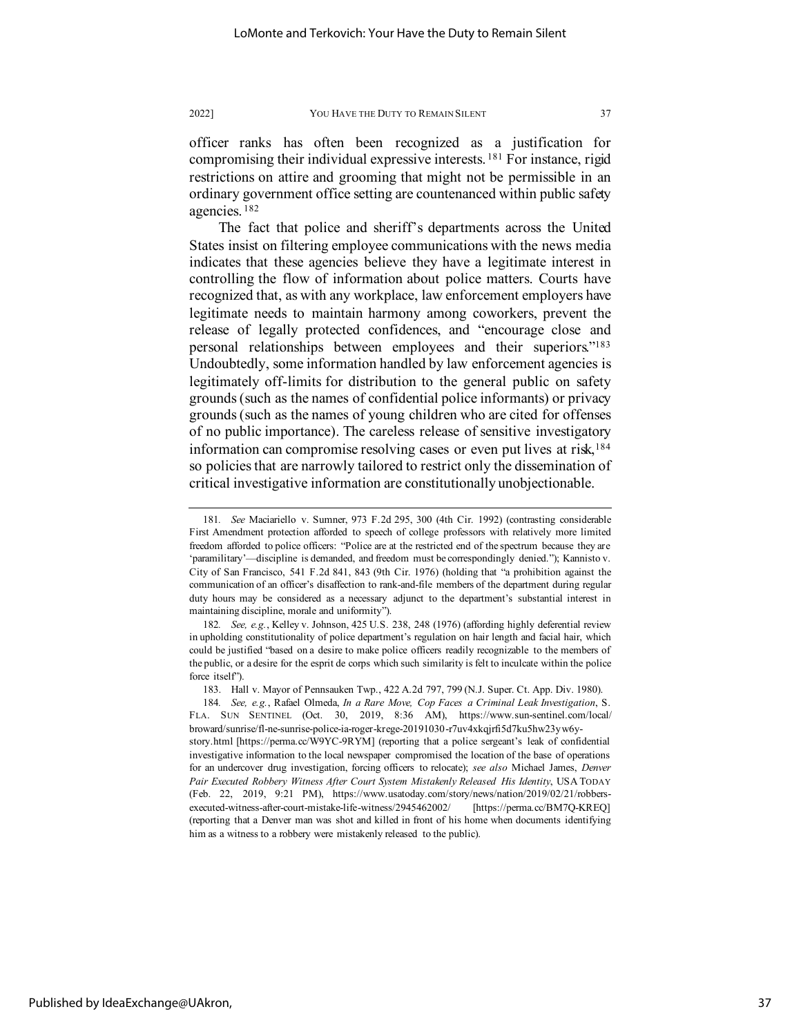officer ranks has often been recognized as a justification for compromising their individual expressive interests.[181] For instance, rigid restrictions on attire and grooming that might not be permissible in an ordinary government office setting are countenanced within public safety agencies.[182]

The fact that police and sheriff's departments across the United States insist on filtering employee communications with the news media indicates that these agencies believe they have a legitimate interest in controlling the flow of information about police matters. Courts have recognized that, as with any workplace, law enforcement employers have legitimate needs to maintain harmony among coworkers, prevent the release of legally protected confidences, and "encourage close and personal relationships between employees and their superiors."[183] Undoubtedly, some information handled by law enforcement agencies is legitimately off-limits for distribution to the general public on safety grounds (such as the names of confidential police informants) or privacy grounds (such as the names of young children who are cited for offenses of no public importance). The careless release of sensitive investigatory information can compromise resolving cases or even put lives at risk,[184] so policies that are narrowly tailored to restrict only the dissemination of critical investigative information are constitutionally unobjectionable.

---

181. *See* Maciariello v. Sumner, 973 F.2d 295, 300 (4th Cir. 1992) (contrasting considerable First Amendment protection afforded to speech of college professors with relatively more limited freedom afforded to police officers: "Police are at the restricted end of the spectrum because they are 'paramilitary'—discipline is demanded, and freedom must be correspondingly denied."); Kannisto v. City of San Francisco, 541 F.2d 841, 843 (9th Cir. 1976) (holding that "a prohibition against the communication of an officer's disaffection to rank-and-file members of the department during regular duty hours may be considered as a necessary adjunct to the department's substantial interest in maintaining discipline, morale and uniformity").

182. *See, e.g.*, Kelley v. Johnson, 425 U.S. 238, 248 (1976) (affording highly deferential review in upholding constitutionality of police department's regulation on hair length and facial hair, which could be justified "based on a desire to make police officers readily recognizable to the members of the public, or a desire for the esprit de corps which such similarity is felt to inculcate within the police force itself").

183. Hall v. Mayor of Pennsauken Twp., 422 A.2d 797, 799 (N.J. Super. Ct. App. Div. 1980).

184. *See, e.g.*, Rafael Olmeda, *In a Rare Move, Cop Faces a Criminal Leak Investigation*, S. FLA. SUN SENTINEL (Oct. 30, 2019, 8:36 AM), https://www.sun-sentinel.com/local/broward/sunrise/fl-ne-sunrise-police-ia-roger-krege-20191030-r7uv4xkqjrfi5d7ku5hw23yw6y-story.html [https://perma.cc/W9YC-9RYM] (reporting that a police sergeant's leak of confidential investigative information to the local newspaper compromised the location of the base of operations for an undercover drug investigation, forcing officers to relocate); *see also* Michael James, *Denver Pair Executed Robbery Witness After Court System Mistakenly Released His Identity*, USA TODAY (Feb. 22, 2019, 9:21 PM), https://www.usatoday.com/story/news/nation/2019/02/21/robbers-executed-witness-after-court-mistake-life-witness/2945462002/ [https://perma.cc/BM7Q-KREQ] (reporting that a Denver man was shot and killed in front of his home when documents identifying him as a witness to a robbery were mistakenly released to the public).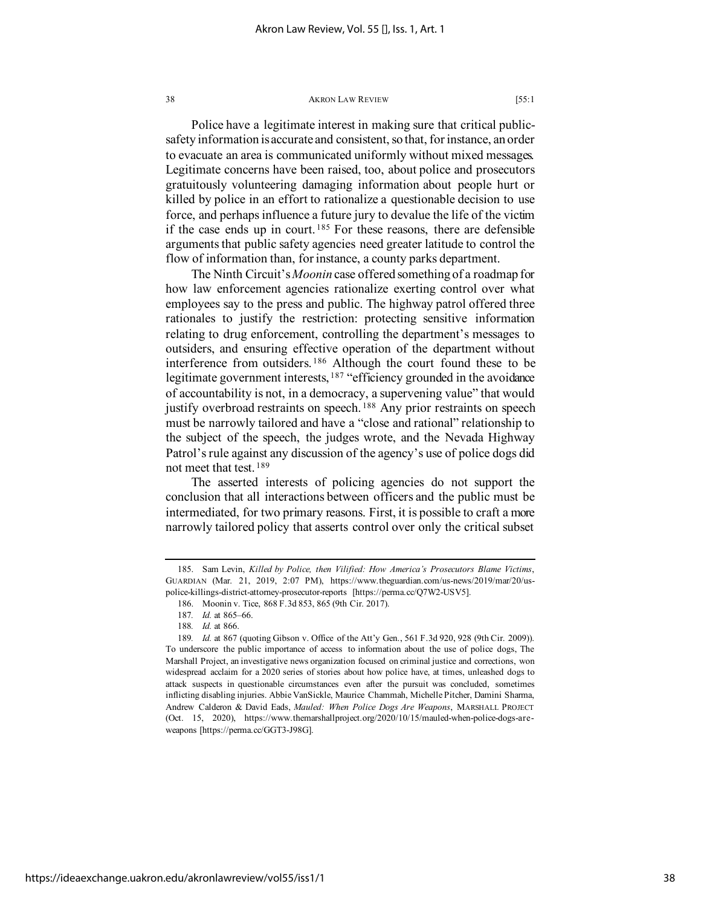Police have a legitimate interest in making sure that critical public-safety information is accurate and consistent, so that, for instance, an order to evacuate an area is communicated uniformly without mixed messages. Legitimate concerns have been raised, too, about police and prosecutors gratuitously volunteering damaging information about people hurt or killed by police in an effort to rationalize a questionable decision to use force, and perhaps influence a future jury to devalue the life of the victim if the case ends up in court.[185] For these reasons, there are defensible arguments that public safety agencies need greater latitude to control the flow of information than, for instance, a county parks department.

The Ninth Circuit's *Moonin* case offered something of a roadmap for how law enforcement agencies rationalize exerting control over what employees say to the press and public. The highway patrol offered three rationales to justify the restriction: protecting sensitive information relating to drug enforcement, controlling the department's messages to outsiders, and ensuring effective operation of the department without interference from outsiders.[186] Although the court found these to be legitimate government interests,[187] "efficiency grounded in the avoidance of accountability is not, in a democracy, a supervening value" that would justify overbroad restraints on speech.[188] Any prior restraints on speech must be narrowly tailored and have a "close and rational" relationship to the subject of the speech, the judges wrote, and the Nevada Highway Patrol's rule against any discussion of the agency's use of police dogs did not meet that test.[189]

The asserted interests of policing agencies do not support the conclusion that all interactions between officers and the public must be intermediated, for two primary reasons. First, it is possible to craft a more narrowly tailored policy that asserts control over only the critical subset

---

185. Sam Levin, *Killed by Police, then Vilified: How America's Prosecutors Blame Victims*, GUARDIAN (Mar. 21, 2019, 2:07 PM), https://www.theguardian.com/us-news/2019/mar/20/us-police-killings-district-attorney-prosecutor-reports [https://perma.cc/Q7W2-USV5].

186. Moonin v. Tice, 868 F.3d 853, 865 (9th Cir. 2017).

187. *Id.* at 865–66.

188. *Id.* at 866.

189. *Id.* at 867 (quoting Gibson v. Office of the Att'y Gen., 561 F.3d 920, 928 (9th Cir. 2009)). To underscore the public importance of access to information about the use of police dogs, The Marshall Project, an investigative news organization focused on criminal justice and corrections, won widespread acclaim for a 2020 series of stories about how police have, at times, unleashed dogs to attack suspects in questionable circumstances even after the pursuit was concluded, sometimes inflicting disabling injuries. Abbie VanSickle, Maurice Chammah, Michelle Pitcher, Damini Sharma, Andrew Calderon & David Eads, *Mauled: When Police Dogs Are Weapons*, MARSHALL PROJECT (Oct. 15, 2020), https://www.themarshallproject.org/2020/10/15/mauled-when-police-dogs-are-weapons [https://perma.cc/GGT3-J98G].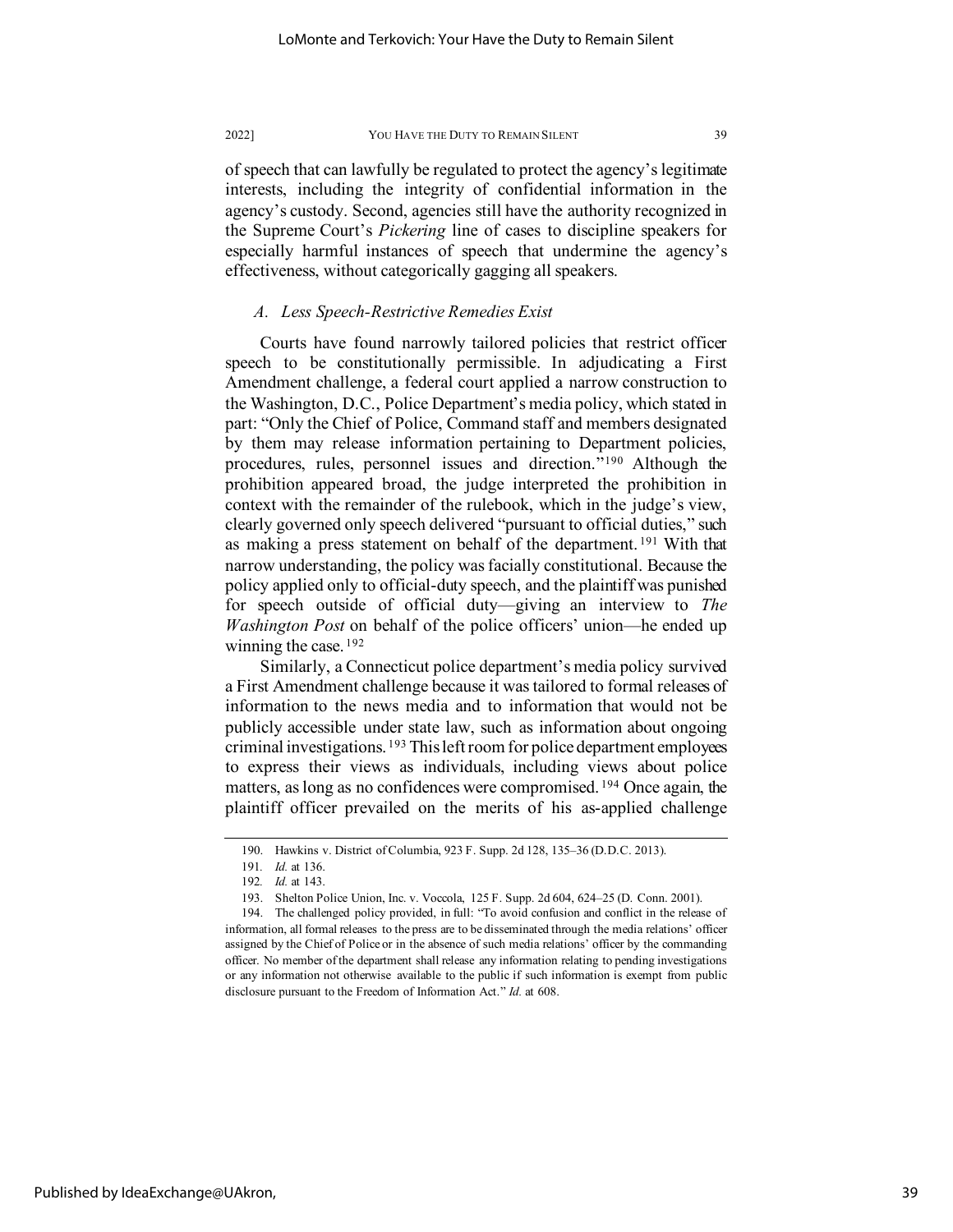of speech that can lawfully be regulated to protect the agency's legitimate interests, including the integrity of confidential information in the agency's custody. Second, agencies still have the authority recognized in the Supreme Court's *Pickering* line of cases to discipline speakers for especially harmful instances of speech that undermine the agency's effectiveness, without categorically gagging all speakers.

### *A. Less Speech-Restrictive Remedies Exist*

Courts have found narrowly tailored policies that restrict officer speech to be constitutionally permissible. In adjudicating a First Amendment challenge, a federal court applied a narrow construction to the Washington, D.C., Police Department's media policy, which stated in part: "Only the Chief of Police, Command staff and members designated by them may release information pertaining to Department policies, procedures, rules, personnel issues and direction."[190] Although the prohibition appeared broad, the judge interpreted the prohibition in context with the remainder of the rulebook, which in the judge's view, clearly governed only speech delivered "pursuant to official duties," such as making a press statement on behalf of the department.[191] With that narrow understanding, the policy was facially constitutional. Because the policy applied only to official-duty speech, and the plaintiff was punished for speech outside of official duty—giving an interview to *The Washington Post* on behalf of the police officers' union—he ended up winning the case.[192]

Similarly, a Connecticut police department's media policy survived a First Amendment challenge because it was tailored to formal releases of information to the news media and to information that would not be publicly accessible under state law, such as information about ongoing criminal investigations.[193] This left room for police department employees to express their views as individuals, including views about police matters, as long as no confidences were compromised.[194] Once again, the plaintiff officer prevailed on the merits of his as-applied challenge

---

190. Hawkins v. District of Columbia, 923 F. Supp. 2d 128, 135–36 (D.D.C. 2013).

191. *Id.* at 136.

192. *Id.* at 143.

193. Shelton Police Union, Inc. v. Voccola, 125 F. Supp. 2d 604, 624–25 (D. Conn. 2001).

194. The challenged policy provided, in full: "To avoid confusion and conflict in the release of information, all formal releases to the press are to be disseminated through the media relations' officer assigned by the Chief of Police or in the absence of such media relations' officer by the commanding officer. No member of the department shall release any information relating to pending investigations or any information not otherwise available to the public if such information is exempt from public disclosure pursuant to the Freedom of Information Act." *Id.* at 608.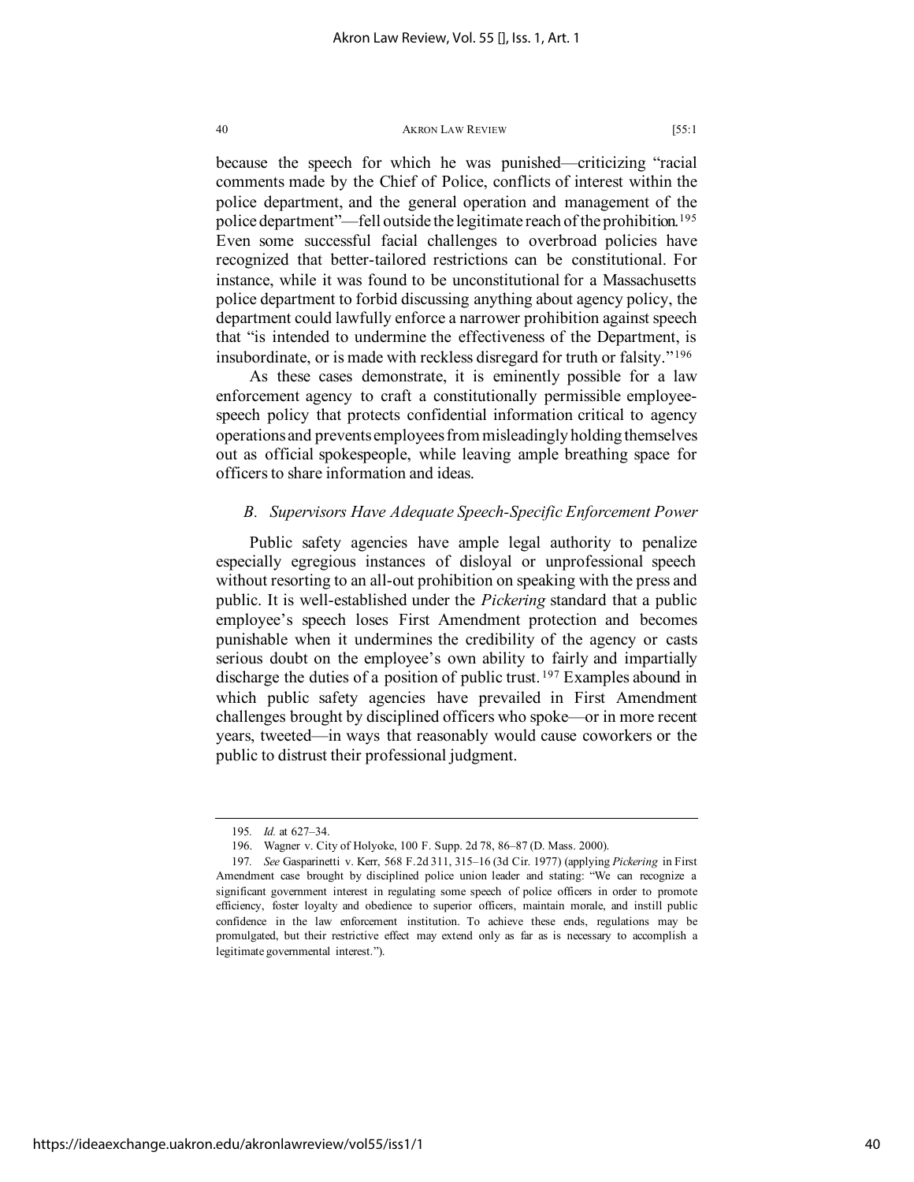because the speech for which he was punished—criticizing "racial comments made by the Chief of Police, conflicts of interest within the police department, and the general operation and management of the police department"—fell outside the legitimate reach of the prohibition.[195] Even some successful facial challenges to overbroad policies have recognized that better-tailored restrictions can be constitutional. For instance, while it was found to be unconstitutional for a Massachusetts police department to forbid discussing anything about agency policy, the department could lawfully enforce a narrower prohibition against speech that "is intended to undermine the effectiveness of the Department, is insubordinate, or is made with reckless disregard for truth or falsity."[196]

As these cases demonstrate, it is eminently possible for a law enforcement agency to craft a constitutionally permissible employee-speech policy that protects confidential information critical to agency operations and prevents employees from misleadingly holding themselves out as official spokespeople, while leaving ample breathing space for officers to share information and ideas.

### *B. Supervisors Have Adequate Speech-Specific Enforcement Power*

Public safety agencies have ample legal authority to penalize especially egregious instances of disloyal or unprofessional speech without resorting to an all-out prohibition on speaking with the press and public. It is well-established under the *Pickering* standard that a public employee's speech loses First Amendment protection and becomes punishable when it undermines the credibility of the agency or casts serious doubt on the employee's own ability to fairly and impartially discharge the duties of a position of public trust.[197] Examples abound in which public safety agencies have prevailed in First Amendment challenges brought by disciplined officers who spoke—or in more recent years, tweeted—in ways that reasonably would cause coworkers or the public to distrust their professional judgment.

---

195. *Id.* at 627–34.

196. Wagner v. City of Holyoke, 100 F. Supp. 2d 78, 86–87 (D. Mass. 2000).

197. *See* Gasparinetti v. Kerr, 568 F.2d 311, 315–16 (3d Cir. 1977) (applying *Pickering* in First Amendment case brought by disciplined police union leader and stating: "We can recognize a significant government interest in regulating some speech of police officers in order to promote efficiency, foster loyalty and obedience to superior officers, maintain morale, and instill public confidence in the law enforcement institution. To achieve these ends, regulations may be promulgated, but their restrictive effect may extend only as far as is necessary to accomplish a legitimate governmental interest.").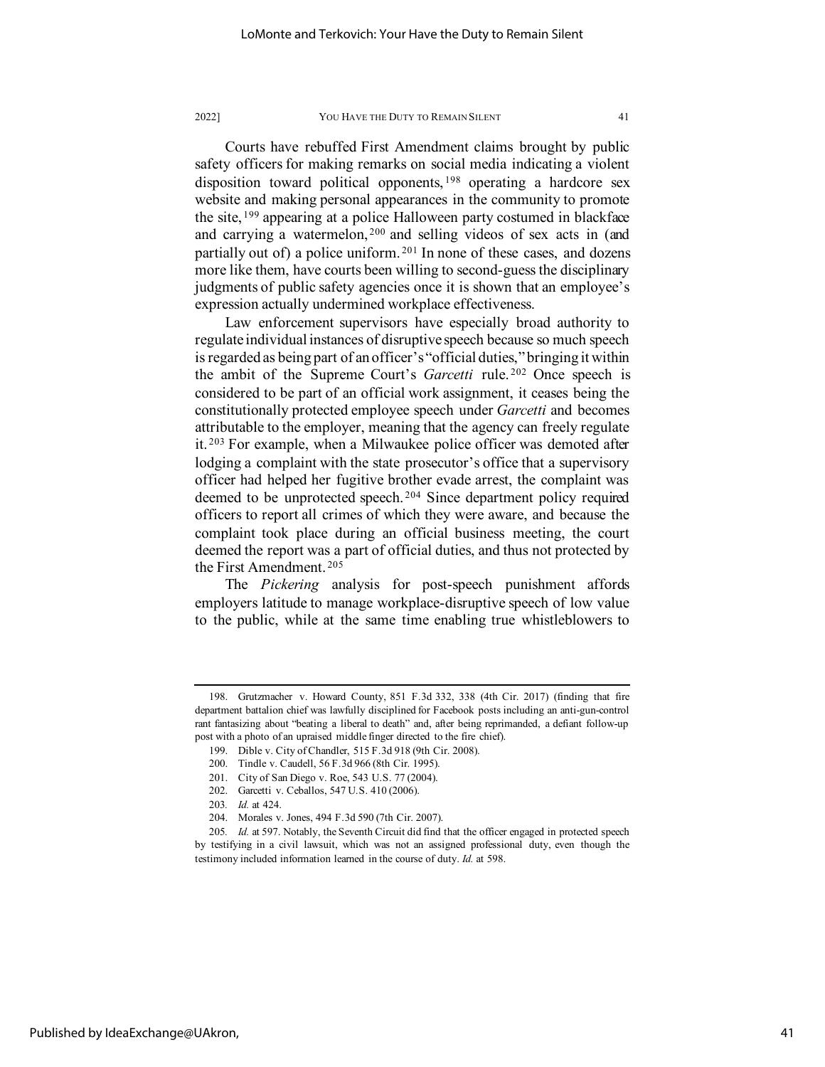Courts have rebuffed First Amendment claims brought by public safety officers for making remarks on social media indicating a violent disposition toward political opponents,[198] operating a hardcore sex website and making personal appearances in the community to promote the site,[199] appearing at a police Halloween party costumed in blackface and carrying a watermelon,[200] and selling videos of sex acts in (and partially out of) a police uniform.[201] In none of these cases, and dozens more like them, have courts been willing to second-guess the disciplinary judgments of public safety agencies once it is shown that an employee's expression actually undermined workplace effectiveness.

Law enforcement supervisors have especially broad authority to regulate individual instances of disruptive speech because so much speech is regarded as being part of an officer's "official duties," bringing it within the ambit of the Supreme Court's *Garcetti* rule.[202] Once speech is considered to be part of an official work assignment, it ceases being the constitutionally protected employee speech under *Garcetti* and becomes attributable to the employer, meaning that the agency can freely regulate it.[203] For example, when a Milwaukee police officer was demoted after lodging a complaint with the state prosecutor's office that a supervisory officer had helped her fugitive brother evade arrest, the complaint was deemed to be unprotected speech.[204] Since department policy required officers to report all crimes of which they were aware, and because the complaint took place during an official business meeting, the court deemed the report was a part of official duties, and thus not protected by the First Amendment.[205]

The *Pickering* analysis for post-speech punishment affords employers latitude to manage workplace-disruptive speech of low value to the public, while at the same time enabling true whistleblowers to

---

198. Grutzmacher v. Howard County, 851 F.3d 332, 338 (4th Cir. 2017) (finding that fire department battalion chief was lawfully disciplined for Facebook posts including an anti-gun-control rant fantasizing about "beating a liberal to death" and, after being reprimanded, a defiant follow-up post with a photo of an upraised middle finger directed to the fire chief).

199. Dible v. City of Chandler, 515 F.3d 918 (9th Cir. 2008).

200. Tindle v. Caudell, 56 F.3d 966 (8th Cir. 1995).

201. City of San Diego v. Roe, 543 U.S. 77 (2004).

202. Garcetti v. Ceballos, 547 U.S. 410 (2006).

203. *Id.* at 424.

204. Morales v. Jones, 494 F.3d 590 (7th Cir. 2007).

205. *Id.* at 597. Notably, the Seventh Circuit did find that the officer engaged in protected speech by testifying in a civil lawsuit, which was not an assigned professional duty, even though the testimony included information learned in the course of duty. *Id.* at 598.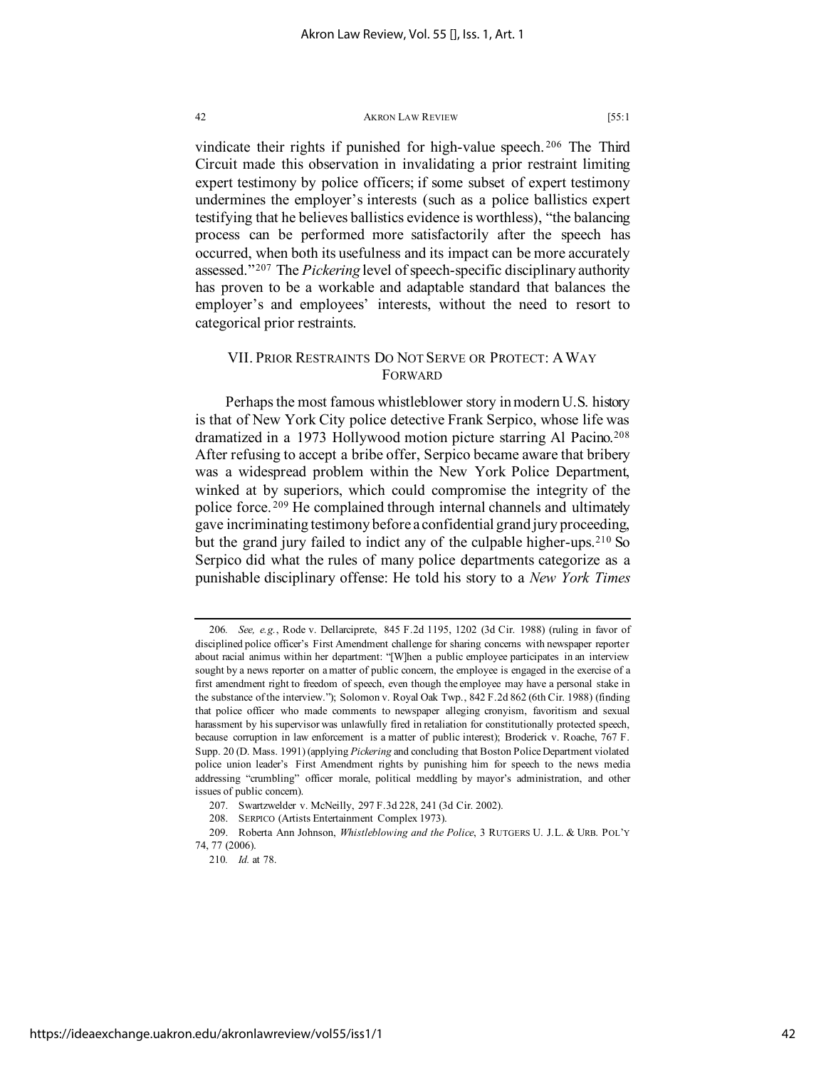vindicate their rights if punished for high-value speech.[206] The Third Circuit made this observation in invalidating a prior restraint limiting expert testimony by police officers; if some subset of expert testimony undermines the employer's interests (such as a police ballistics expert testifying that he believes ballistics evidence is worthless), "the balancing process can be performed more satisfactorily after the speech has occurred, when both its usefulness and its impact can be more accurately assessed."[207] The *Pickering* level of speech-specific disciplinary authority has proven to be a workable and adaptable standard that balances the employer's and employees' interests, without the need to resort to categorical prior restraints.

## VII. PRIOR RESTRAINTS DO NOT SERVE OR PROTECT: A WAY FORWARD

Perhaps the most famous whistleblower story in modern U.S. history is that of New York City police detective Frank Serpico, whose life was dramatized in a 1973 Hollywood motion picture starring Al Pacino.[208] After refusing to accept a bribe offer, Serpico became aware that bribery was a widespread problem within the New York Police Department, winked at by superiors, which could compromise the integrity of the police force.[209] He complained through internal channels and ultimately gave incriminating testimony before a confidential grand jury proceeding, but the grand jury failed to indict any of the culpable higher-ups.[210] So Serpico did what the rules of many police departments categorize as a punishable disciplinary offense: He told his story to a *New York Times*

---

206. *See, e.g.*, Rode v. Dellarciprete, 845 F.2d 1195, 1202 (3d Cir. 1988) (ruling in favor of disciplined police officer's First Amendment challenge for sharing concerns with newspaper reporter about racial animus within her department: "[W]hen a public employee participates in an interview sought by a news reporter on a matter of public concern, the employee is engaged in the exercise of a first amendment right to freedom of speech, even though the employee may have a personal stake in the substance of the interview."); Solomon v. Royal Oak Twp., 842 F.2d 862 (6th Cir. 1988) (finding that police officer who made comments to newspaper alleging cronyism, favoritism and sexual harassment by his supervisor was unlawfully fired in retaliation for constitutionally protected speech, because corruption in law enforcement is a matter of public interest); Broderick v. Roache, 767 F. Supp. 20 (D. Mass. 1991) (applying *Pickering* and concluding that Boston Police Department violated police union leader's First Amendment rights by punishing him for speech to the news media addressing "crumbling" officer morale, political meddling by mayor's administration, and other issues of public concern).

207. Swartzwelder v. McNeilly, 297 F.3d 228, 241 (3d Cir. 2002).

208. SERPICO (Artists Entertainment Complex 1973).

209. Roberta Ann Johnson, *Whistleblowing and the Police*, 3 RUTGERS U. J.L. & URB. POL'Y 74, 77 (2006).

210. *Id.* at 78.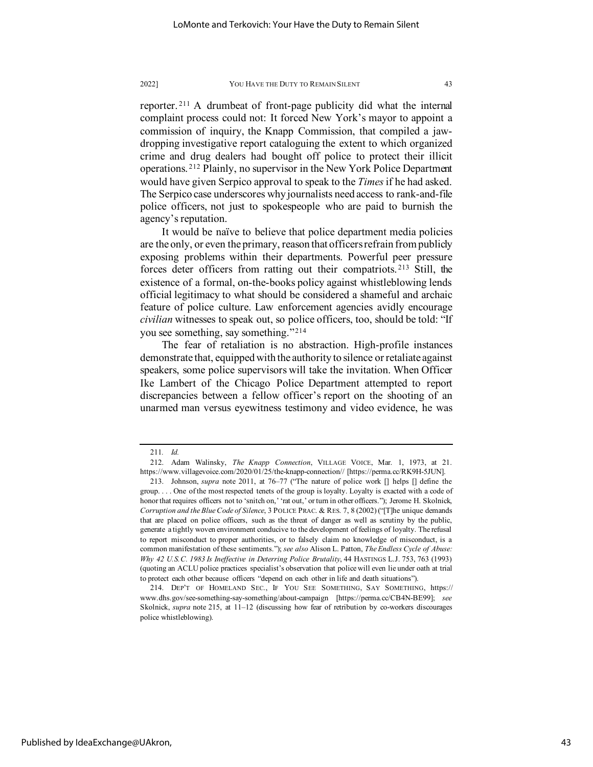reporter.[211] A drumbeat of front-page publicity did what the internal complaint process could not: It forced New York's mayor to appoint a commission of inquiry, the Knapp Commission, that compiled a jaw-dropping investigative report cataloguing the extent to which organized crime and drug dealers had bought off police to protect their illicit operations.[212] Plainly, no supervisor in the New York Police Department would have given Serpico approval to speak to the *Times* if he had asked. The Serpico case underscores why journalists need access to rank-and-file police officers, not just to spokespeople who are paid to burnish the agency's reputation.

It would be naïve to believe that police department media policies are the only, or even the primary, reason that officers refrain from publicly exposing problems within their departments. Powerful peer pressure forces deter officers from ratting out their compatriots.[213] Still, the existence of a formal, on-the-books policy against whistleblowing lends official legitimacy to what should be considered a shameful and archaic feature of police culture. Law enforcement agencies avidly encourage *civilian* witnesses to speak out, so police officers, too, should be told: "If you see something, say something."[214]

The fear of retaliation is no abstraction. High-profile instances demonstrate that, equipped with the authority to silence or retaliate against speakers, some police supervisors will take the invitation. When Officer Ike Lambert of the Chicago Police Department attempted to report discrepancies between a fellow officer's report on the shooting of an unarmed man versus eyewitness testimony and video evidence, he was

---

211. *Id.*

212. Adam Walinsky, *The Knapp Connection*, VILLAGE VOICE, Mar. 1, 1973, at 21. https://www.villagevoice.com/2020/01/25/the-knapp-connection// [https://perma.cc/RK9H-5JUN].

213. Johnson, *supra* note 2011, at 76–77 ("The nature of police work [] helps [] define the group. . . . One of the most respected tenets of the group is loyalty. Loyalty is exacted with a code of honor that requires officers not to 'snitch on,' 'rat out,' or turn in other officers."); Jerome H. Skolnick, *Corruption and the Blue Code of Silence*, 3 POLICE PRAC. & RES. 7, 8 (2002) ("[T]he unique demands that are placed on police officers, such as the threat of danger as well as scrutiny by the public, generate a tightly woven environment conducive to the development of feelings of loyalty. The refusal to report misconduct to proper authorities, or to falsely claim no knowledge of misconduct, is a common manifestation of these sentiments."); *see also* Alison L. Patton, *The Endless Cycle of Abuse: Why 42 U.S.C. 1983 Is Ineffective in Deterring Police Brutality*, 44 HASTINGS L.J. 753, 763 (1993) (quoting an ACLU police practices specialist's observation that police will even lie under oath at trial to protect each other because officers "depend on each other in life and death situations").

214. DEP'T OF HOMELAND SEC., IF YOU SEE SOMETHING, SAY SOMETHING, https://www.dhs.gov/see-something-say-something/about-campaign [https://perma.cc/CB4N-BE99]; *see* Skolnick, *supra* note 215, at 11–12 (discussing how fear of retribution by co-workers discourages police whistleblowing).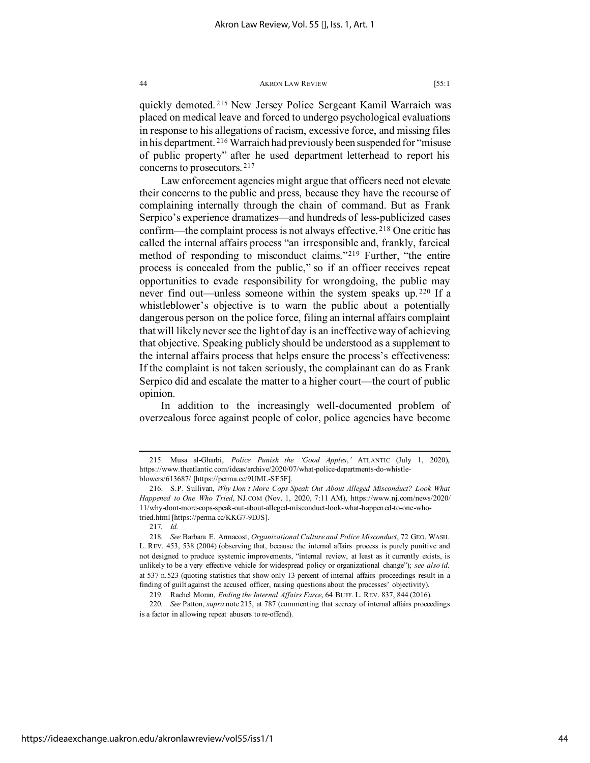quickly demoted.[215] New Jersey Police Sergeant Kamil Warraich was placed on medical leave and forced to undergo psychological evaluations in response to his allegations of racism, excessive force, and missing files in his department.[216] Warraich had previously been suspended for "misuse of public property" after he used department letterhead to report his concerns to prosecutors.[217]

Law enforcement agencies might argue that officers need not elevate their concerns to the public and press, because they have the recourse of complaining internally through the chain of command. But as Frank Serpico's experience dramatizes—and hundreds of less-publicized cases confirm—the complaint process is not always effective.[218] One critic has called the internal affairs process "an irresponsible and, frankly, farcical method of responding to misconduct claims."[219] Further, "the entire process is concealed from the public," so if an officer receives repeat opportunities to evade responsibility for wrongdoing, the public may never find out—unless someone within the system speaks up.[220] If a whistleblower's objective is to warn the public about a potentially dangerous person on the police force, filing an internal affairs complaint that will likely never see the light of day is an ineffective way of achieving that objective. Speaking publicly should be understood as a supplement to the internal affairs process that helps ensure the process's effectiveness: If the complaint is not taken seriously, the complainant can do as Frank Serpico did and escalate the matter to a higher court—the court of public opinion.

In addition to the increasingly well-documented problem of overzealous force against people of color, police agencies have become

---

215. Musa al-Gharbi, *Police Punish the 'Good Apples*,*'* ATLANTIC (July 1, 2020), https://www.theatlantic.com/ideas/archive/2020/07/what-police-departments-do-whistle-blowers/613687/ [https://perma.cc/9UML-SF5F].

216. S.P. Sullivan, *Why Don't More Cops Speak Out About Alleged Misconduct? Look What Happened to One Who Tried*, NJ.COM (Nov. 1, 2020, 7:11 AM), https://www.nj.com/news/2020/11/why-dont-more-cops-speak-out-about-alleged-misconduct-look-what-happened-to-one-who-tried.html [https://perma.cc/KKG7-9DJS].

217. *Id.*

218. *See* Barbara E. Armacost, *Organizational Culture and Police Misconduct*, 72 GEO. WASH. L. REV. 453, 538 (2004) (observing that, because the internal affairs process is purely punitive and not designed to produce systemic improvements, "internal review, at least as it currently exists, is unlikely to be a very effective vehicle for widespread policy or organizational change"); *see also id.* at 537 n.523 (quoting statistics that show only 13 percent of internal affairs proceedings result in a finding of guilt against the accused officer, raising questions about the processes' objectivity).

219. Rachel Moran, *Ending the Internal Affairs Farce*, 64 BUFF. L. REV. 837, 844 (2016).

220. *See* Patton, *supra* note 215, at 787 (commenting that secrecy of internal affairs proceedings is a factor in allowing repeat abusers to re-offend).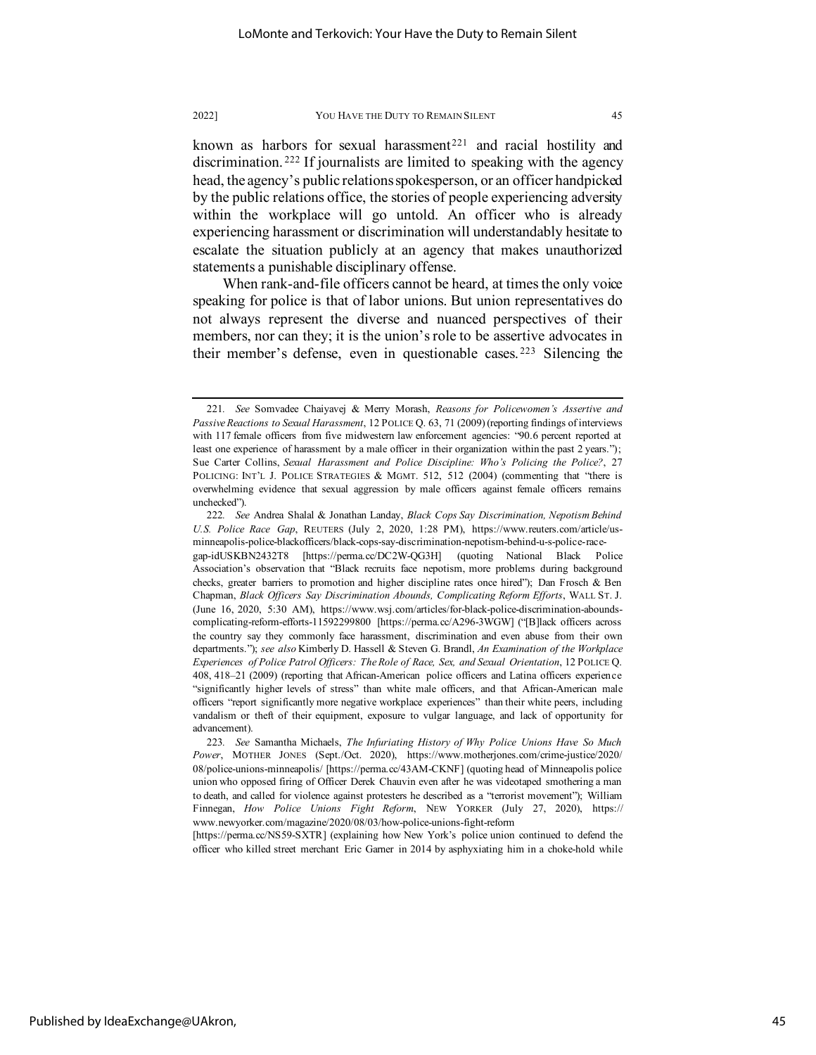known as harbors for sexual harassment[221] and racial hostility and discrimination.[222] If journalists are limited to speaking with the agency head, the agency's public relations spokesperson, or an officer handpicked by the public relations office, the stories of people experiencing adversity within the workplace will go untold. An officer who is already experiencing harassment or discrimination will understandably hesitate to escalate the situation publicly at an agency that makes unauthorized statements a punishable disciplinary offense.

When rank-and-file officers cannot be heard, at times the only voice speaking for police is that of labor unions. But union representatives do not always represent the diverse and nuanced perspectives of their members, nor can they; it is the union's role to be assertive advocates in their member's defense, even in questionable cases.[223] Silencing the

---

221. *See* Somvadee Chaiyavej & Merry Morash, *Reasons for Policewomen's Assertive and Passive Reactions to Sexual Harassment*, 12 POLICE Q. 63, 71 (2009) (reporting findings of interviews with 117 female officers from five midwestern law enforcement agencies: "90.6 percent reported at least one experience of harassment by a male officer in their organization within the past 2 years."); Sue Carter Collins, *Sexual Harassment and Police Discipline: Who's Policing the Police?*, 27 POLICING: INT'L J. POLICE STRATEGIES & MGMT. 512, 512 (2004) (commenting that "there is overwhelming evidence that sexual aggression by male officers against female officers remains unchecked").

222. *See* Andrea Shalal & Jonathan Landay, *Black Cops Say Discrimination, Nepotism Behind U.S. Police Race Gap*, REUTERS (July 2, 2020, 1:28 PM), https://www.reuters.com/article/us-minneapolis-police-blackofficers/black-cops-say-discrimination-nepotism-behind-u-s-police-race-gap-idUSKBN2432T8 [https://perma.cc/DC2W-QG3H] (quoting National Black Police Association's observation that "Black recruits face nepotism, more problems during background checks, greater barriers to promotion and higher discipline rates once hired"); Dan Frosch & Ben Chapman, *Black Officers Say Discrimination Abounds, Complicating Reform Efforts*, WALL ST. J. (June 16, 2020, 5:30 AM), https://www.wsj.com/articles/for-black-police-discrimination-abounds-complicating-reform-efforts-11592299800 [https://perma.cc/A296-3WGW] ("[B]lack officers across the country say they commonly face harassment, discrimination and even abuse from their own departments."); *see also* Kimberly D. Hassell & Steven G. Brandl, *An Examination of the Workplace Experiences of Police Patrol Officers: The Role of Race, Sex, and Sexual Orientation*, 12 POLICE Q. 408, 418–21 (2009) (reporting that African-American police officers and Latina officers experience "significantly higher levels of stress" than white male officers, and that African-American male officers "report significantly more negative workplace experiences" than their white peers, including vandalism or theft of their equipment, exposure to vulgar language, and lack of opportunity for advancement).

223. *See* Samantha Michaels, *The Infuriating History of Why Police Unions Have So Much Power*, MOTHER JONES (Sept./Oct. 2020), https://www.motherjones.com/crime-justice/2020/08/police-unions-minneapolis/ [https://perma.cc/43AM-CKNF] (quoting head of Minneapolis police union who opposed firing of Officer Derek Chauvin even after he was videotaped smothering a man to death, and called for violence against protesters he described as a "terrorist movement"); William Finnegan, *How Police Unions Fight Reform*, NEW YORKER (July 27, 2020), https://www.newyorker.com/magazine/2020/08/03/how-police-unions-fight-reform [https://perma.cc/NS59-SXTR] (explaining how New York's police union continued to defend the officer who killed street merchant Eric Garner in 2014 by asphyxiating him in a choke-hold while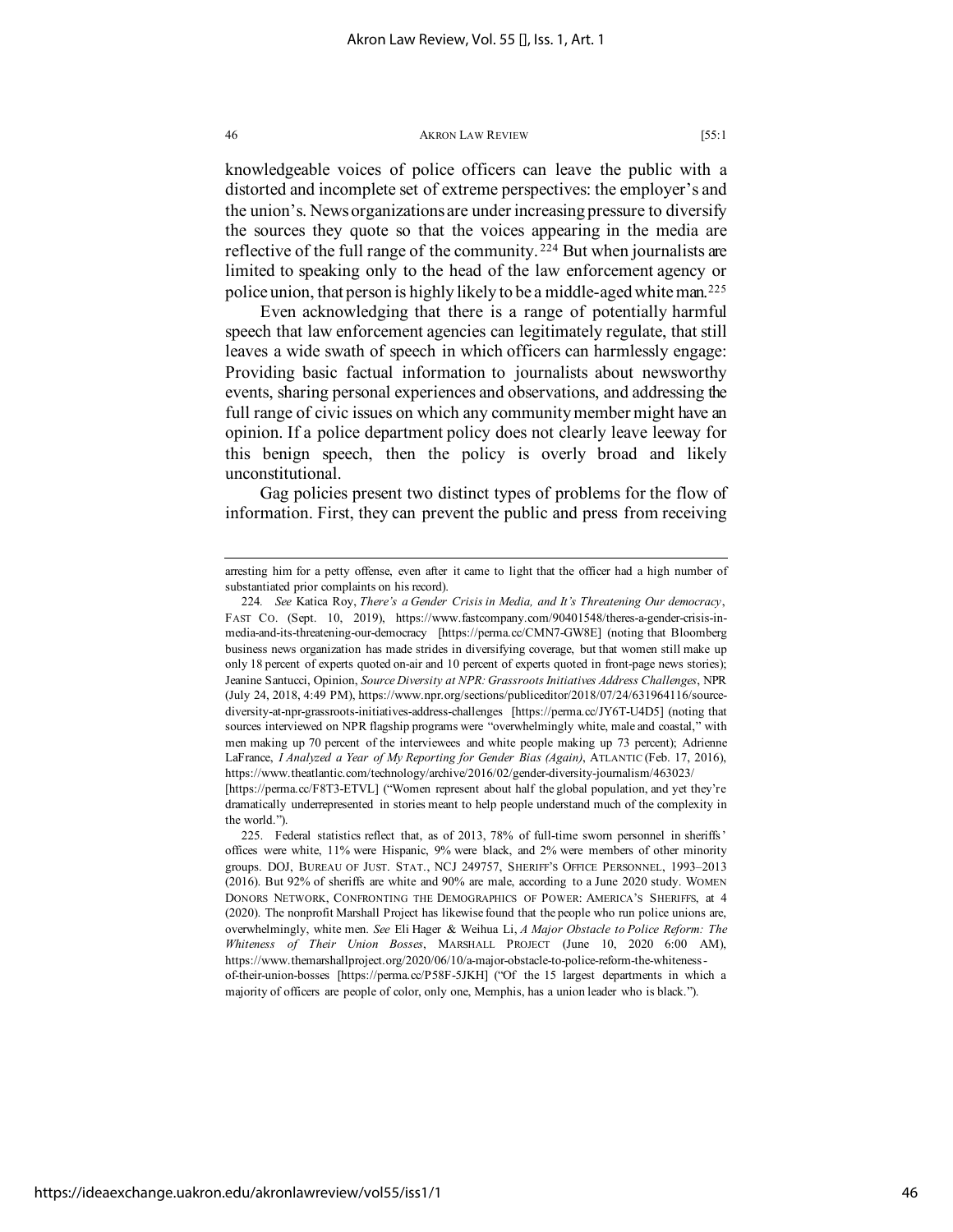knowledgeable voices of police officers can leave the public with a distorted and incomplete set of extreme perspectives: the employer's and the union's. News organizations are under increasing pressure to diversify the sources they quote so that the voices appearing in the media are reflective of the full range of the community.[224] But when journalists are limited to speaking only to the head of the law enforcement agency or police union, that person is highly likely to be a middle-aged white man.[225]

Even acknowledging that there is a range of potentially harmful speech that law enforcement agencies can legitimately regulate, that still leaves a wide swath of speech in which officers can harmlessly engage: Providing basic factual information to journalists about newsworthy events, sharing personal experiences and observations, and addressing the full range of civic issues on which any community member might have an opinion. If a police department policy does not clearly leave leeway for this benign speech, then the policy is overly broad and likely unconstitutional.

Gag policies present two distinct types of problems for the flow of information. First, they can prevent the public and press from receiving

---

arresting him for a petty offense, even after it came to light that the officer had a high number of substantiated prior complaints on his record).

224. *See* Katica Roy, *There's a Gender Crisis in Media, and It's Threatening Our democracy*, FAST CO. (Sept. 10, 2019), https://www.fastcompany.com/90401548/theres-a-gender-crisis-in-media-and-its-threatening-our-democracy [https://perma.cc/CMN7-GW8E] (noting that Bloomberg business news organization has made strides in diversifying coverage, but that women still make up only 18 percent of experts quoted on-air and 10 percent of experts quoted in front-page news stories); Jeanine Santucci, Opinion, *Source Diversity at NPR: Grassroots Initiatives Address Challenges*, NPR (July 24, 2018, 4:49 PM), https://www.npr.org/sections/publiceditor/2018/07/24/631964116/source-diversity-at-npr-grassroots-initiatives-address-challenges [https://perma.cc/JY6T-U4D5] (noting that sources interviewed on NPR flagship programs were "overwhelmingly white, male and coastal," with men making up 70 percent of the interviewees and white people making up 73 percent); Adrienne LaFrance, *I Analyzed a Year of My Reporting for Gender Bias (Again)*, ATLANTIC (Feb. 17, 2016), https://www.theatlantic.com/technology/archive/2016/02/gender-diversity-journalism/463023/ [https://perma.cc/F8T3-ETVL] ("Women represent about half the global population, and yet they're dramatically underrepresented in stories meant to help people understand much of the complexity in the world.").

225. Federal statistics reflect that, as of 2013, 78% of full-time sworn personnel in sheriffs' offices were white, 11% were Hispanic, 9% were black, and 2% were members of other minority groups. DOJ, BUREAU OF JUST. STAT., NCJ 249757, SHERIFF'S OFFICE PERSONNEL, 1993–2013 (2016). But 92% of sheriffs are white and 90% are male, according to a June 2020 study. WOMEN DONORS NETWORK, CONFRONTING THE DEMOGRAPHICS OF POWER: AMERICA'S SHERIFFS, at 4 (2020). The nonprofit Marshall Project has likewise found that the people who run police unions are, overwhelmingly, white men. *See* Eli Hager & Weihua Li, *A Major Obstacle to Police Reform: The Whiteness of Their Union Bosses*, MARSHALL PROJECT (June 10, 2020 6:00 AM), https://www.themarshallproject.org/2020/06/10/a-major-obstacle-to-police-reform-the-whiteness-of-their-union-bosses [https://perma.cc/P58F-5JKH] ("Of the 15 largest departments in which a majority of officers are people of color, only one, Memphis, has a union leader who is black.").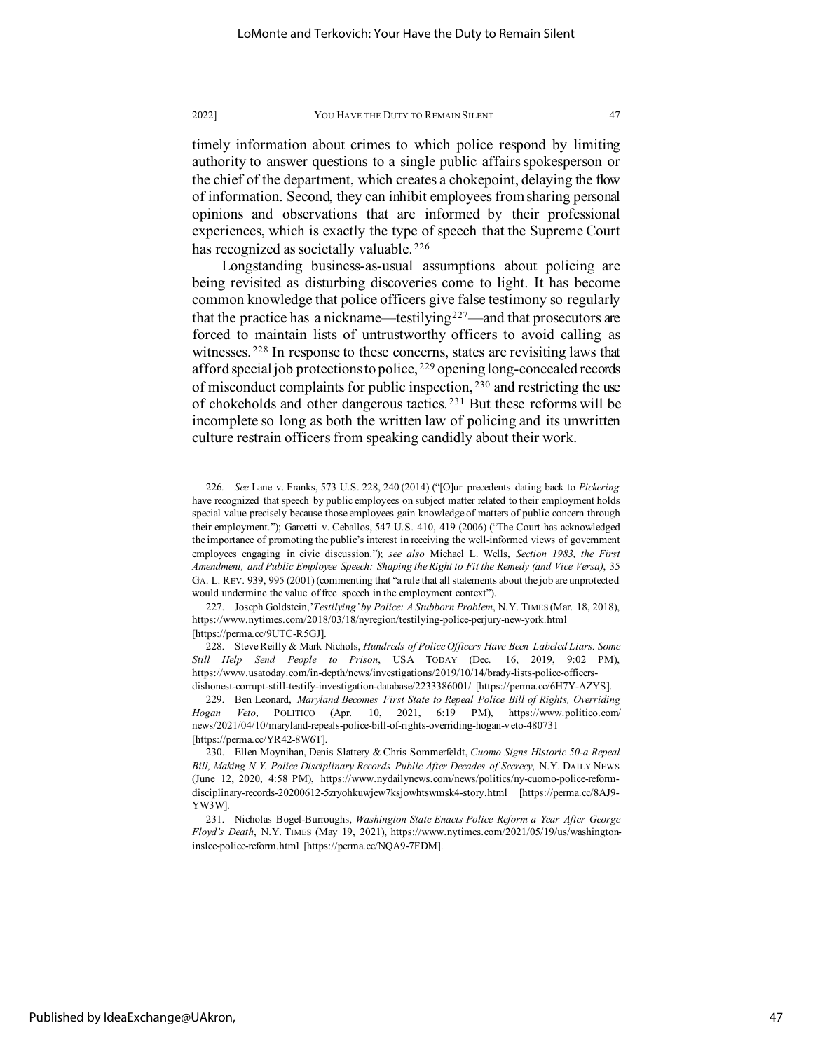timely information about crimes to which police respond by limiting authority to answer questions to a single public affairs spokesperson or the chief of the department, which creates a chokepoint, delaying the flow of information. Second, they can inhibit employees from sharing personal opinions and observations that are informed by their professional experiences, which is exactly the type of speech that the Supreme Court has recognized as societally valuable.[226]

Longstanding business-as-usual assumptions about policing are being revisited as disturbing discoveries come to light. It has become common knowledge that police officers give false testimony so regularly that the practice has a nickname—testilying[227]—and that prosecutors are forced to maintain lists of untrustworthy officers to avoid calling as witnesses.[228] In response to these concerns, states are revisiting laws that afford special job protections to police,[229] opening long-concealed records of misconduct complaints for public inspection,[230] and restricting the use of chokeholds and other dangerous tactics.[231] But these reforms will be incomplete so long as both the written law of policing and its unwritten culture restrain officers from speaking candidly about their work.

---

226. *See* Lane v. Franks, 573 U.S. 228, 240 (2014) ("[O]ur precedents dating back to *Pickering* have recognized that speech by public employees on subject matter related to their employment holds special value precisely because those employees gain knowledge of matters of public concern through their employment."); Garcetti v. Ceballos, 547 U.S. 410, 419 (2006) ("The Court has acknowledged the importance of promoting the public's interest in receiving the well-informed views of government employees engaging in civic discussion."); *see also* Michael L. Wells, *Section 1983, the First Amendment, and Public Employee Speech: Shaping the Right to Fit the Remedy (and Vice Versa)*, 35 GA. L. REV. 939, 995 (2001) (commenting that "a rule that all statements about the job are unprotected would undermine the value of free speech in the employment context").

227. Joseph Goldstein, '*Testilying' by Police: A Stubborn Problem*, N.Y. TIMES (Mar. 18, 2018), https://www.nytimes.com/2018/03/18/nyregion/testilying-police-perjury-new-york.html [https://perma.cc/9UTC-R5GJ].

228. Steve Reilly & Mark Nichols, *Hundreds of Police Officers Have Been Labeled Liars. Some Still Help Send People to Prison*, USA TODAY (Dec. 16, 2019, 9:02 PM), https://www.usatoday.com/in-depth/news/investigations/2019/10/14/brady-lists-police-officers-dishonest-corrupt-still-testify-investigation-database/2233386001/ [https://perma.cc/6H7Y-AZYS].

229. Ben Leonard, *Maryland Becomes First State to Repeal Police Bill of Rights, Overriding Hogan Veto*, POLITICO (Apr. 10, 2021, 6:19 PM), https://www.politico.com/news/2021/04/10/maryland-repeals-police-bill-of-rights-overriding-hogan-veto-480731 [https://perma.cc/YR42-8W6T].

230. Ellen Moynihan, Denis Slattery & Chris Sommerfeldt, *Cuomo Signs Historic 50-a Repeal Bill, Making N.Y. Police Disciplinary Records Public After Decades of Secrecy*, N.Y. DAILY NEWS (June 12, 2020, 4:58 PM), https://www.nydailynews.com/news/politics/ny-cuomo-police-reform-disciplinary-records-20200612-5zryohkuwjew7ksjowhtswmsk4-story.html [https://perma.cc/8AJ9-YW3W].

231. Nicholas Bogel-Burroughs, *Washington State Enacts Police Reform a Year After George Floyd's Death*, N.Y. TIMES (May 19, 2021), https://www.nytimes.com/2021/05/19/us/washington-inslee-police-reform.html [https://perma.cc/NQA9-7FDM].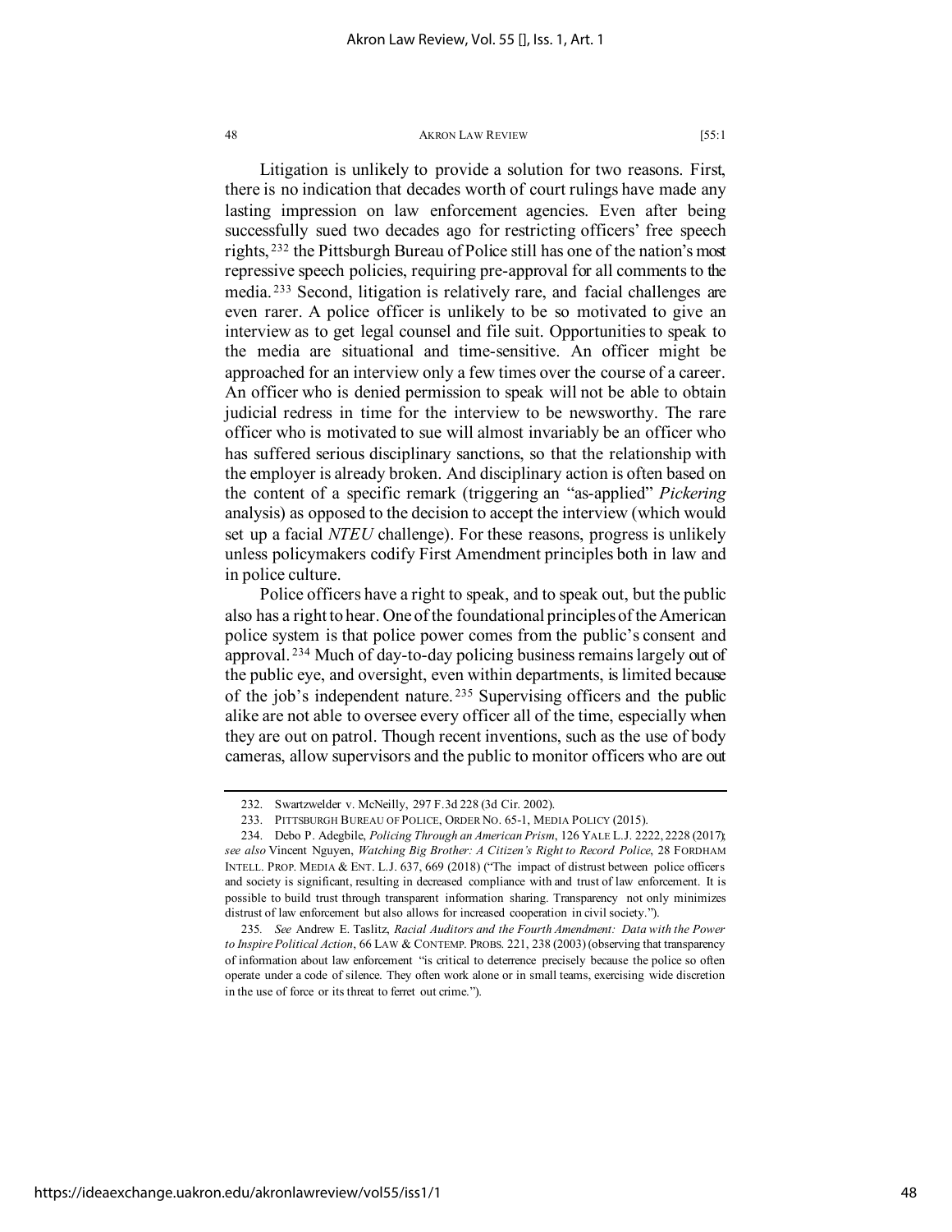Litigation is unlikely to provide a solution for two reasons. First, there is no indication that decades worth of court rulings have made any lasting impression on law enforcement agencies. Even after being successfully sued two decades ago for restricting officers' free speech rights,[232] the Pittsburgh Bureau of Police still has one of the nation's most repressive speech policies, requiring pre-approval for all comments to the media.[233] Second, litigation is relatively rare, and facial challenges are even rarer. A police officer is unlikely to be so motivated to give an interview as to get legal counsel and file suit. Opportunities to speak to the media are situational and time-sensitive. An officer might be approached for an interview only a few times over the course of a career. An officer who is denied permission to speak will not be able to obtain judicial redress in time for the interview to be newsworthy. The rare officer who is motivated to sue will almost invariably be an officer who has suffered serious disciplinary sanctions, so that the relationship with the employer is already broken. And disciplinary action is often based on the content of a specific remark (triggering an "as-applied" *Pickering* analysis) as opposed to the decision to accept the interview (which would set up a facial *NTEU* challenge). For these reasons, progress is unlikely unless policymakers codify First Amendment principles both in law and in police culture.

Police officers have a right to speak, and to speak out, but the public also has a right to hear. One of the foundational principles of the American police system is that police power comes from the public's consent and approval.[234] Much of day-to-day policing business remains largely out of the public eye, and oversight, even within departments, is limited because of the job's independent nature.[235] Supervising officers and the public alike are not able to oversee every officer all of the time, especially when they are out on patrol. Though recent inventions, such as the use of body cameras, allow supervisors and the public to monitor officers who are out

---

232. Swartzwelder v. McNeilly, 297 F.3d 228 (3d Cir. 2002).

233. PITTSBURGH BUREAU OF POLICE, ORDER NO. 65-1, MEDIA POLICY (2015).

234. Debo P. Adegbile, *Policing Through an American Prism*, 126 YALE L.J. 2222, 2228 (2017); *see also* Vincent Nguyen, *Watching Big Brother: A Citizen's Right to Record Police*, 28 FORDHAM INTELL. PROP. MEDIA & ENT. L.J. 637, 669 (2018) ("The impact of distrust between police officers and society is significant, resulting in decreased compliance with and trust of law enforcement. It is possible to build trust through transparent information sharing. Transparency not only minimizes distrust of law enforcement but also allows for increased cooperation in civil society.").

235. *See* Andrew E. Taslitz, *Racial Auditors and the Fourth Amendment: Data with the Power to Inspire Political Action*, 66 LAW & CONTEMP. PROBS. 221, 238 (2003) (observing that transparency of information about law enforcement "is critical to deterrence precisely because the police so often operate under a code of silence. They often work alone or in small teams, exercising wide discretion in the use of force or its threat to ferret out crime.").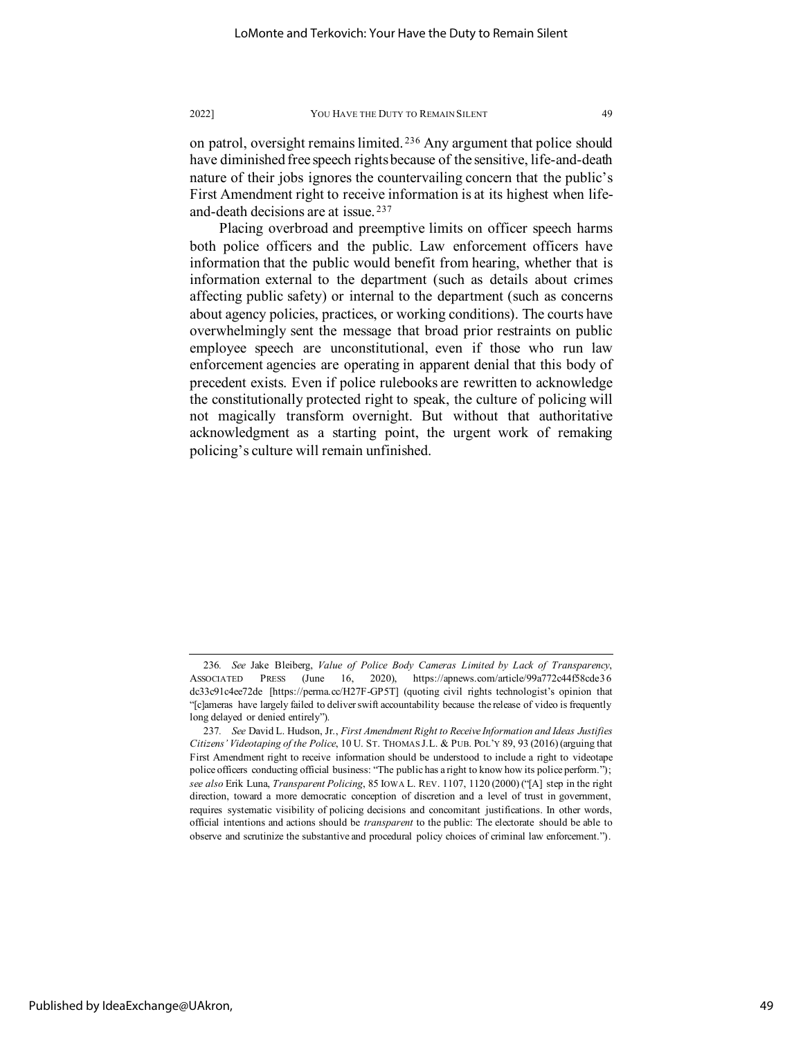on patrol, oversight remains limited.[236] Any argument that police should have diminished free speech rights because of the sensitive, life-and-death nature of their jobs ignores the countervailing concern that the public's First Amendment right to receive information is at its highest when life-and-death decisions are at issue.[237]

Placing overbroad and preemptive limits on officer speech harms both police officers and the public. Law enforcement officers have information that the public would benefit from hearing, whether that is information external to the department (such as details about crimes affecting public safety) or internal to the department (such as concerns about agency policies, practices, or working conditions). The courts have overwhelmingly sent the message that broad prior restraints on public employee speech are unconstitutional, even if those who run law enforcement agencies are operating in apparent denial that this body of precedent exists. Even if police rulebooks are rewritten to acknowledge the constitutionally protected right to speak, the culture of policing will not magically transform overnight. But without that authoritative acknowledgment as a starting point, the urgent work of remaking policing's culture will remain unfinished.

---

236. *See* Jake Bleiberg, *Value of Police Body Cameras Limited by Lack of Transparency*, ASSOCIATED PRESS (June 16, 2020), https://apnews.com/article/99a772c44f58cde36dc33c91c4ee72de [https://perma.cc/H27F-GP5T] (quoting civil rights technologist's opinion that "[c]ameras have largely failed to deliver swift accountability because the release of video is frequently long delayed or denied entirely").

237. *See* David L. Hudson, Jr., *First Amendment Right to Receive Information and Ideas Justifies Citizens' Videotaping of the Police*, 10 U. ST. THOMAS J.L. & PUB. POL'Y 89, 93 (2016) (arguing that First Amendment right to receive information should be understood to include a right to videotape police officers conducting official business: "The public has a right to know how its police perform."); *see also* Erik Luna, *Transparent Policing*, 85 IOWA L. REV. 1107, 1120 (2000) ("[A] step in the right direction, toward a more democratic conception of discretion and a level of trust in government, requires systematic visibility of policing decisions and concomitant justifications. In other words, official intentions and actions should be *transparent* to the public: The electorate should be able to observe and scrutinize the substantive and procedural policy choices of criminal law enforcement.").